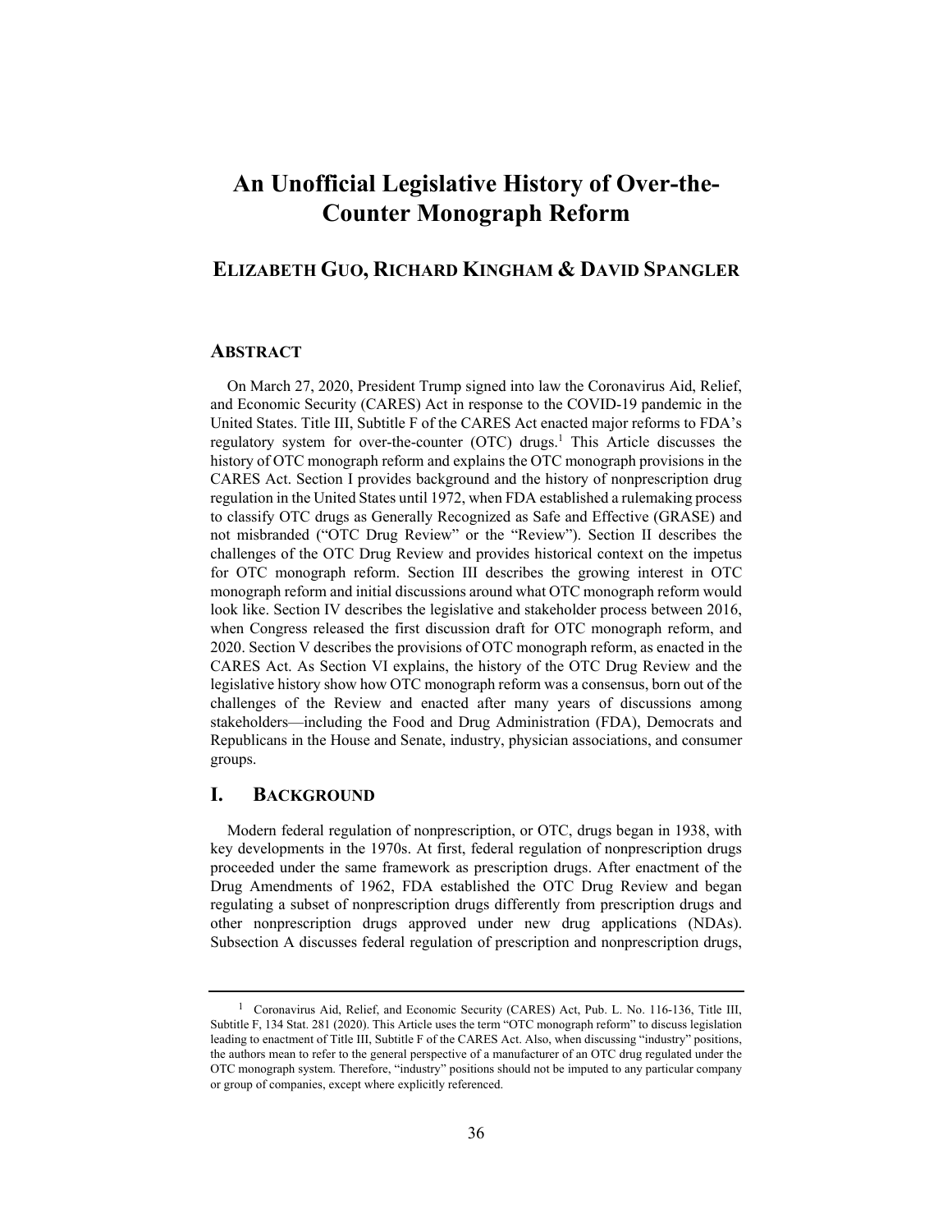# An Unofficial Legislative History of Over-the-Counter Monograph Reform

## ELIZABETH GUO, RICHARD KINGHAM & DAVID SPANGLER

### ABSTRACT

On March 27, 2020, President Trump signed into law the Coronavirus Aid, Relief, and Economic Security (CARES) Act in response to the COVID-19 pandemic in the United States. Title III, Subtitle F of the CARES Act enacted major reforms to FDA's regulatory system for over-the-counter (OTC) drugs.[1] This Article discusses the history of OTC monograph reform and explains the OTC monograph provisions in the CARES Act. Section I provides background and the history of nonprescription drug regulation in the United States until 1972, when FDA established a rulemaking process to classify OTC drugs as Generally Recognized as Safe and Effective (GRASE) and not misbranded ("OTC Drug Review" or the "Review"). Section II describes the challenges of the OTC Drug Review and provides historical context on the impetus for OTC monograph reform. Section III describes the growing interest in OTC monograph reform and initial discussions around what OTC monograph reform would look like. Section IV describes the legislative and stakeholder process between 2016, when Congress released the first discussion draft for OTC monograph reform, and 2020. Section V describes the provisions of OTC monograph reform, as enacted in the CARES Act. As Section VI explains, the history of the OTC Drug Review and the legislative history show how OTC monograph reform was a consensus, born out of the challenges of the Review and enacted after many years of discussions among stakeholders—including the Food and Drug Administration (FDA), Democrats and Republicans in the House and Senate, industry, physician associations, and consumer groups.

## I. BACKGROUND

Modern federal regulation of nonprescription, or OTC, drugs began in 1938, with key developments in the 1970s. At first, federal regulation of nonprescription drugs proceeded under the same framework as prescription drugs. After enactment of the Drug Amendments of 1962, FDA established the OTC Drug Review and began regulating a subset of nonprescription drugs differently from prescription drugs and other nonprescription drugs approved under new drug applications (NDAs). Subsection A discusses federal regulation of prescription and nonprescription drugs,

[1] Coronavirus Aid, Relief, and Economic Security (CARES) Act, Pub. L. No. 116-136, Title III, Subtitle F, 134 Stat. 281 (2020). This Article uses the term "OTC monograph reform" to discuss legislation leading to enactment of Title III, Subtitle F of the CARES Act. Also, when discussing "industry" positions, the authors mean to refer to the general perspective of a manufacturer of an OTC drug regulated under the OTC monograph system. Therefore, "industry" positions should not be imputed to any particular company or group of companies, except where explicitly referenced.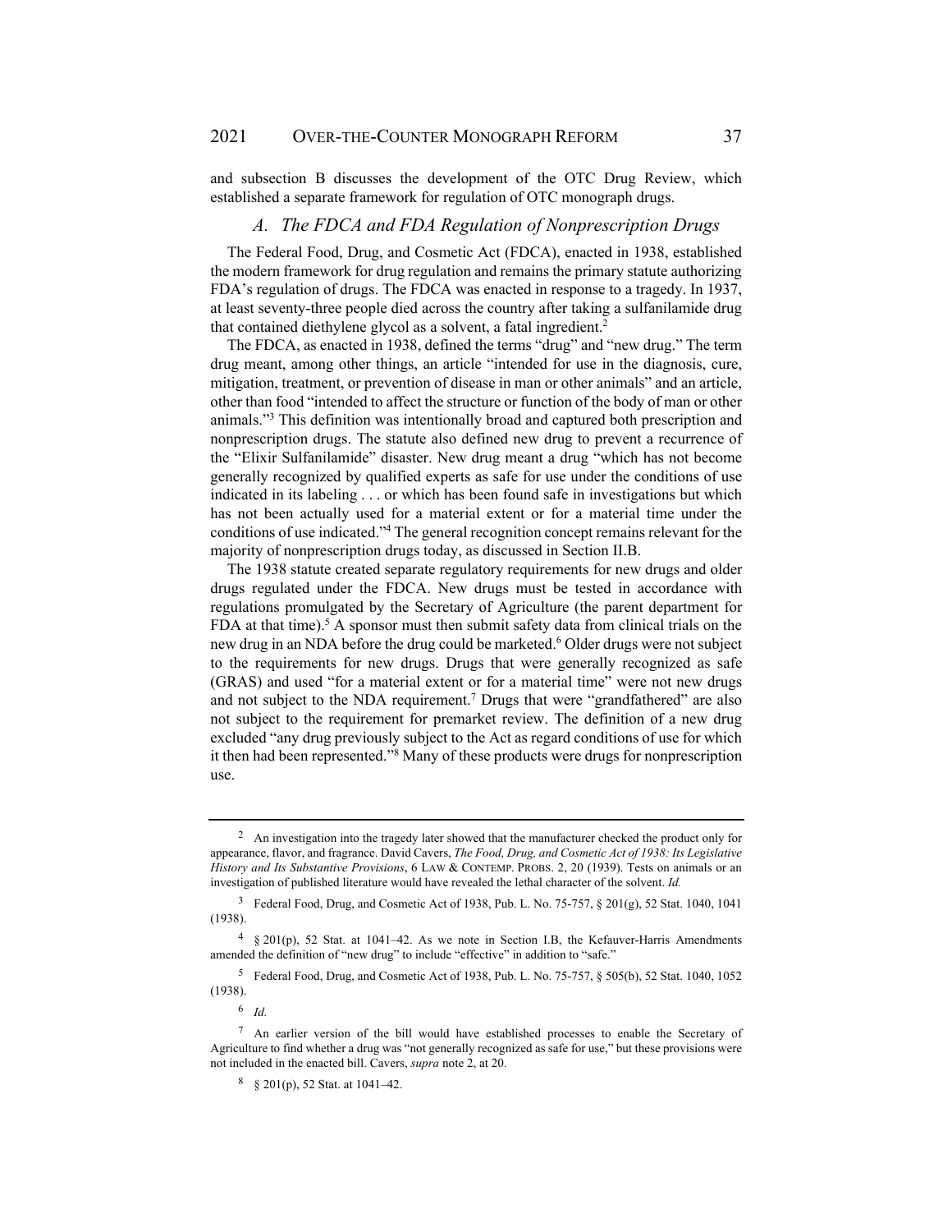and subsection B discusses the development of the OTC Drug Review, which established a separate framework for regulation of OTC monograph drugs.

### *A. The FDCA and FDA Regulation of Nonprescription Drugs*

The Federal Food, Drug, and Cosmetic Act (FDCA), enacted in 1938, established the modern framework for drug regulation and remains the primary statute authorizing FDA's regulation of drugs. The FDCA was enacted in response to a tragedy. In 1937, at least seventy-three people died across the country after taking a sulfanilamide drug that contained diethylene glycol as a solvent, a fatal ingredient.[2]

The FDCA, as enacted in 1938, defined the terms "drug" and "new drug." The term drug meant, among other things, an article "intended for use in the diagnosis, cure, mitigation, treatment, or prevention of disease in man or other animals" and an article, other than food "intended to affect the structure or function of the body of man or other animals."[3] This definition was intentionally broad and captured both prescription and nonprescription drugs. The statute also defined new drug to prevent a recurrence of the "Elixir Sulfanilamide" disaster. New drug meant a drug "which has not become generally recognized by qualified experts as safe for use under the conditions of use indicated in its labeling . . . or which has been found safe in investigations but which has not been actually used for a material extent or for a material time under the conditions of use indicated."[4] The general recognition concept remains relevant for the majority of nonprescription drugs today, as discussed in Section II.B.

The 1938 statute created separate regulatory requirements for new drugs and older drugs regulated under the FDCA. New drugs must be tested in accordance with regulations promulgated by the Secretary of Agriculture (the parent department for FDA at that time).[5] A sponsor must then submit safety data from clinical trials on the new drug in an NDA before the drug could be marketed.[6] Older drugs were not subject to the requirements for new drugs. Drugs that were generally recognized as safe (GRAS) and used "for a material extent or for a material time" were not new drugs and not subject to the NDA requirement.[7] Drugs that were "grandfathered" are also not subject to the requirement for premarket review. The definition of a new drug excluded "any drug previously subject to the Act as regard conditions of use for which it then had been represented."[8] Many of these products were drugs for nonprescription use.

---

[2] An investigation into the tragedy later showed that the manufacturer checked the product only for appearance, flavor, and fragrance. David Cavers, *The Food, Drug, and Cosmetic Act of 1938: Its Legislative History and Its Substantive Provisions*, 6 LAW & CONTEMP. PROBS. 2, 20 (1939). Tests on animals or an investigation of published literature would have revealed the lethal character of the solvent. *Id.*

[3] Federal Food, Drug, and Cosmetic Act of 1938, Pub. L. No. 75-757, § 201(g), 52 Stat. 1040, 1041 (1938).

[4] § 201(p), 52 Stat. at 1041–42. As we note in Section I.B, the Kefauver-Harris Amendments amended the definition of "new drug" to include "effective" in addition to "safe."

[5] Federal Food, Drug, and Cosmetic Act of 1938, Pub. L. No. 75-757, § 505(b), 52 Stat. 1040, 1052 (1938).

[6] *Id.*

[7] An earlier version of the bill would have established processes to enable the Secretary of Agriculture to find whether a drug was "not generally recognized as safe for use," but these provisions were not included in the enacted bill. Cavers, *supra* note 2, at 20.

[8] § 201(p), 52 Stat. at 1041–42.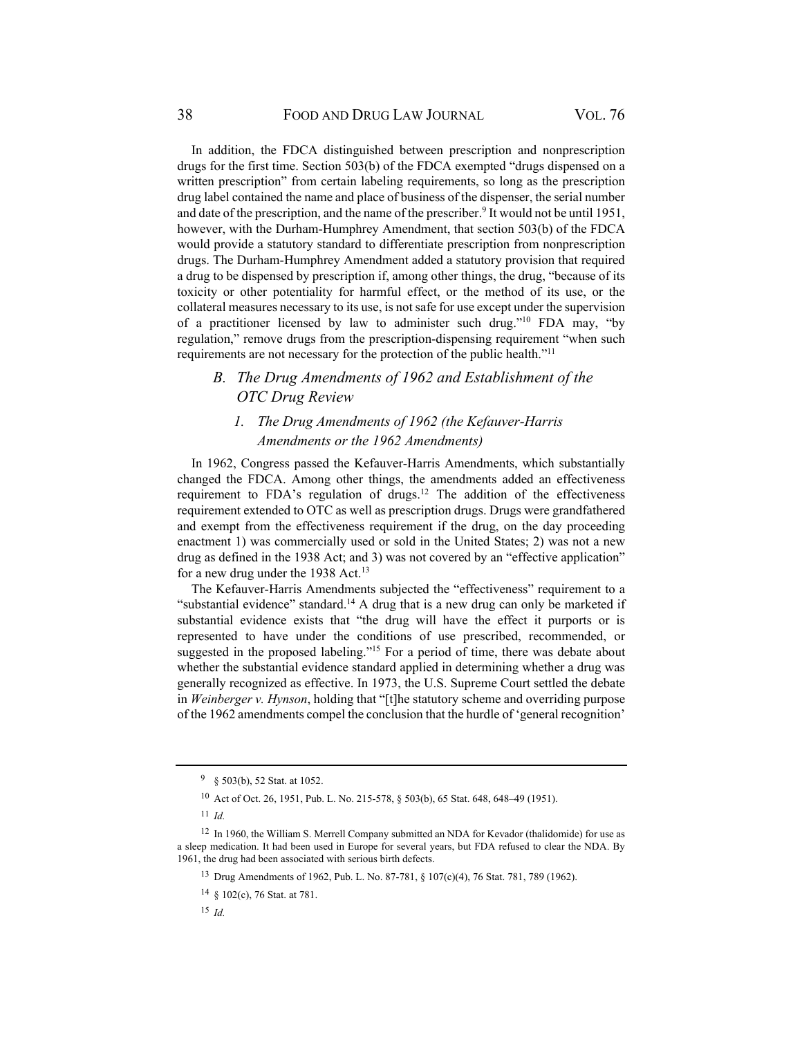In addition, the FDCA distinguished between prescription and nonprescription drugs for the first time. Section 503(b) of the FDCA exempted "drugs dispensed on a written prescription" from certain labeling requirements, so long as the prescription drug label contained the name and place of business of the dispenser, the serial number and date of the prescription, and the name of the prescriber.[9] It would not be until 1951, however, with the Durham-Humphrey Amendment, that section 503(b) of the FDCA would provide a statutory standard to differentiate prescription from nonprescription drugs. The Durham-Humphrey Amendment added a statutory provision that required a drug to be dispensed by prescription if, among other things, the drug, "because of its toxicity or other potentiality for harmful effect, or the method of its use, or the collateral measures necessary to its use, is not safe for use except under the supervision of a practitioner licensed by law to administer such drug."[10] FDA may, "by regulation," remove drugs from the prescription-dispensing requirement "when such requirements are not necessary for the protection of the public health."[11]

## *B. The Drug Amendments of 1962 and Establishment of the OTC Drug Review*

### *1. The Drug Amendments of 1962 (the Kefauver-Harris Amendments or the 1962 Amendments)*

In 1962, Congress passed the Kefauver-Harris Amendments, which substantially changed the FDCA. Among other things, the amendments added an effectiveness requirement to FDA's regulation of drugs.[12] The addition of the effectiveness requirement extended to OTC as well as prescription drugs. Drugs were grandfathered and exempt from the effectiveness requirement if the drug, on the day proceeding enactment 1) was commercially used or sold in the United States; 2) was not a new drug as defined in the 1938 Act; and 3) was not covered by an "effective application" for a new drug under the 1938 Act.[13]

The Kefauver-Harris Amendments subjected the "effectiveness" requirement to a "substantial evidence" standard.[14] A drug that is a new drug can only be marketed if substantial evidence exists that "the drug will have the effect it purports or is represented to have under the conditions of use prescribed, recommended, or suggested in the proposed labeling."[15] For a period of time, there was debate about whether the substantial evidence standard applied in determining whether a drug was generally recognized as effective. In 1973, the U.S. Supreme Court settled the debate in *Weinberger v. Hynson*, holding that "[t]he statutory scheme and overriding purpose of the 1962 amendments compel the conclusion that the hurdle of 'general recognition'

---

[9] § 503(b), 52 Stat. at 1052.

[10] Act of Oct. 26, 1951, Pub. L. No. 215-578, § 503(b), 65 Stat. 648, 648–49 (1951).

[11] *Id.*

[12] In 1960, the William S. Merrell Company submitted an NDA for Kevador (thalidomide) for use as a sleep medication. It had been used in Europe for several years, but FDA refused to clear the NDA. By 1961, the drug had been associated with serious birth defects.

[13] Drug Amendments of 1962, Pub. L. No. 87-781, § 107(c)(4), 76 Stat. 781, 789 (1962).

[14] § 102(c), 76 Stat. at 781.

[15] *Id.*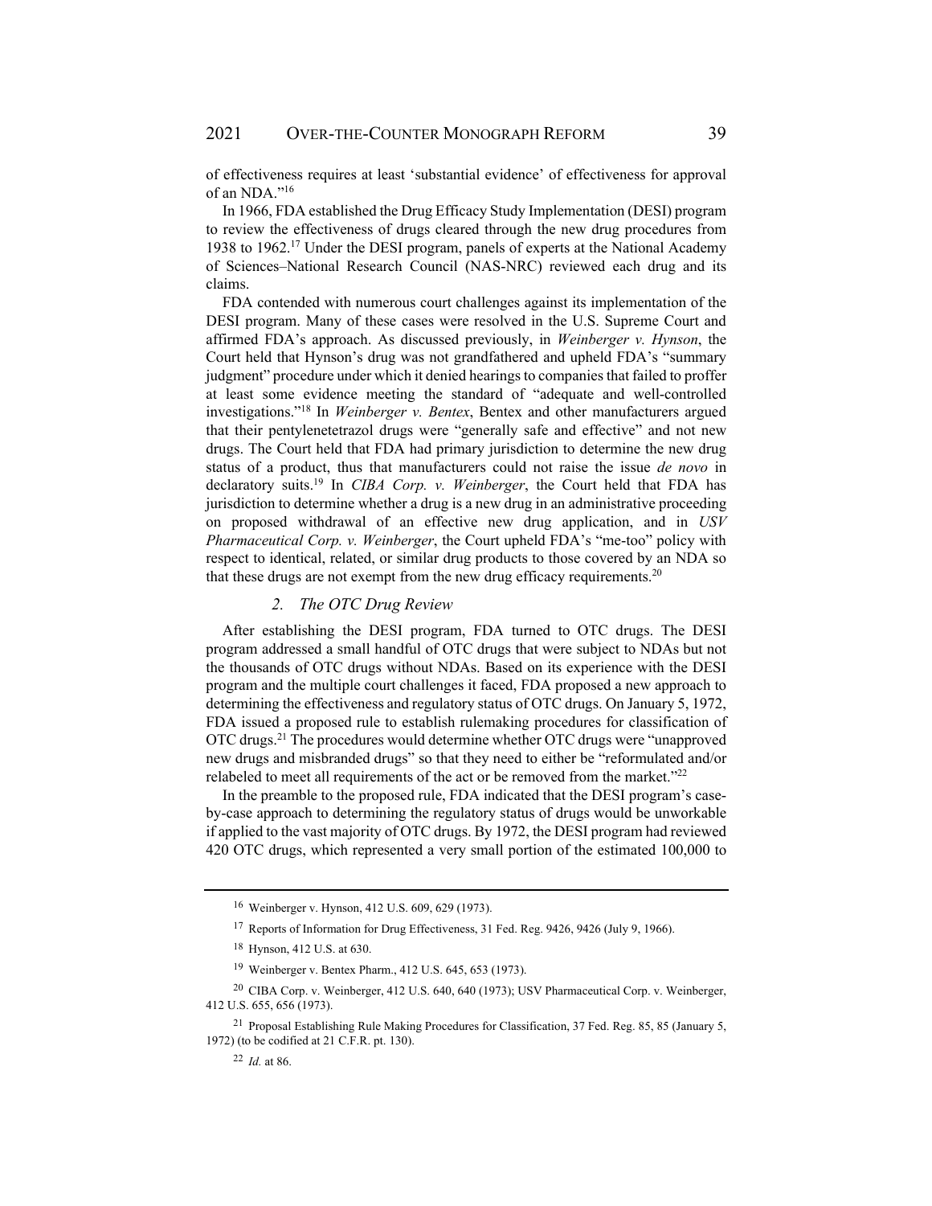of effectiveness requires at least 'substantial evidence' of effectiveness for approval of an NDA."[16]

In 1966, FDA established the Drug Efficacy Study Implementation (DESI) program to review the effectiveness of drugs cleared through the new drug procedures from 1938 to 1962.[17] Under the DESI program, panels of experts at the National Academy of Sciences–National Research Council (NAS-NRC) reviewed each drug and its claims.

FDA contended with numerous court challenges against its implementation of the DESI program. Many of these cases were resolved in the U.S. Supreme Court and affirmed FDA's approach. As discussed previously, in *Weinberger v. Hynson*, the Court held that Hynson's drug was not grandfathered and upheld FDA's "summary judgment" procedure under which it denied hearings to companies that failed to proffer at least some evidence meeting the standard of "adequate and well-controlled investigations."[18] In *Weinberger v. Bentex*, Bentex and other manufacturers argued that their pentylenetetrazol drugs were "generally safe and effective" and not new drugs. The Court held that FDA had primary jurisdiction to determine the new drug status of a product, thus that manufacturers could not raise the issue *de novo* in declaratory suits.[19] In *CIBA Corp. v. Weinberger*, the Court held that FDA has jurisdiction to determine whether a drug is a new drug in an administrative proceeding on proposed withdrawal of an effective new drug application, and in *USV Pharmaceutical Corp. v. Weinberger*, the Court upheld FDA's "me-too" policy with respect to identical, related, or similar drug products to those covered by an NDA so that these drugs are not exempt from the new drug efficacy requirements.[20]

### *2. The OTC Drug Review*

After establishing the DESI program, FDA turned to OTC drugs. The DESI program addressed a small handful of OTC drugs that were subject to NDAs but not the thousands of OTC drugs without NDAs. Based on its experience with the DESI program and the multiple court challenges it faced, FDA proposed a new approach to determining the effectiveness and regulatory status of OTC drugs. On January 5, 1972, FDA issued a proposed rule to establish rulemaking procedures for classification of OTC drugs.[21] The procedures would determine whether OTC drugs were "unapproved new drugs and misbranded drugs" so that they need to either be "reformulated and/or relabeled to meet all requirements of the act or be removed from the market."[22]

In the preamble to the proposed rule, FDA indicated that the DESI program's case-by-case approach to determining the regulatory status of drugs would be unworkable if applied to the vast majority of OTC drugs. By 1972, the DESI program had reviewed 420 OTC drugs, which represented a very small portion of the estimated 100,000 to

---

[16] Weinberger v. Hynson, 412 U.S. 609, 629 (1973).

[17] Reports of Information for Drug Effectiveness, 31 Fed. Reg. 9426, 9426 (July 9, 1966).

[18] Hynson, 412 U.S. at 630.

[19] Weinberger v. Bentex Pharm., 412 U.S. 645, 653 (1973).

[20] CIBA Corp. v. Weinberger, 412 U.S. 640, 640 (1973); USV Pharmaceutical Corp. v. Weinberger, 412 U.S. 655, 656 (1973).

[21] Proposal Establishing Rule Making Procedures for Classification, 37 Fed. Reg. 85, 85 (January 5, 1972) (to be codified at 21 C.F.R. pt. 130).

[22] *Id.* at 86.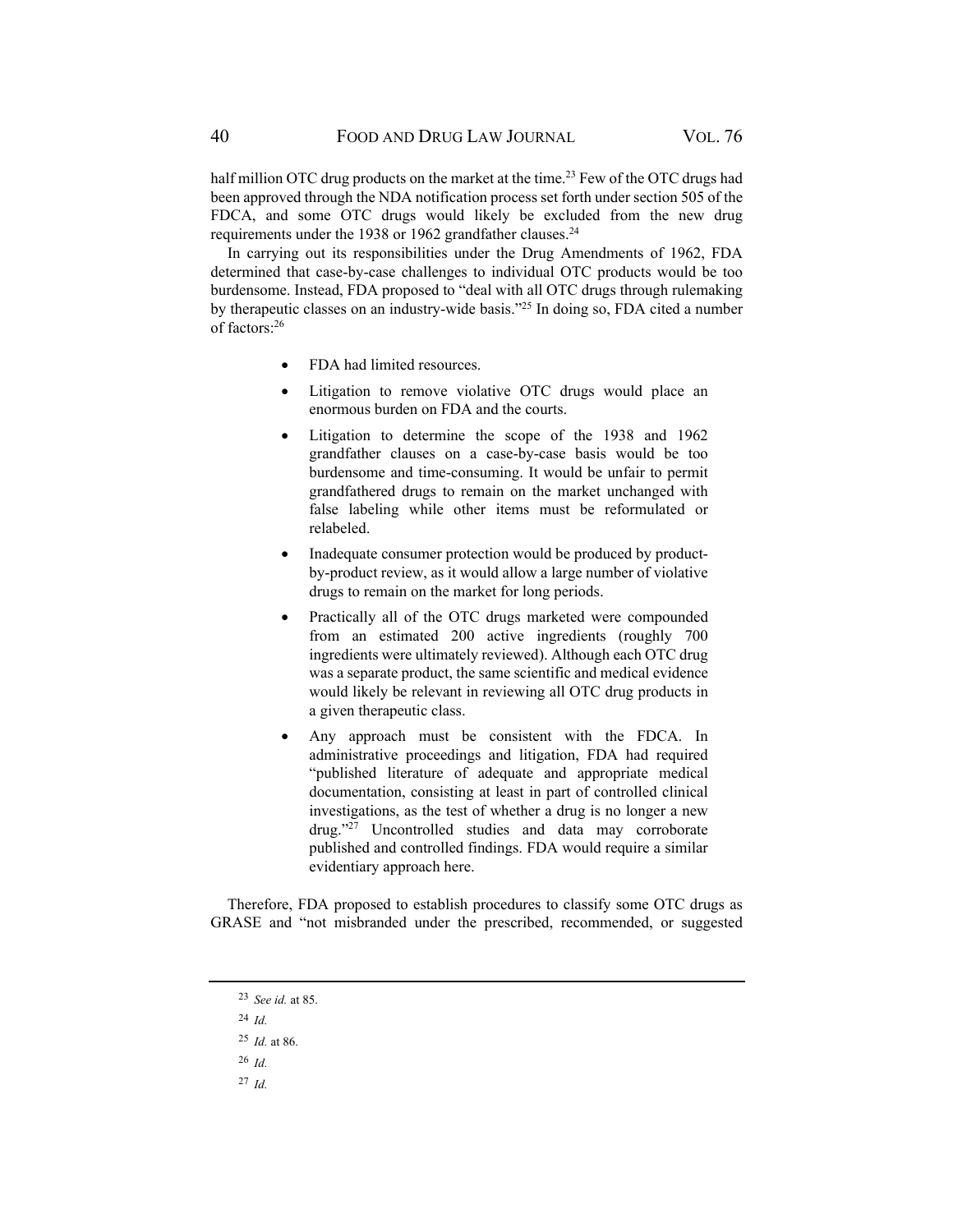half million OTC drug products on the market at the time.[23] Few of the OTC drugs had been approved through the NDA notification process set forth under section 505 of the FDCA, and some OTC drugs would likely be excluded from the new drug requirements under the 1938 or 1962 grandfather clauses.[24]

In carrying out its responsibilities under the Drug Amendments of 1962, FDA determined that case-by-case challenges to individual OTC products would be too burdensome. Instead, FDA proposed to "deal with all OTC drugs through rulemaking by therapeutic classes on an industry-wide basis."[25] In doing so, FDA cited a number of factors:[26]

- FDA had limited resources.
- Litigation to remove violative OTC drugs would place an enormous burden on FDA and the courts.
- Litigation to determine the scope of the 1938 and 1962 grandfather clauses on a case-by-case basis would be too burdensome and time-consuming. It would be unfair to permit grandfathered drugs to remain on the market unchanged with false labeling while other items must be reformulated or relabeled.
- Inadequate consumer protection would be produced by product-by-product review, as it would allow a large number of violative drugs to remain on the market for long periods.
- Practically all of the OTC drugs marketed were compounded from an estimated 200 active ingredients (roughly 700 ingredients were ultimately reviewed). Although each OTC drug was a separate product, the same scientific and medical evidence would likely be relevant in reviewing all OTC drug products in a given therapeutic class.
- Any approach must be consistent with the FDCA. In administrative proceedings and litigation, FDA had required "published literature of adequate and appropriate medical documentation, consisting at least in part of controlled clinical investigations, as the test of whether a drug is no longer a new drug."[27] Uncontrolled studies and data may corroborate published and controlled findings. FDA would require a similar evidentiary approach here.

Therefore, FDA proposed to establish procedures to classify some OTC drugs as GRASE and "not misbranded under the prescribed, recommended, or suggested

---

[23] *See id.* at 85.

[24] *Id.*

[25] *Id.* at 86.

[26] *Id.*

[27] *Id.*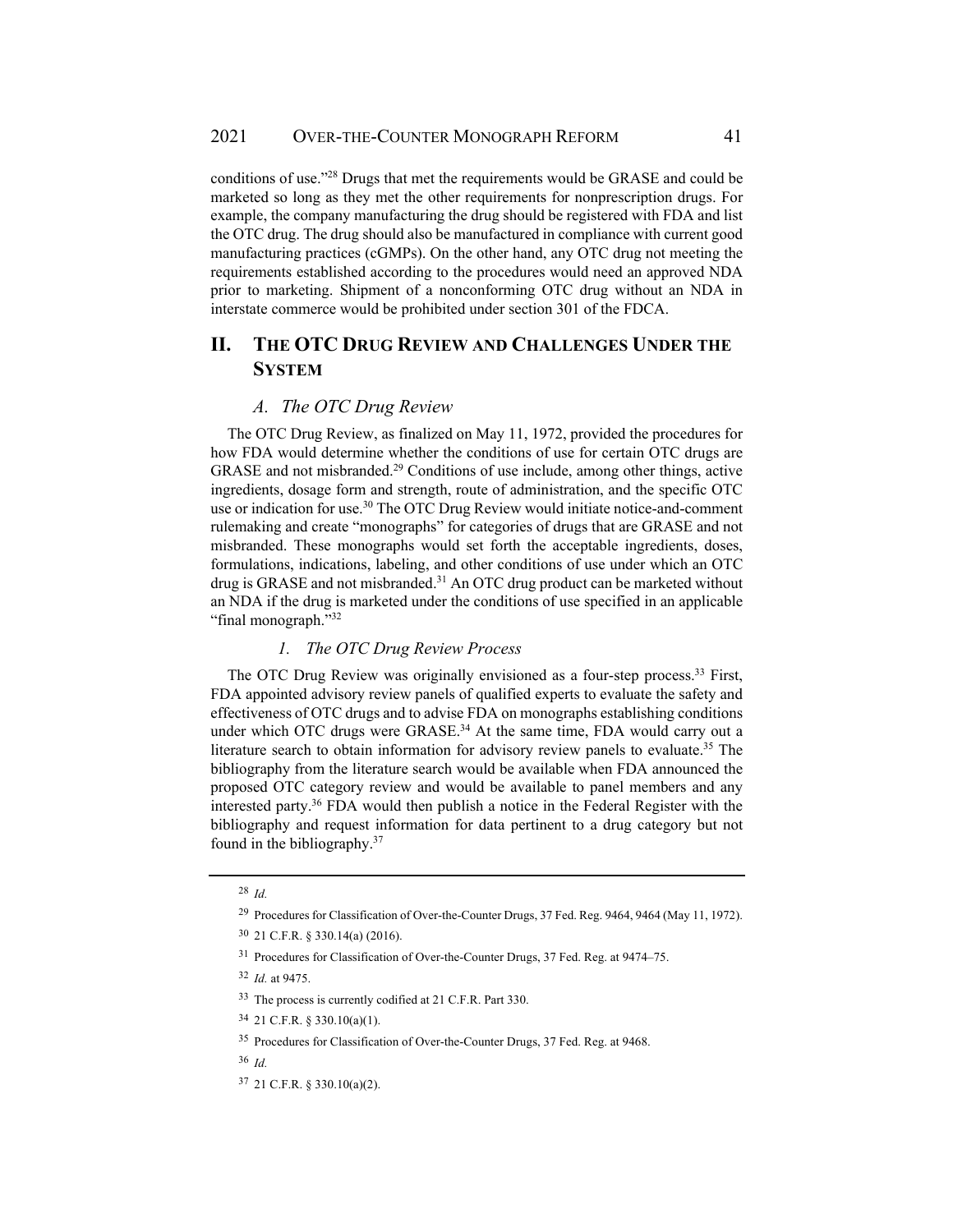conditions of use."[28] Drugs that met the requirements would be GRASE and could be marketed so long as they met the other requirements for nonprescription drugs. For example, the company manufacturing the drug should be registered with FDA and list the OTC drug. The drug should also be manufactured in compliance with current good manufacturing practices (cGMPs). On the other hand, any OTC drug not meeting the requirements established according to the procedures would need an approved NDA prior to marketing. Shipment of a nonconforming OTC drug without an NDA in interstate commerce would be prohibited under section 301 of the FDCA.

## II. The OTC Drug Review and Challenges Under the System

### *A. The OTC Drug Review*

The OTC Drug Review, as finalized on May 11, 1972, provided the procedures for how FDA would determine whether the conditions of use for certain OTC drugs are GRASE and not misbranded.[29] Conditions of use include, among other things, active ingredients, dosage form and strength, route of administration, and the specific OTC use or indication for use.[30] The OTC Drug Review would initiate notice-and-comment rulemaking and create "monographs" for categories of drugs that are GRASE and not misbranded. These monographs would set forth the acceptable ingredients, doses, formulations, indications, labeling, and other conditions of use under which an OTC drug is GRASE and not misbranded.[31] An OTC drug product can be marketed without an NDA if the drug is marketed under the conditions of use specified in an applicable "final monograph."[32]

#### *1. The OTC Drug Review Process*

The OTC Drug Review was originally envisioned as a four-step process.[33] First, FDA appointed advisory review panels of qualified experts to evaluate the safety and effectiveness of OTC drugs and to advise FDA on monographs establishing conditions under which OTC drugs were GRASE.[34] At the same time, FDA would carry out a literature search to obtain information for advisory review panels to evaluate.[35] The bibliography from the literature search would be available when FDA announced the proposed OTC category review and would be available to panel members and any interested party.[36] FDA would then publish a notice in the Federal Register with the bibliography and request information for data pertinent to a drug category but not found in the bibliography.[37]

---

[28] *Id.*

[29] Procedures for Classification of Over-the-Counter Drugs, 37 Fed. Reg. 9464, 9464 (May 11, 1972).

[30] 21 C.F.R. § 330.14(a) (2016).

[31] Procedures for Classification of Over-the-Counter Drugs, 37 Fed. Reg. at 9474–75.

[32] *Id.* at 9475.

[33] The process is currently codified at 21 C.F.R. Part 330.

[34] 21 C.F.R. § 330.10(a)(1).

[35] Procedures for Classification of Over-the-Counter Drugs, 37 Fed. Reg. at 9468.

[36] *Id.*

[37] 21 C.F.R. § 330.10(a)(2).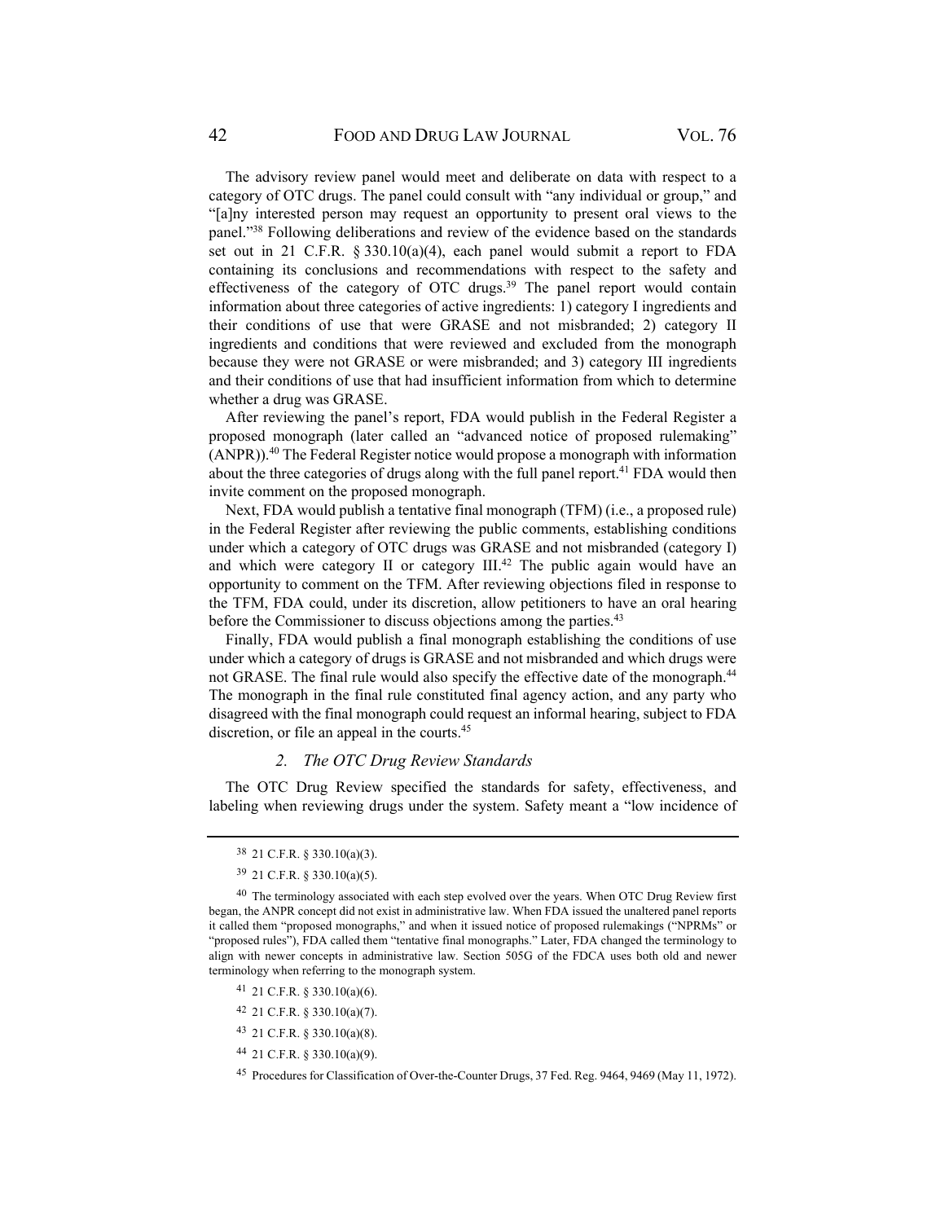The advisory review panel would meet and deliberate on data with respect to a category of OTC drugs. The panel could consult with "any individual or group," and "[a]ny interested person may request an opportunity to present oral views to the panel."[38] Following deliberations and review of the evidence based on the standards set out in 21 C.F.R. § 330.10(a)(4), each panel would submit a report to FDA containing its conclusions and recommendations with respect to the safety and effectiveness of the category of OTC drugs.[39] The panel report would contain information about three categories of active ingredients: 1) category I ingredients and their conditions of use that were GRASE and not misbranded; 2) category II ingredients and conditions that were reviewed and excluded from the monograph because they were not GRASE or were misbranded; and 3) category III ingredients and their conditions of use that had insufficient information from which to determine whether a drug was GRASE.

After reviewing the panel's report, FDA would publish in the Federal Register a proposed monograph (later called an "advanced notice of proposed rulemaking" (ANPR)).[40] The Federal Register notice would propose a monograph with information about the three categories of drugs along with the full panel report.[41] FDA would then invite comment on the proposed monograph.

Next, FDA would publish a tentative final monograph (TFM) (i.e., a proposed rule) in the Federal Register after reviewing the public comments, establishing conditions under which a category of OTC drugs was GRASE and not misbranded (category I) and which were category II or category III.[42] The public again would have an opportunity to comment on the TFM. After reviewing objections filed in response to the TFM, FDA could, under its discretion, allow petitioners to have an oral hearing before the Commissioner to discuss objections among the parties.[43]

Finally, FDA would publish a final monograph establishing the conditions of use under which a category of drugs is GRASE and not misbranded and which drugs were not GRASE. The final rule would also specify the effective date of the monograph.[44] The monograph in the final rule constituted final agency action, and any party who disagreed with the final monograph could request an informal hearing, subject to FDA discretion, or file an appeal in the courts.[45]

### *2. The OTC Drug Review Standards*

The OTC Drug Review specified the standards for safety, effectiveness, and labeling when reviewing drugs under the system. Safety meant a "low incidence of

---

[38] 21 C.F.R. § 330.10(a)(3).

[39] 21 C.F.R. § 330.10(a)(5).

[40] The terminology associated with each step evolved over the years. When OTC Drug Review first began, the ANPR concept did not exist in administrative law. When FDA issued the unaltered panel reports it called them "proposed monographs," and when it issued notice of proposed rulemakings ("NPRMs" or "proposed rules"), FDA called them "tentative final monographs." Later, FDA changed the terminology to align with newer concepts in administrative law. Section 505G of the FDCA uses both old and newer terminology when referring to the monograph system.

[41] 21 C.F.R. § 330.10(a)(6).

[42] 21 C.F.R. § 330.10(a)(7).

[43] 21 C.F.R. § 330.10(a)(8).

[44] 21 C.F.R. § 330.10(a)(9).

[45] Procedures for Classification of Over-the-Counter Drugs, 37 Fed. Reg. 9464, 9469 (May 11, 1972).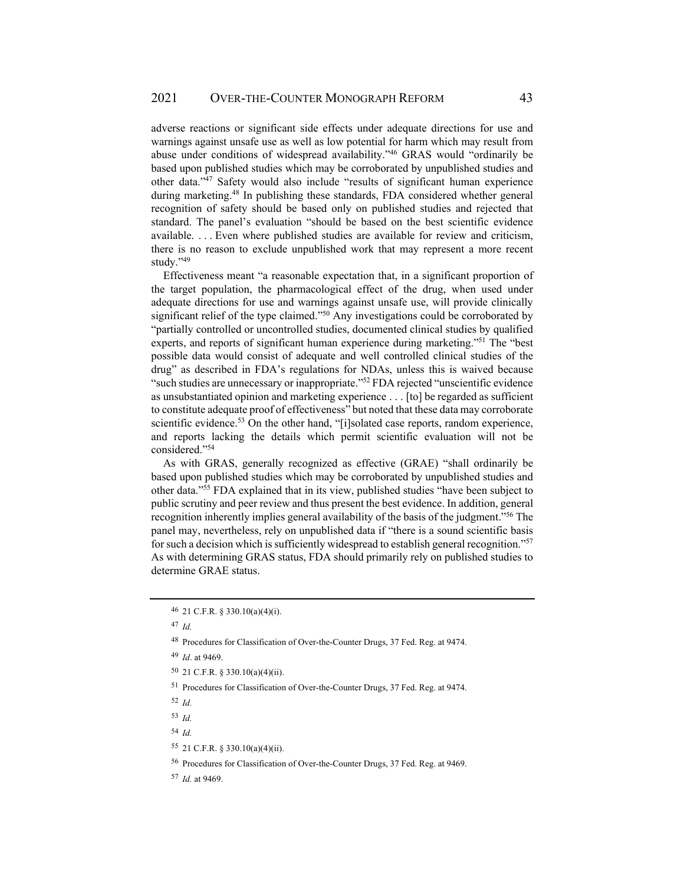adverse reactions or significant side effects under adequate directions for use and warnings against unsafe use as well as low potential for harm which may result from abuse under conditions of widespread availability."[46] GRAS would "ordinarily be based upon published studies which may be corroborated by unpublished studies and other data."[47] Safety would also include "results of significant human experience during marketing.[48] In publishing these standards, FDA considered whether general recognition of safety should be based only on published studies and rejected that standard. The panel's evaluation "should be based on the best scientific evidence available. . . . Even where published studies are available for review and criticism, there is no reason to exclude unpublished work that may represent a more recent study."[49]

Effectiveness meant "a reasonable expectation that, in a significant proportion of the target population, the pharmacological effect of the drug, when used under adequate directions for use and warnings against unsafe use, will provide clinically significant relief of the type claimed."[50] Any investigations could be corroborated by "partially controlled or uncontrolled studies, documented clinical studies by qualified experts, and reports of significant human experience during marketing."[51] The "best possible data would consist of adequate and well controlled clinical studies of the drug" as described in FDA's regulations for NDAs, unless this is waived because "such studies are unnecessary or inappropriate."[52] FDA rejected "unscientific evidence as unsubstantiated opinion and marketing experience . . . [to] be regarded as sufficient to constitute adequate proof of effectiveness" but noted that these data may corroborate scientific evidence.[53] On the other hand, "[i]solated case reports, random experience, and reports lacking the details which permit scientific evaluation will not be considered."[54]

As with GRAS, generally recognized as effective (GRAE) "shall ordinarily be based upon published studies which may be corroborated by unpublished studies and other data."[55] FDA explained that in its view, published studies "have been subject to public scrutiny and peer review and thus present the best evidence. In addition, general recognition inherently implies general availability of the basis of the judgment."[56] The panel may, nevertheless, rely on unpublished data if "there is a sound scientific basis for such a decision which is sufficiently widespread to establish general recognition."[57] As with determining GRAS status, FDA should primarily rely on published studies to determine GRAE status.

---

[46] 21 C.F.R. § 330.10(a)(4)(i).

[47] *Id.*

[48] Procedures for Classification of Over-the-Counter Drugs, 37 Fed. Reg. at 9474.

[49] *Id*. at 9469.

[50] 21 C.F.R. § 330.10(a)(4)(ii).

[51] Procedures for Classification of Over-the-Counter Drugs, 37 Fed. Reg. at 9474.

[52] *Id.*

[53] *Id.*

[54] *Id.*

[55] 21 C.F.R. § 330.10(a)(4)(ii).

[56] Procedures for Classification of Over-the-Counter Drugs, 37 Fed. Reg. at 9469.

[57] *Id.* at 9469.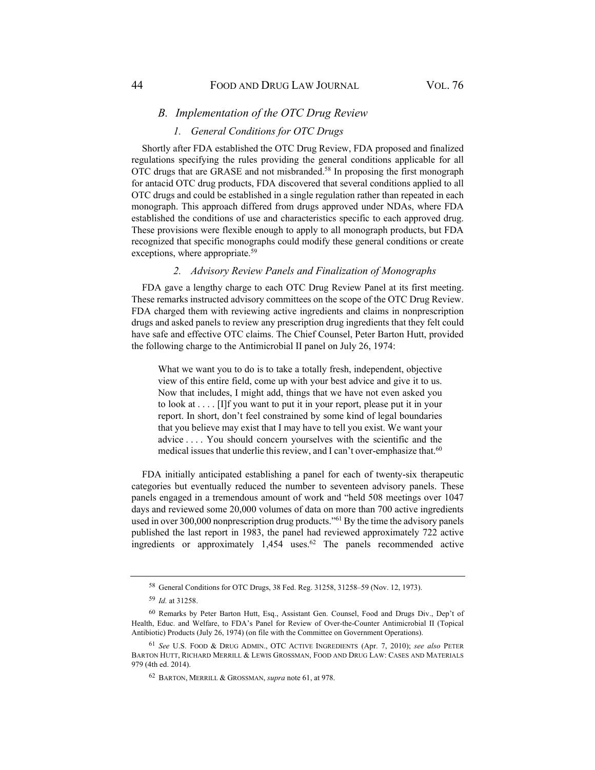### *B. Implementation of the OTC Drug Review*

#### *1. General Conditions for OTC Drugs*

Shortly after FDA established the OTC Drug Review, FDA proposed and finalized regulations specifying the rules providing the general conditions applicable for all OTC drugs that are GRASE and not misbranded.[58] In proposing the first monograph for antacid OTC drug products, FDA discovered that several conditions applied to all OTC drugs and could be established in a single regulation rather than repeated in each monograph. This approach differed from drugs approved under NDAs, where FDA established the conditions of use and characteristics specific to each approved drug. These provisions were flexible enough to apply to all monograph products, but FDA recognized that specific monographs could modify these general conditions or create exceptions, where appropriate.[59]

#### *2. Advisory Review Panels and Finalization of Monographs*

FDA gave a lengthy charge to each OTC Drug Review Panel at its first meeting. These remarks instructed advisory committees on the scope of the OTC Drug Review. FDA charged them with reviewing active ingredients and claims in nonprescription drugs and asked panels to review any prescription drug ingredients that they felt could have safe and effective OTC claims. The Chief Counsel, Peter Barton Hutt, provided the following charge to the Antimicrobial II panel on July 26, 1974:

> What we want you to do is to take a totally fresh, independent, objective view of this entire field, come up with your best advice and give it to us. Now that includes, I might add, things that we have not even asked you to look at . . . . [I]f you want to put it in your report, please put it in your report. In short, don't feel constrained by some kind of legal boundaries that you believe may exist that I may have to tell you exist. We want your advice . . . . You should concern yourselves with the scientific and the medical issues that underlie this review, and I can't over-emphasize that.[60]

FDA initially anticipated establishing a panel for each of twenty-six therapeutic categories but eventually reduced the number to seventeen advisory panels. These panels engaged in a tremendous amount of work and "held 508 meetings over 1047 days and reviewed some 20,000 volumes of data on more than 700 active ingredients used in over 300,000 nonprescription drug products."[61] By the time the advisory panels published the last report in 1983, the panel had reviewed approximately 722 active ingredients or approximately 1,454 uses.[62] The panels recommended active

---

58 General Conditions for OTC Drugs, 38 Fed. Reg. 31258, 31258–59 (Nov. 12, 1973).

59 *Id.* at 31258.

60 Remarks by Peter Barton Hutt, Esq., Assistant Gen. Counsel, Food and Drugs Div., Dep't of Health, Educ. and Welfare, to FDA's Panel for Review of Over-the-Counter Antimicrobial II (Topical Antibiotic) Products (July 26, 1974) (on file with the Committee on Government Operations).

61 *See* U.S. FOOD & DRUG ADMIN., OTC ACTIVE INGREDIENTS (Apr. 7, 2010); *see also* PETER BARTON HUTT, RICHARD MERRILL & LEWIS GROSSMAN, FOOD AND DRUG LAW: CASES AND MATERIALS 979 (4th ed. 2014).

62 BARTON, MERRILL & GROSSMAN, *supra* note 61, at 978.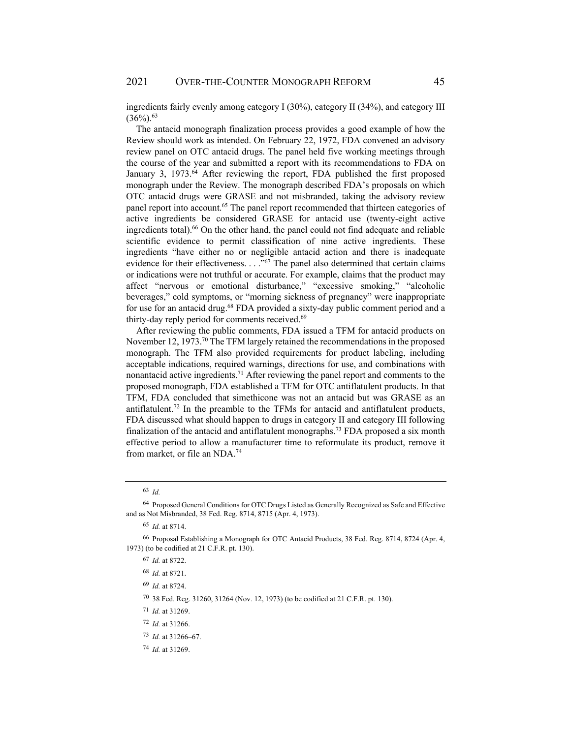ingredients fairly evenly among category I (30%), category II (34%), and category III (36%).[63]

The antacid monograph finalization process provides a good example of how the Review should work as intended. On February 22, 1972, FDA convened an advisory review panel on OTC antacid drugs. The panel held five working meetings through the course of the year and submitted a report with its recommendations to FDA on January 3, 1973.[64] After reviewing the report, FDA published the first proposed monograph under the Review. The monograph described FDA's proposals on which OTC antacid drugs were GRASE and not misbranded, taking the advisory review panel report into account.[65] The panel report recommended that thirteen categories of active ingredients be considered GRASE for antacid use (twenty-eight active ingredients total).[66] On the other hand, the panel could not find adequate and reliable scientific evidence to permit classification of nine active ingredients. These ingredients "have either no or negligible antacid action and there is inadequate evidence for their effectiveness. . . ."[67] The panel also determined that certain claims or indications were not truthful or accurate. For example, claims that the product may affect "nervous or emotional disturbance," "excessive smoking," "alcoholic beverages," cold symptoms, or "morning sickness of pregnancy" were inappropriate for use for an antacid drug.[68] FDA provided a sixty-day public comment period and a thirty-day reply period for comments received.[69]

After reviewing the public comments, FDA issued a TFM for antacid products on November 12, 1973.[70] The TFM largely retained the recommendations in the proposed monograph. The TFM also provided requirements for product labeling, including acceptable indications, required warnings, directions for use, and combinations with nonantacid active ingredients.[71] After reviewing the panel report and comments to the proposed monograph, FDA established a TFM for OTC antiflatulent products. In that TFM, FDA concluded that simethicone was not an antacid but was GRASE as an antiflatulent.[72] In the preamble to the TFMs for antacid and antiflatulent products, FDA discussed what should happen to drugs in category II and category III following finalization of the antacid and antiflatulent monographs.[73] FDA proposed a six month effective period to allow a manufacturer time to reformulate its product, remove it from market, or file an NDA.[74]

---

[63] *Id.*

[64] Proposed General Conditions for OTC Drugs Listed as Generally Recognized as Safe and Effective and as Not Misbranded, 38 Fed. Reg. 8714, 8715 (Apr. 4, 1973).

[65] *Id.* at 8714.

[66] Proposal Establishing a Monograph for OTC Antacid Products, 38 Fed. Reg. 8714, 8724 (Apr. 4, 1973) (to be codified at 21 C.F.R. pt. 130).

[67] *Id.* at 8722.

[68] *Id.* at 8721.

[69] *Id.* at 8724.

[70] 38 Fed. Reg. 31260, 31264 (Nov. 12, 1973) (to be codified at 21 C.F.R. pt. 130).

[71] *Id.* at 31269.

[72] *Id.* at 31266.

[73] *Id.* at 31266–67.

[74] *Id.* at 31269.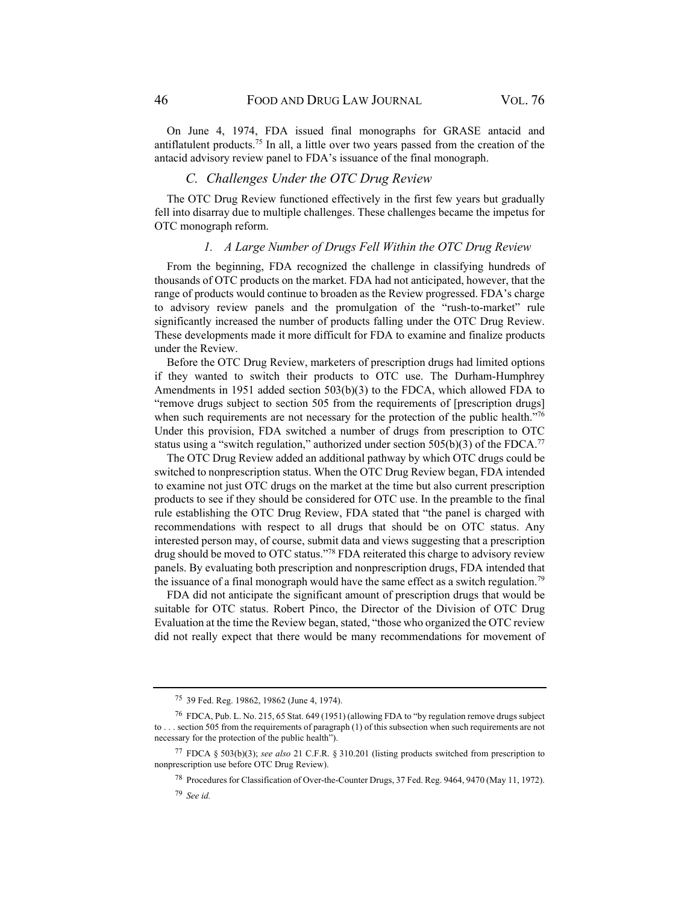On June 4, 1974, FDA issued final monographs for GRASE antacid and antiflatulent products.[75] In all, a little over two years passed from the creation of the antacid advisory review panel to FDA's issuance of the final monograph.

### *C. Challenges Under the OTC Drug Review*

The OTC Drug Review functioned effectively in the first few years but gradually fell into disarray due to multiple challenges. These challenges became the impetus for OTC monograph reform.

#### *1. A Large Number of Drugs Fell Within the OTC Drug Review*

From the beginning, FDA recognized the challenge in classifying hundreds of thousands of OTC products on the market. FDA had not anticipated, however, that the range of products would continue to broaden as the Review progressed. FDA's charge to advisory review panels and the promulgation of the "rush-to-market" rule significantly increased the number of products falling under the OTC Drug Review. These developments made it more difficult for FDA to examine and finalize products under the Review.

Before the OTC Drug Review, marketers of prescription drugs had limited options if they wanted to switch their products to OTC use. The Durham-Humphrey Amendments in 1951 added section 503(b)(3) to the FDCA, which allowed FDA to "remove drugs subject to section 505 from the requirements of [prescription drugs] when such requirements are not necessary for the protection of the public health."[76] Under this provision, FDA switched a number of drugs from prescription to OTC status using a "switch regulation," authorized under section 505(b)(3) of the FDCA.[77]

The OTC Drug Review added an additional pathway by which OTC drugs could be switched to nonprescription status. When the OTC Drug Review began, FDA intended to examine not just OTC drugs on the market at the time but also current prescription products to see if they should be considered for OTC use. In the preamble to the final rule establishing the OTC Drug Review, FDA stated that "the panel is charged with recommendations with respect to all drugs that should be on OTC status. Any interested person may, of course, submit data and views suggesting that a prescription drug should be moved to OTC status."[78] FDA reiterated this charge to advisory review panels. By evaluating both prescription and nonprescription drugs, FDA intended that the issuance of a final monograph would have the same effect as a switch regulation.[79]

FDA did not anticipate the significant amount of prescription drugs that would be suitable for OTC status. Robert Pinco, the Director of the Division of OTC Drug Evaluation at the time the Review began, stated, "those who organized the OTC review did not really expect that there would be many recommendations for movement of

---

[75] 39 Fed. Reg. 19862, 19862 (June 4, 1974).

[76] FDCA, Pub. L. No. 215, 65 Stat. 649 (1951) (allowing FDA to "by regulation remove drugs subject to . . . section 505 from the requirements of paragraph (1) of this subsection when such requirements are not necessary for the protection of the public health").

[77] FDCA § 503(b)(3); *see also* 21 C.F.R. § 310.201 (listing products switched from prescription to nonprescription use before OTC Drug Review).

[78] Procedures for Classification of Over-the-Counter Drugs, 37 Fed. Reg. 9464, 9470 (May 11, 1972).

[79] *See id.*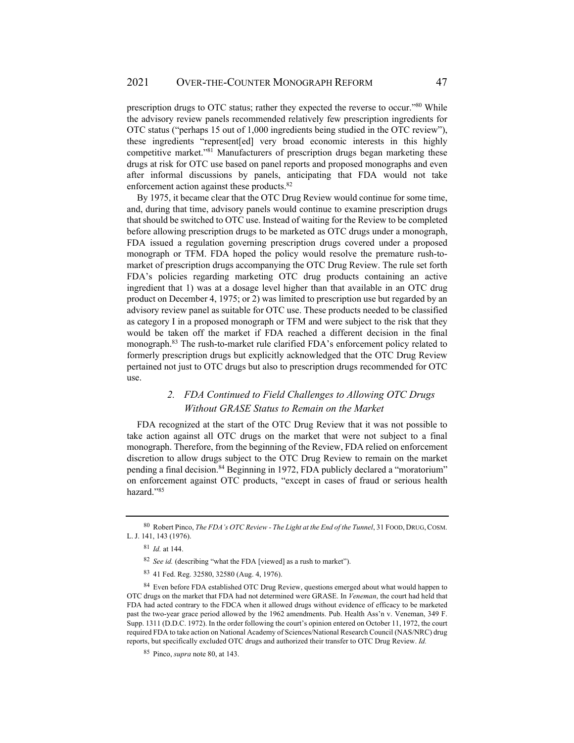prescription drugs to OTC status; rather they expected the reverse to occur."[80] While the advisory review panels recommended relatively few prescription ingredients for OTC status ("perhaps 15 out of 1,000 ingredients being studied in the OTC review"), these ingredients "represent[ed] very broad economic interests in this highly competitive market."[81] Manufacturers of prescription drugs began marketing these drugs at risk for OTC use based on panel reports and proposed monographs and even after informal discussions by panels, anticipating that FDA would not take enforcement action against these products.[82]

By 1975, it became clear that the OTC Drug Review would continue for some time, and, during that time, advisory panels would continue to examine prescription drugs that should be switched to OTC use. Instead of waiting for the Review to be completed before allowing prescription drugs to be marketed as OTC drugs under a monograph, FDA issued a regulation governing prescription drugs covered under a proposed monograph or TFM. FDA hoped the policy would resolve the premature rush-to-market of prescription drugs accompanying the OTC Drug Review. The rule set forth FDA's policies regarding marketing OTC drug products containing an active ingredient that 1) was at a dosage level higher than that available in an OTC drug product on December 4, 1975; or 2) was limited to prescription use but regarded by an advisory review panel as suitable for OTC use. These products needed to be classified as category I in a proposed monograph or TFM and were subject to the risk that they would be taken off the market if FDA reached a different decision in the final monograph.[83] The rush-to-market rule clarified FDA's enforcement policy related to formerly prescription drugs but explicitly acknowledged that the OTC Drug Review pertained not just to OTC drugs but also to prescription drugs recommended for OTC use.

### 2. *FDA Continued to Field Challenges to Allowing OTC Drugs Without GRASE Status to Remain on the Market*

FDA recognized at the start of the OTC Drug Review that it was not possible to take action against all OTC drugs on the market that were not subject to a final monograph. Therefore, from the beginning of the Review, FDA relied on enforcement discretion to allow drugs subject to the OTC Drug Review to remain on the market pending a final decision.[84] Beginning in 1972, FDA publicly declared a "moratorium" on enforcement against OTC products, "except in cases of fraud or serious health hazard."[85]

---

[80] Robert Pinco, *The FDA's OTC Review - The Light at the End of the Tunnel*, 31 FOOD, DRUG, COSM. L. J. 141, 143 (1976).

[81] *Id.* at 144.

[82] *See id.* (describing "what the FDA [viewed] as a rush to market").

[83] 41 Fed. Reg. 32580, 32580 (Aug. 4, 1976).

[84] Even before FDA established OTC Drug Review, questions emerged about what would happen to OTC drugs on the market that FDA had not determined were GRASE. In *Veneman*, the court had held that FDA had acted contrary to the FDCA when it allowed drugs without evidence of efficacy to be marketed past the two-year grace period allowed by the 1962 amendments. Pub. Health Ass'n v. Veneman, 349 F. Supp. 1311 (D.D.C. 1972). In the order following the court's opinion entered on October 11, 1972, the court required FDA to take action on National Academy of Sciences/National Research Council (NAS/NRC) drug reports, but specifically excluded OTC drugs and authorized their transfer to OTC Drug Review. *Id.*

[85] Pinco, *supra* note 80, at 143.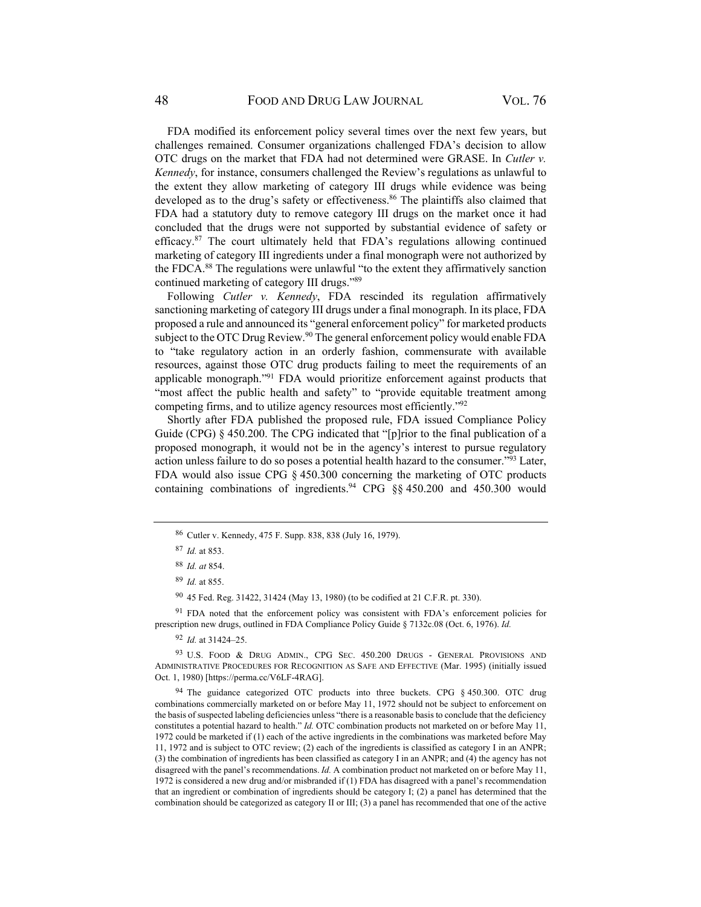FDA modified its enforcement policy several times over the next few years, but challenges remained. Consumer organizations challenged FDA's decision to allow OTC drugs on the market that FDA had not determined were GRASE. In *Cutler v. Kennedy*, for instance, consumers challenged the Review's regulations as unlawful to the extent they allow marketing of category III drugs while evidence was being developed as to the drug's safety or effectiveness.[86] The plaintiffs also claimed that FDA had a statutory duty to remove category III drugs on the market once it had concluded that the drugs were not supported by substantial evidence of safety or efficacy.[87] The court ultimately held that FDA's regulations allowing continued marketing of category III ingredients under a final monograph were not authorized by the FDCA.[88] The regulations were unlawful "to the extent they affirmatively sanction continued marketing of category III drugs."[89]

Following *Cutler v. Kennedy*, FDA rescinded its regulation affirmatively sanctioning marketing of category III drugs under a final monograph. In its place, FDA proposed a rule and announced its "general enforcement policy" for marketed products subject to the OTC Drug Review.[90] The general enforcement policy would enable FDA to "take regulatory action in an orderly fashion, commensurate with available resources, against those OTC drug products failing to meet the requirements of an applicable monograph."[91] FDA would prioritize enforcement against products that "most affect the public health and safety" to "provide equitable treatment among competing firms, and to utilize agency resources most efficiently."[92]

Shortly after FDA published the proposed rule, FDA issued Compliance Policy Guide (CPG) § 450.200. The CPG indicated that "[p]rior to the final publication of a proposed monograph, it would not be in the agency's interest to pursue regulatory action unless failure to do so poses a potential health hazard to the consumer."[93] Later, FDA would also issue CPG § 450.300 concerning the marketing of OTC products containing combinations of ingredients.[94] CPG §§ 450.200 and 450.300 would

---

[86] Cutler v. Kennedy, 475 F. Supp. 838, 838 (July 16, 1979).

[87] *Id.* at 853.

[88] *Id. at* 854.

[89] *Id.* at 855.

[90] 45 Fed. Reg. 31422, 31424 (May 13, 1980) (to be codified at 21 C.F.R. pt. 330).

[91] FDA noted that the enforcement policy was consistent with FDA's enforcement policies for prescription new drugs, outlined in FDA Compliance Policy Guide § 7132c.08 (Oct. 6, 1976). *Id.*

[92] *Id.* at 31424–25.

[93] U.S. Food & Drug Admin., CPG Sec. 450.200 Drugs - General Provisions and Administrative Procedures for Recognition as Safe and Effective (Mar. 1995) (initially issued Oct. 1, 1980) [https://perma.cc/V6LF-4RAG].

[94] The guidance categorized OTC products into three buckets. CPG § 450.300. OTC drug combinations commercially marketed on or before May 11, 1972 should not be subject to enforcement on the basis of suspected labeling deficiencies unless "there is a reasonable basis to conclude that the deficiency constitutes a potential hazard to health." *Id.* OTC combination products not marketed on or before May 11, 1972 could be marketed if (1) each of the active ingredients in the combinations was marketed before May 11, 1972 and is subject to OTC review; (2) each of the ingredients is classified as category I in an ANPR; (3) the combination of ingredients has been classified as category I in an ANPR; and (4) the agency has not disagreed with the panel's recommendations. *Id.* A combination product not marketed on or before May 11, 1972 is considered a new drug and/or misbranded if (1) FDA has disagreed with a panel's recommendation that an ingredient or combination of ingredients should be category I; (2) a panel has determined that the combination should be categorized as category II or III; (3) a panel has recommended that one of the active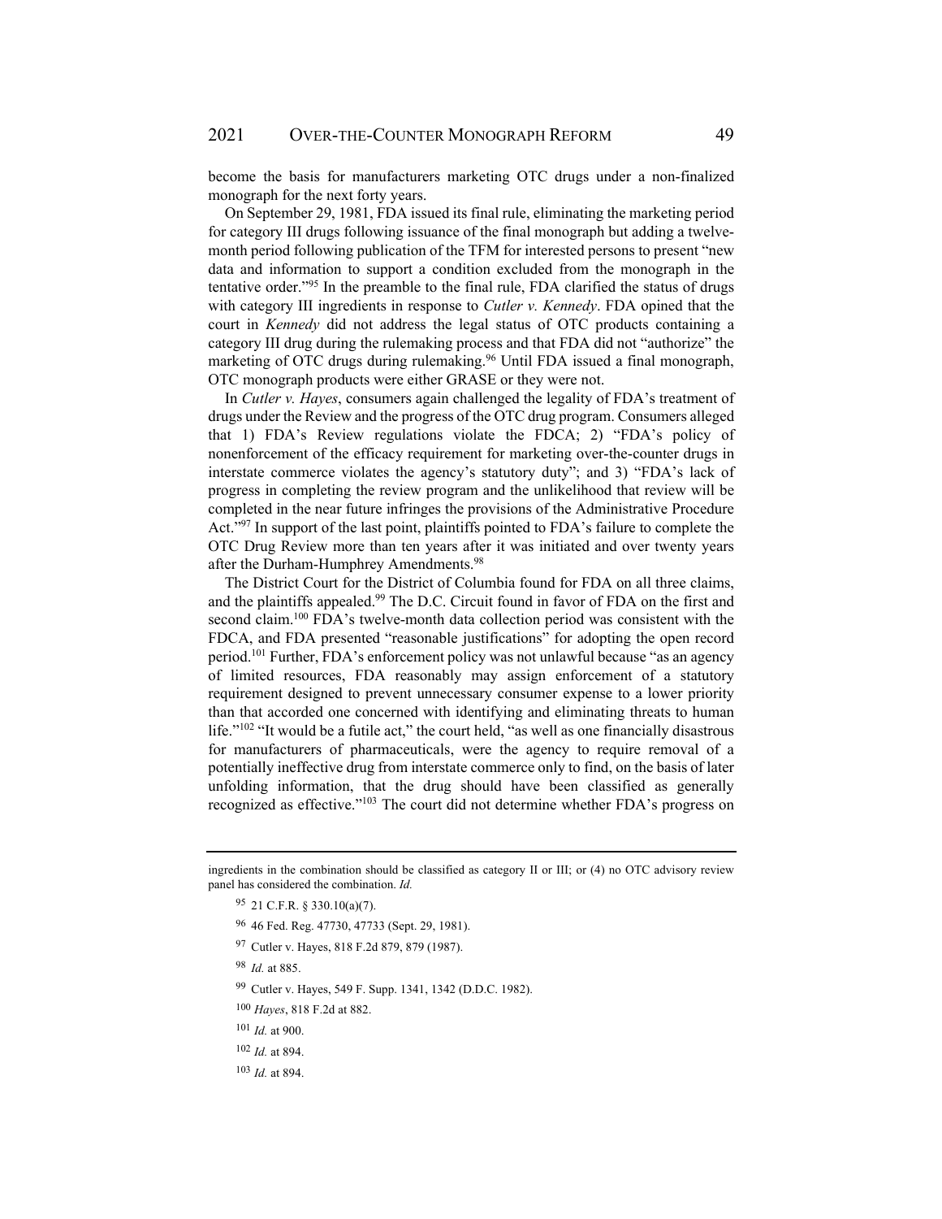become the basis for manufacturers marketing OTC drugs under a non-finalized monograph for the next forty years.

On September 29, 1981, FDA issued its final rule, eliminating the marketing period for category III drugs following issuance of the final monograph but adding a twelve-month period following publication of the TFM for interested persons to present "new data and information to support a condition excluded from the monograph in the tentative order."[95] In the preamble to the final rule, FDA clarified the status of drugs with category III ingredients in response to *Cutler v. Kennedy*. FDA opined that the court in *Kennedy* did not address the legal status of OTC products containing a category III drug during the rulemaking process and that FDA did not "authorize" the marketing of OTC drugs during rulemaking.[96] Until FDA issued a final monograph, OTC monograph products were either GRASE or they were not.

In *Cutler v. Hayes*, consumers again challenged the legality of FDA's treatment of drugs under the Review and the progress of the OTC drug program. Consumers alleged that 1) FDA's Review regulations violate the FDCA; 2) "FDA's policy of nonenforcement of the efficacy requirement for marketing over-the-counter drugs in interstate commerce violates the agency's statutory duty"; and 3) "FDA's lack of progress in completing the review program and the unlikelihood that review will be completed in the near future infringes the provisions of the Administrative Procedure Act."[97] In support of the last point, plaintiffs pointed to FDA's failure to complete the OTC Drug Review more than ten years after it was initiated and over twenty years after the Durham-Humphrey Amendments.[98]

The District Court for the District of Columbia found for FDA on all three claims, and the plaintiffs appealed.[99] The D.C. Circuit found in favor of FDA on the first and second claim.[100] FDA's twelve-month data collection period was consistent with the FDCA, and FDA presented "reasonable justifications" for adopting the open record period.[101] Further, FDA's enforcement policy was not unlawful because "as an agency of limited resources, FDA reasonably may assign enforcement of a statutory requirement designed to prevent unnecessary consumer expense to a lower priority than that accorded one concerned with identifying and eliminating threats to human life."[102] "It would be a futile act," the court held, "as well as one financially disastrous for manufacturers of pharmaceuticals, were the agency to require removal of a potentially ineffective drug from interstate commerce only to find, on the basis of later unfolding information, that the drug should have been classified as generally recognized as effective."[103] The court did not determine whether FDA's progress on

---

ingredients in the combination should be classified as category II or III; or (4) no OTC advisory review panel has considered the combination. *Id.*

95 21 C.F.R. § 330.10(a)(7).

96 46 Fed. Reg. 47730, 47733 (Sept. 29, 1981).

97 Cutler v. Hayes, 818 F.2d 879, 879 (1987).

98 *Id.* at 885.

99 Cutler v. Hayes, 549 F. Supp. 1341, 1342 (D.D.C. 1982).

100 *Hayes*, 818 F.2d at 882.

101 *Id.* at 900.

102 *Id.* at 894.

103 *Id.* at 894.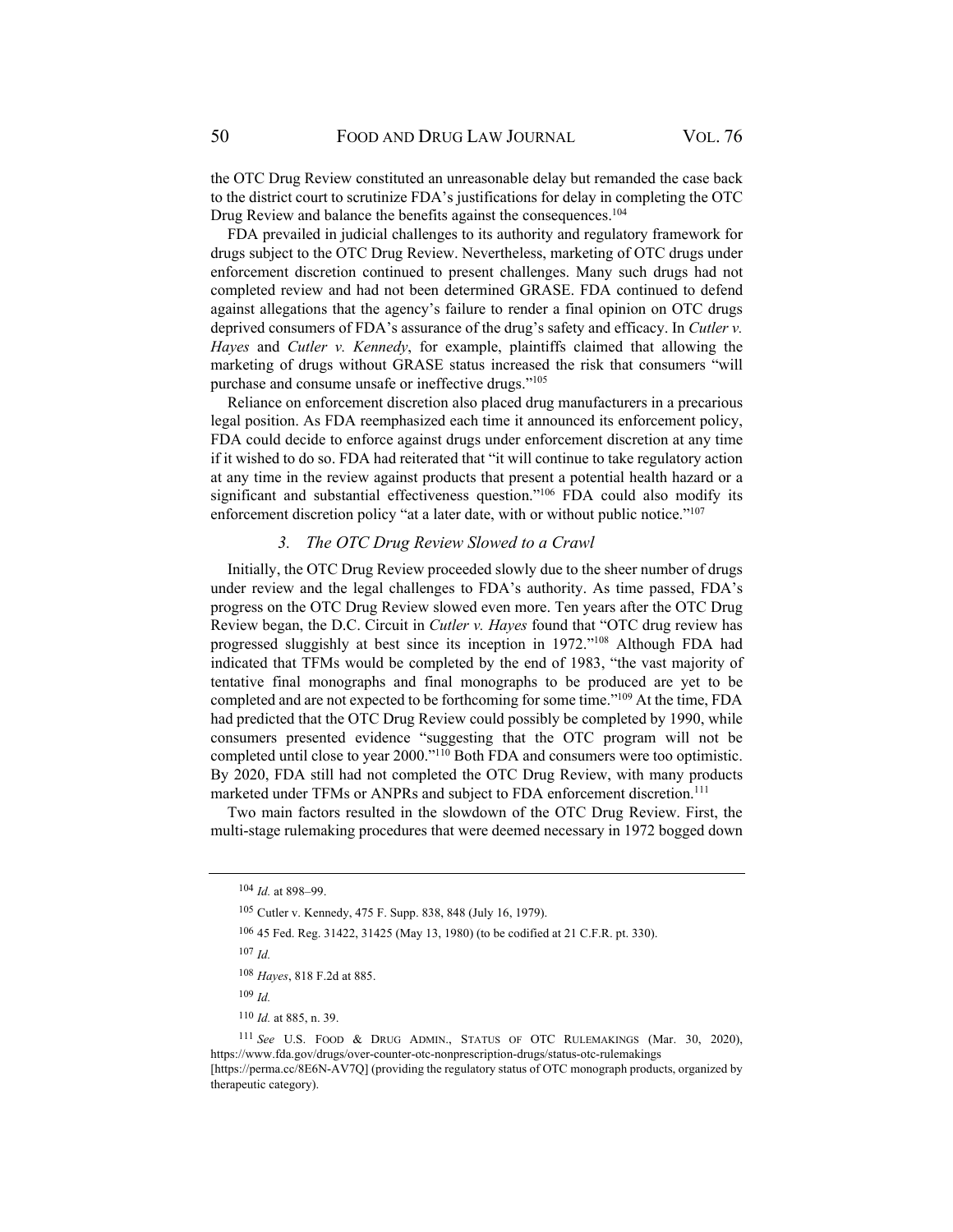the OTC Drug Review constituted an unreasonable delay but remanded the case back to the district court to scrutinize FDA's justifications for delay in completing the OTC Drug Review and balance the benefits against the consequences.[104]

FDA prevailed in judicial challenges to its authority and regulatory framework for drugs subject to the OTC Drug Review. Nevertheless, marketing of OTC drugs under enforcement discretion continued to present challenges. Many such drugs had not completed review and had not been determined GRASE. FDA continued to defend against allegations that the agency's failure to render a final opinion on OTC drugs deprived consumers of FDA's assurance of the drug's safety and efficacy. In *Cutler v. Hayes* and *Cutler v. Kennedy*, for example, plaintiffs claimed that allowing the marketing of drugs without GRASE status increased the risk that consumers "will purchase and consume unsafe or ineffective drugs."[105]

Reliance on enforcement discretion also placed drug manufacturers in a precarious legal position. As FDA reemphasized each time it announced its enforcement policy, FDA could decide to enforce against drugs under enforcement discretion at any time if it wished to do so. FDA had reiterated that "it will continue to take regulatory action at any time in the review against products that present a potential health hazard or a significant and substantial effectiveness question."[106] FDA could also modify its enforcement discretion policy "at a later date, with or without public notice."[107]

### *3. The OTC Drug Review Slowed to a Crawl*

Initially, the OTC Drug Review proceeded slowly due to the sheer number of drugs under review and the legal challenges to FDA's authority. As time passed, FDA's progress on the OTC Drug Review slowed even more. Ten years after the OTC Drug Review began, the D.C. Circuit in *Cutler v. Hayes* found that "OTC drug review has progressed sluggishly at best since its inception in 1972."[108] Although FDA had indicated that TFMs would be completed by the end of 1983, "the vast majority of tentative final monographs and final monographs to be produced are yet to be completed and are not expected to be forthcoming for some time."[109] At the time, FDA had predicted that the OTC Drug Review could possibly be completed by 1990, while consumers presented evidence "suggesting that the OTC program will not be completed until close to year 2000."[110] Both FDA and consumers were too optimistic. By 2020, FDA still had not completed the OTC Drug Review, with many products marketed under TFMs or ANPRs and subject to FDA enforcement discretion.[111]

Two main factors resulted in the slowdown of the OTC Drug Review. First, the multi-stage rulemaking procedures that were deemed necessary in 1972 bogged down

---

[104] *Id.* at 898–99.

[105] Cutler v. Kennedy, 475 F. Supp. 838, 848 (July 16, 1979).

[106] 45 Fed. Reg. 31422, 31425 (May 13, 1980) (to be codified at 21 C.F.R. pt. 330).

[107] *Id.*

[108] *Hayes*, 818 F.2d at 885.

[109] *Id.*

[110] *Id.* at 885, n. 39.

[111] *See* U.S. FOOD & DRUG ADMIN., STATUS OF OTC RULEMAKINGS (Mar. 30, 2020), https://www.fda.gov/drugs/over-counter-otc-nonprescription-drugs/status-otc-rulemakings [https://perma.cc/8E6N-AV7Q] (providing the regulatory status of OTC monograph products, organized by therapeutic category).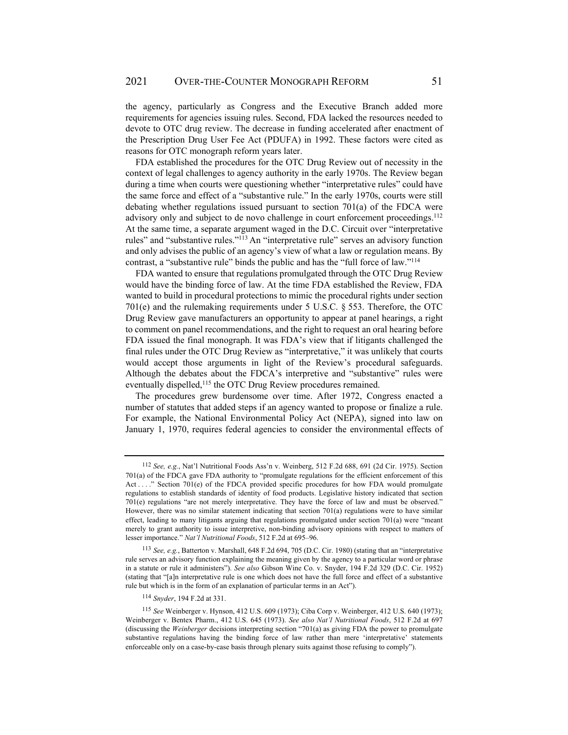the agency, particularly as Congress and the Executive Branch added more requirements for agencies issuing rules. Second, FDA lacked the resources needed to devote to OTC drug review. The decrease in funding accelerated after enactment of the Prescription Drug User Fee Act (PDUFA) in 1992. These factors were cited as reasons for OTC monograph reform years later.

FDA established the procedures for the OTC Drug Review out of necessity in the context of legal challenges to agency authority in the early 1970s. The Review began during a time when courts were questioning whether "interpretative rules" could have the same force and effect of a "substantive rule." In the early 1970s, courts were still debating whether regulations issued pursuant to section 701(a) of the FDCA were advisory only and subject to de novo challenge in court enforcement proceedings.[112] At the same time, a separate argument waged in the D.C. Circuit over "interpretative rules" and "substantive rules."[113] An "interpretative rule" serves an advisory function and only advises the public of an agency's view of what a law or regulation means. By contrast, a "substantive rule" binds the public and has the "full force of law."[114]

FDA wanted to ensure that regulations promulgated through the OTC Drug Review would have the binding force of law. At the time FDA established the Review, FDA wanted to build in procedural protections to mimic the procedural rights under section 701(e) and the rulemaking requirements under 5 U.S.C. § 553. Therefore, the OTC Drug Review gave manufacturers an opportunity to appear at panel hearings, a right to comment on panel recommendations, and the right to request an oral hearing before FDA issued the final monograph. It was FDA's view that if litigants challenged the final rules under the OTC Drug Review as "interpretative," it was unlikely that courts would accept those arguments in light of the Review's procedural safeguards. Although the debates about the FDCA's interpretive and "substantive" rules were eventually dispelled,[115] the OTC Drug Review procedures remained.

The procedures grew burdensome over time. After 1972, Congress enacted a number of statutes that added steps if an agency wanted to propose or finalize a rule. For example, the National Environmental Policy Act (NEPA), signed into law on January 1, 1970, requires federal agencies to consider the environmental effects of

---

[112] *See, e.g.*, Nat'l Nutritional Foods Ass'n v. Weinberg, 512 F.2d 688, 691 (2d Cir. 1975). Section 701(a) of the FDCA gave FDA authority to "promulgate regulations for the efficient enforcement of this Act . . . ." Section 701(e) of the FDCA provided specific procedures for how FDA would promulgate regulations to establish standards of identity of food products. Legislative history indicated that section 701(e) regulations "are not merely interpretative. They have the force of law and must be observed." However, there was no similar statement indicating that section 701(a) regulations were to have similar effect, leading to many litigants arguing that regulations promulgated under section 701(a) were "meant merely to grant authority to issue interpretive, non-binding advisory opinions with respect to matters of lesser importance." *Nat'l Nutritional Foods*, 512 F.2d at 695–96.

[113] *See, e.g.*, Batterton v. Marshall, 648 F.2d 694, 705 (D.C. Cir. 1980) (stating that an "interpretative rule serves an advisory function explaining the meaning given by the agency to a particular word or phrase in a statute or rule it administers"). *See also* Gibson Wine Co. v. Snyder, 194 F.2d 329 (D.C. Cir. 1952) (stating that "[a]n interpretative rule is one which does not have the full force and effect of a substantive rule but which is in the form of an explanation of particular terms in an Act").

[114] *Snyder*, 194 F.2d at 331.

[115] *See* Weinberger v. Hynson, 412 U.S. 609 (1973); Ciba Corp v. Weinberger, 412 U.S. 640 (1973); Weinberger v. Bentex Pharm., 412 U.S. 645 (1973). *See also Nat'l Nutritional Foods*, 512 F.2d at 697 (discussing the *Weinberger* decisions interpreting section "701(a) as giving FDA the power to promulgate substantive regulations having the binding force of law rather than mere 'interpretative' statements enforceable only on a case-by-case basis through plenary suits against those refusing to comply").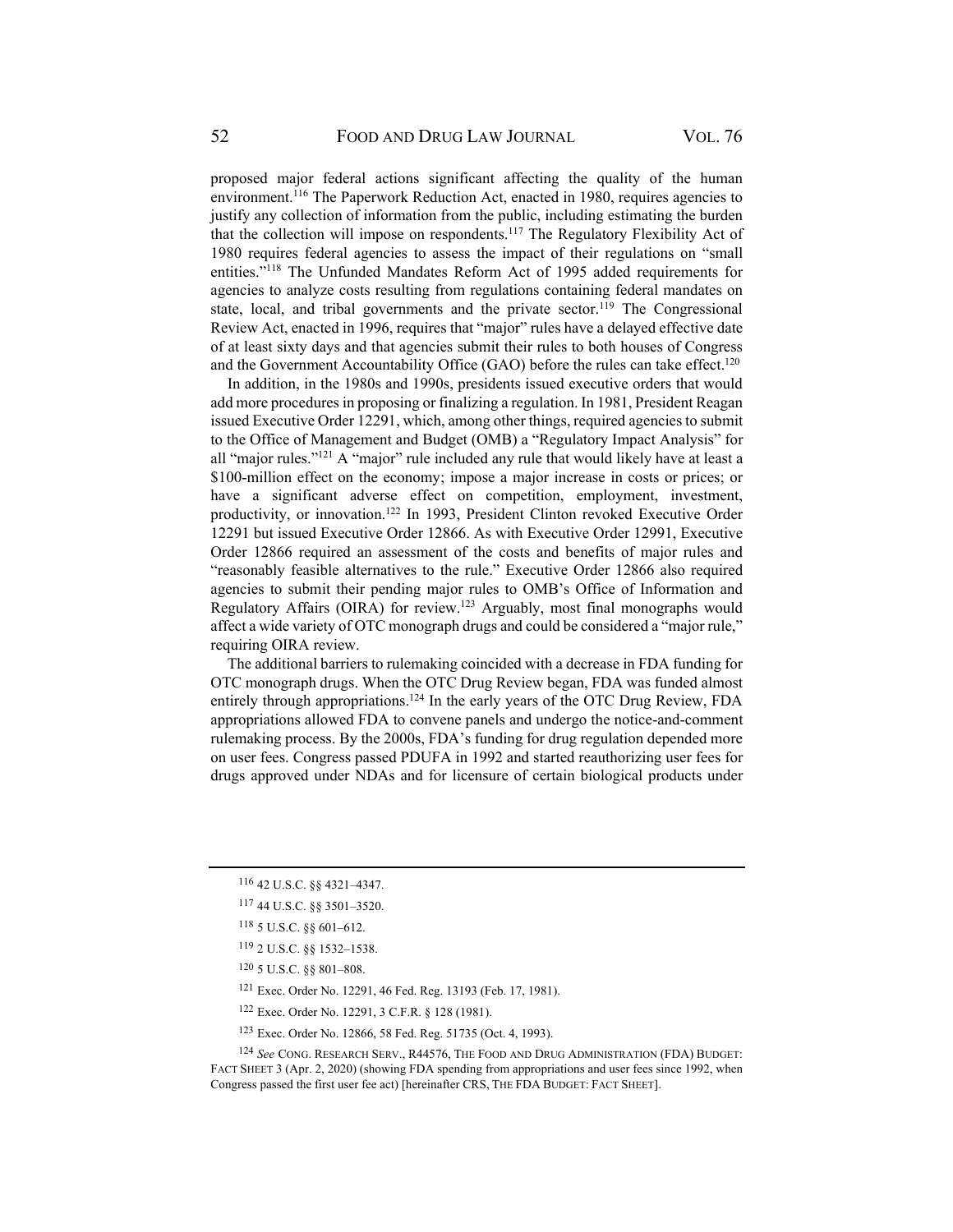proposed major federal actions significant affecting the quality of the human environment.[116] The Paperwork Reduction Act, enacted in 1980, requires agencies to justify any collection of information from the public, including estimating the burden that the collection will impose on respondents.[117] The Regulatory Flexibility Act of 1980 requires federal agencies to assess the impact of their regulations on "small entities."[118] The Unfunded Mandates Reform Act of 1995 added requirements for agencies to analyze costs resulting from regulations containing federal mandates on state, local, and tribal governments and the private sector.[119] The Congressional Review Act, enacted in 1996, requires that "major" rules have a delayed effective date of at least sixty days and that agencies submit their rules to both houses of Congress and the Government Accountability Office (GAO) before the rules can take effect.[120]

In addition, in the 1980s and 1990s, presidents issued executive orders that would add more procedures in proposing or finalizing a regulation. In 1981, President Reagan issued Executive Order 12291, which, among other things, required agencies to submit to the Office of Management and Budget (OMB) a "Regulatory Impact Analysis" for all "major rules."[121] A "major" rule included any rule that would likely have at least a \$100-million effect on the economy; impose a major increase in costs or prices; or have a significant adverse effect on competition, employment, investment, productivity, or innovation.[122] In 1993, President Clinton revoked Executive Order 12291 but issued Executive Order 12866. As with Executive Order 12991, Executive Order 12866 required an assessment of the costs and benefits of major rules and "reasonably feasible alternatives to the rule." Executive Order 12866 also required agencies to submit their pending major rules to OMB's Office of Information and Regulatory Affairs (OIRA) for review.[123] Arguably, most final monographs would affect a wide variety of OTC monograph drugs and could be considered a "major rule," requiring OIRA review.

The additional barriers to rulemaking coincided with a decrease in FDA funding for OTC monograph drugs. When the OTC Drug Review began, FDA was funded almost entirely through appropriations.[124] In the early years of the OTC Drug Review, FDA appropriations allowed FDA to convene panels and undergo the notice-and-comment rulemaking process. By the 2000s, FDA's funding for drug regulation depended more on user fees. Congress passed PDUFA in 1992 and started reauthorizing user fees for drugs approved under NDAs and for licensure of certain biological products under

---

[116] 42 U.S.C. §§ 4321–4347.

[117] 44 U.S.C. §§ 3501–3520.

[118] 5 U.S.C. §§ 601–612.

[119] 2 U.S.C. §§ 1532–1538.

[120] 5 U.S.C. §§ 801–808.

[121] Exec. Order No. 12291, 46 Fed. Reg. 13193 (Feb. 17, 1981).

[122] Exec. Order No. 12291, 3 C.F.R. § 128 (1981).

[123] Exec. Order No. 12866, 58 Fed. Reg. 51735 (Oct. 4, 1993).

[124] *See* CONG. RESEARCH SERV., R44576, THE FOOD AND DRUG ADMINISTRATION (FDA) BUDGET: FACT SHEET 3 (Apr. 2, 2020) (showing FDA spending from appropriations and user fees since 1992, when Congress passed the first user fee act) [hereinafter CRS, THE FDA BUDGET: FACT SHEET].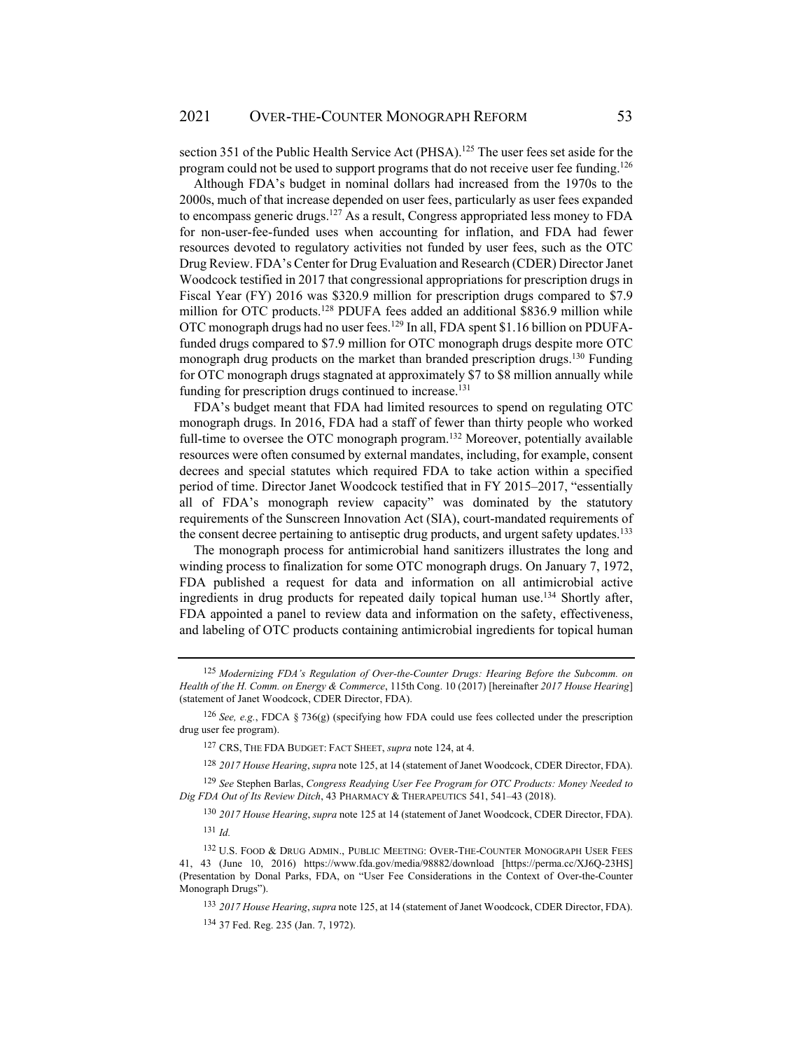section 351 of the Public Health Service Act (PHSA).[125] The user fees set aside for the program could not be used to support programs that do not receive user fee funding.[126]

Although FDA's budget in nominal dollars had increased from the 1970s to the 2000s, much of that increase depended on user fees, particularly as user fees expanded to encompass generic drugs.[127] As a result, Congress appropriated less money to FDA for non-user-fee-funded uses when accounting for inflation, and FDA had fewer resources devoted to regulatory activities not funded by user fees, such as the OTC Drug Review. FDA's Center for Drug Evaluation and Research (CDER) Director Janet Woodcock testified in 2017 that congressional appropriations for prescription drugs in Fiscal Year (FY) 2016 was $320.9 million for prescription drugs compared to $7.9 million for OTC products.[128] PDUFA fees added an additional $836.9 million while OTC monograph drugs had no user fees.[129] In all, FDA spent $1.16 billion on PDUFA-funded drugs compared to $7.9 million for OTC monograph drugs despite more OTC monograph drug products on the market than branded prescription drugs.[130] Funding for OTC monograph drugs stagnated at approximately $7 to $8 million annually while funding for prescription drugs continued to increase.[131]

FDA's budget meant that FDA had limited resources to spend on regulating OTC monograph drugs. In 2016, FDA had a staff of fewer than thirty people who worked full-time to oversee the OTC monograph program.[132] Moreover, potentially available resources were often consumed by external mandates, including, for example, consent decrees and special statutes which required FDA to take action within a specified period of time. Director Janet Woodcock testified that in FY 2015–2017, "essentially all of FDA's monograph review capacity" was dominated by the statutory requirements of the Sunscreen Innovation Act (SIA), court-mandated requirements of the consent decree pertaining to antiseptic drug products, and urgent safety updates.[133]

The monograph process for antimicrobial hand sanitizers illustrates the long and winding process to finalization for some OTC monograph drugs. On January 7, 1972, FDA published a request for data and information on all antimicrobial active ingredients in drug products for repeated daily topical human use.[134] Shortly after, FDA appointed a panel to review data and information on the safety, effectiveness, and labeling of OTC products containing antimicrobial ingredients for topical human

---

[125] *Modernizing FDA's Regulation of Over-the-Counter Drugs: Hearing Before the Subcomm. on Health of the H. Comm. on Energy & Commerce*, 115th Cong. 10 (2017) [hereinafter *2017 House Hearing*] (statement of Janet Woodcock, CDER Director, FDA).

[126] *See, e.g.*, FDCA § 736(g) (specifying how FDA could use fees collected under the prescription drug user fee program).

[127] CRS, THE FDA BUDGET: FACT SHEET, *supra* note 124, at 4.

[128] *2017 House Hearing*, *supra* note 125, at 14 (statement of Janet Woodcock, CDER Director, FDA).

[129] *See* Stephen Barlas, *Congress Readying User Fee Program for OTC Products: Money Needed to Dig FDA Out of Its Review Ditch*, 43 PHARMACY & THERAPEUTICS 541, 541–43 (2018).

[130] *2017 House Hearing*, *supra* note 125 at 14 (statement of Janet Woodcock, CDER Director, FDA).

[131] *Id.*

[132] U.S. FOOD & DRUG ADMIN., PUBLIC MEETING: OVER-THE-COUNTER MONOGRAPH USER FEES 41, 43 (June 10, 2016) https://www.fda.gov/media/98882/download [https://perma.cc/XJ6Q-23HS] (Presentation by Donal Parks, FDA, on "User Fee Considerations in the Context of Over-the-Counter Monograph Drugs").

[133] *2017 House Hearing*, *supra* note 125, at 14 (statement of Janet Woodcock, CDER Director, FDA).

[134] 37 Fed. Reg. 235 (Jan. 7, 1972).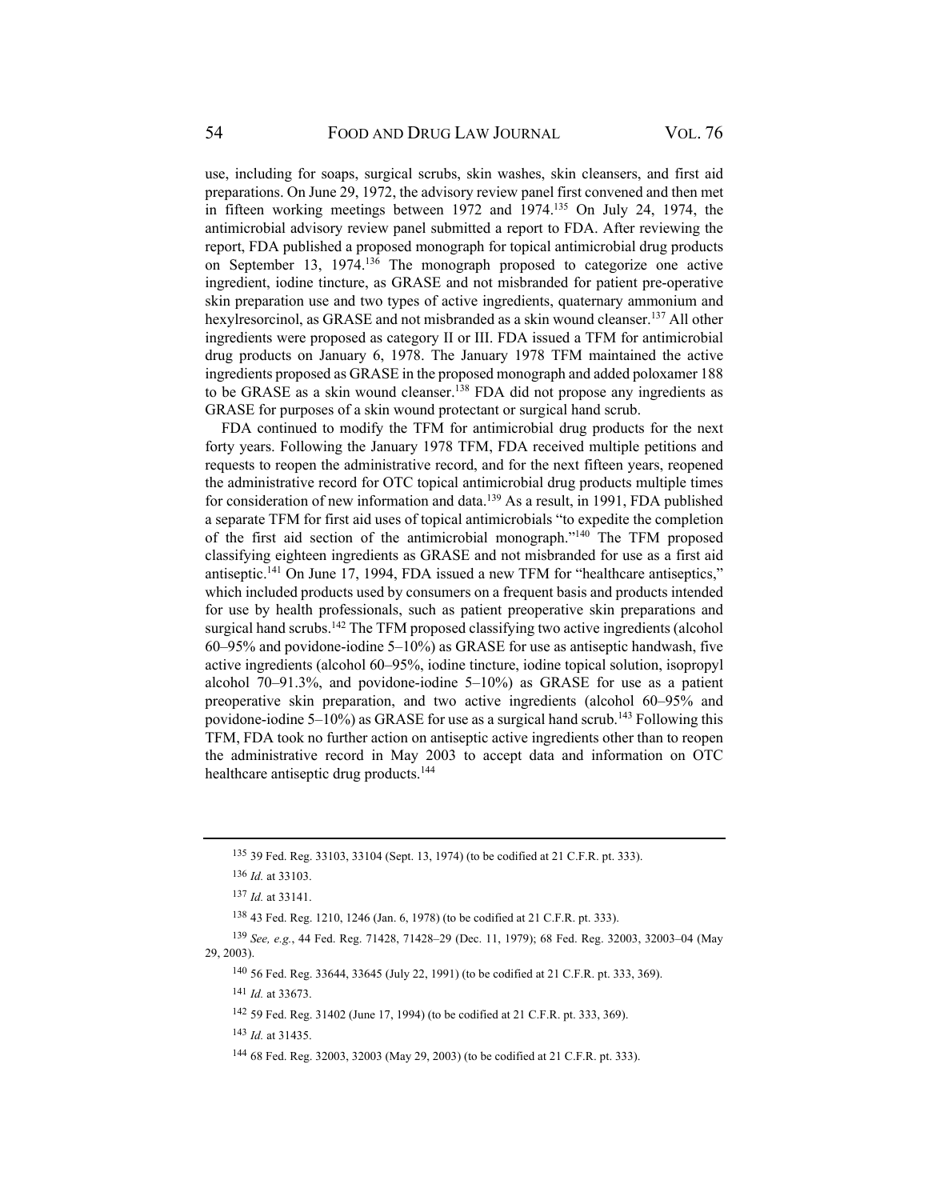use, including for soaps, surgical scrubs, skin washes, skin cleansers, and first aid preparations. On June 29, 1972, the advisory review panel first convened and then met in fifteen working meetings between 1972 and 1974.[135] On July 24, 1974, the antimicrobial advisory review panel submitted a report to FDA. After reviewing the report, FDA published a proposed monograph for topical antimicrobial drug products on September 13, 1974.[136] The monograph proposed to categorize one active ingredient, iodine tincture, as GRASE and not misbranded for patient pre-operative skin preparation use and two types of active ingredients, quaternary ammonium and hexylresorcinol, as GRASE and not misbranded as a skin wound cleanser.[137] All other ingredients were proposed as category II or III. FDA issued a TFM for antimicrobial drug products on January 6, 1978. The January 1978 TFM maintained the active ingredients proposed as GRASE in the proposed monograph and added poloxamer 188 to be GRASE as a skin wound cleanser.[138] FDA did not propose any ingredients as GRASE for purposes of a skin wound protectant or surgical hand scrub.

FDA continued to modify the TFM for antimicrobial drug products for the next forty years. Following the January 1978 TFM, FDA received multiple petitions and requests to reopen the administrative record, and for the next fifteen years, reopened the administrative record for OTC topical antimicrobial drug products multiple times for consideration of new information and data.[139] As a result, in 1991, FDA published a separate TFM for first aid uses of topical antimicrobials "to expedite the completion of the first aid section of the antimicrobial monograph."[140] The TFM proposed classifying eighteen ingredients as GRASE and not misbranded for use as a first aid antiseptic.[141] On June 17, 1994, FDA issued a new TFM for "healthcare antiseptics," which included products used by consumers on a frequent basis and products intended for use by health professionals, such as patient preoperative skin preparations and surgical hand scrubs.[142] The TFM proposed classifying two active ingredients (alcohol 60–95% and povidone-iodine 5–10%) as GRASE for use as antiseptic handwash, five active ingredients (alcohol 60–95%, iodine tincture, iodine topical solution, isopropyl alcohol 70–91.3%, and povidone-iodine 5–10%) as GRASE for use as a patient preoperative skin preparation, and two active ingredients (alcohol 60–95% and povidone-iodine 5–10%) as GRASE for use as a surgical hand scrub.[143] Following this TFM, FDA took no further action on antiseptic active ingredients other than to reopen the administrative record in May 2003 to accept data and information on OTC healthcare antiseptic drug products.[144]

---

[135] 39 Fed. Reg. 33103, 33104 (Sept. 13, 1974) (to be codified at 21 C.F.R. pt. 333).

[136] *Id.* at 33103.

[137] *Id.* at 33141.

[138] 43 Fed. Reg. 1210, 1246 (Jan. 6, 1978) (to be codified at 21 C.F.R. pt. 333).

[139] *See, e.g.*, 44 Fed. Reg. 71428, 71428–29 (Dec. 11, 1979); 68 Fed. Reg. 32003, 32003–04 (May 29, 2003).

[140] 56 Fed. Reg. 33644, 33645 (July 22, 1991) (to be codified at 21 C.F.R. pt. 333, 369).

[141] *Id.* at 33673.

[142] 59 Fed. Reg. 31402 (June 17, 1994) (to be codified at 21 C.F.R. pt. 333, 369).

[143] *Id.* at 31435.

[144] 68 Fed. Reg. 32003, 32003 (May 29, 2003) (to be codified at 21 C.F.R. pt. 333).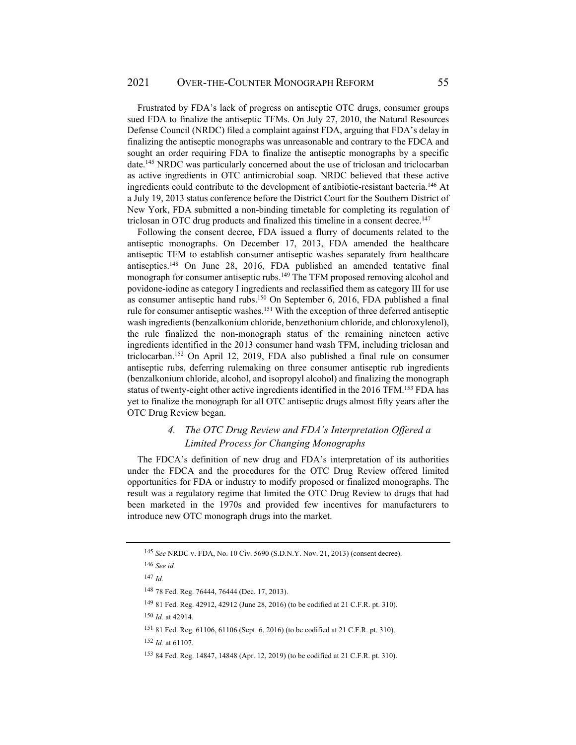Frustrated by FDA's lack of progress on antiseptic OTC drugs, consumer groups sued FDA to finalize the antiseptic TFMs. On July 27, 2010, the Natural Resources Defense Council (NRDC) filed a complaint against FDA, arguing that FDA's delay in finalizing the antiseptic monographs was unreasonable and contrary to the FDCA and sought an order requiring FDA to finalize the antiseptic monographs by a specific date.[145] NRDC was particularly concerned about the use of triclosan and triclocarban as active ingredients in OTC antimicrobial soap. NRDC believed that these active ingredients could contribute to the development of antibiotic-resistant bacteria.[146] At a July 19, 2013 status conference before the District Court for the Southern District of New York, FDA submitted a non-binding timetable for completing its regulation of triclosan in OTC drug products and finalized this timeline in a consent decree.[147]

Following the consent decree, FDA issued a flurry of documents related to the antiseptic monographs. On December 17, 2013, FDA amended the healthcare antiseptic TFM to establish consumer antiseptic washes separately from healthcare antiseptics.[148] On June 28, 2016, FDA published an amended tentative final monograph for consumer antiseptic rubs.[149] The TFM proposed removing alcohol and povidone-iodine as category I ingredients and reclassified them as category III for use as consumer antiseptic hand rubs.[150] On September 6, 2016, FDA published a final rule for consumer antiseptic washes.[151] With the exception of three deferred antiseptic wash ingredients (benzalkonium chloride, benzethonium chloride, and chloroxylenol), the rule finalized the non-monograph status of the remaining nineteen active ingredients identified in the 2013 consumer hand wash TFM, including triclosan and triclocarban.[152] On April 12, 2019, FDA also published a final rule on consumer antiseptic rubs, deferring rulemaking on three consumer antiseptic rub ingredients (benzalkonium chloride, alcohol, and isopropyl alcohol) and finalizing the monograph status of twenty-eight other active ingredients identified in the 2016 TFM.[153] FDA has yet to finalize the monograph for all OTC antiseptic drugs almost fifty years after the OTC Drug Review began.

#### *4. The OTC Drug Review and FDA's Interpretation Offered a Limited Process for Changing Monographs*

The FDCA's definition of new drug and FDA's interpretation of its authorities under the FDCA and the procedures for the OTC Drug Review offered limited opportunities for FDA or industry to modify proposed or finalized monographs. The result was a regulatory regime that limited the OTC Drug Review to drugs that had been marketed in the 1970s and provided few incentives for manufacturers to introduce new OTC monograph drugs into the market.

---

[145] *See* NRDC v. FDA, No. 10 Civ. 5690 (S.D.N.Y. Nov. 21, 2013) (consent decree).

[146] *See id.*

[147] *Id.*

[148] 78 Fed. Reg. 76444, 76444 (Dec. 17, 2013).

[149] 81 Fed. Reg. 42912, 42912 (June 28, 2016) (to be codified at 21 C.F.R. pt. 310).

[150] *Id.* at 42914.

[151] 81 Fed. Reg. 61106, 61106 (Sept. 6, 2016) (to be codified at 21 C.F.R. pt. 310).

[152] *Id.* at 61107.

[153] 84 Fed. Reg. 14847, 14848 (Apr. 12, 2019) (to be codified at 21 C.F.R. pt. 310).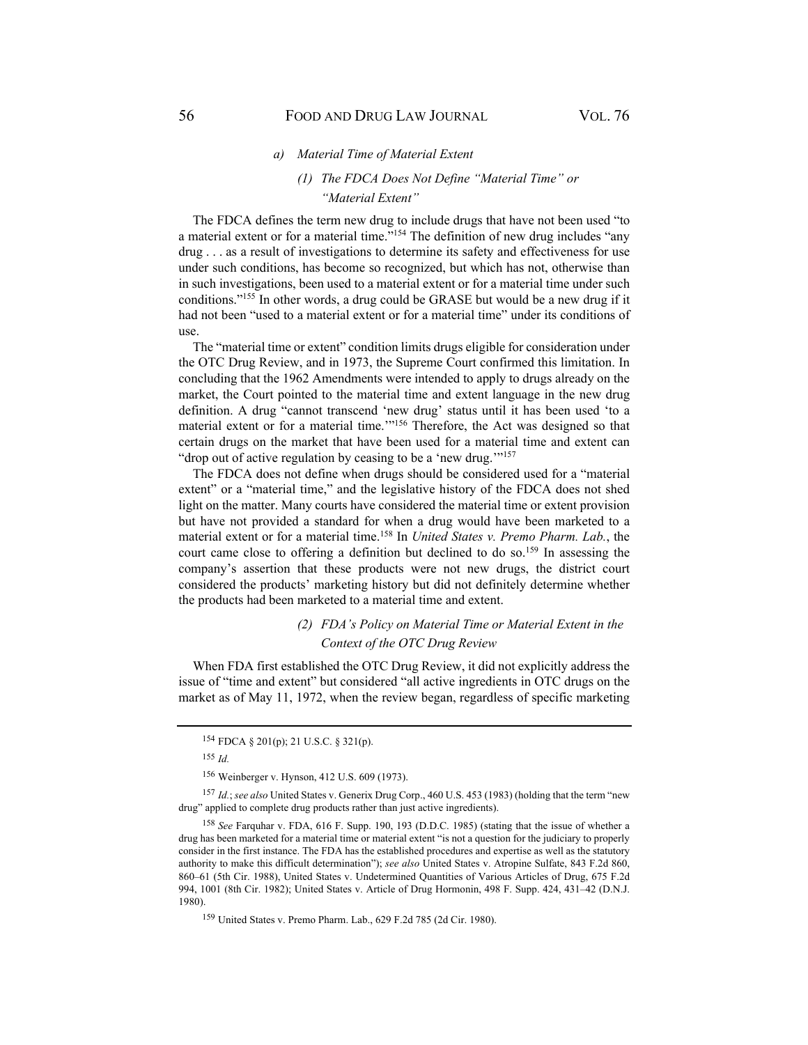#### *a) Material Time of Material Extent*

##### *(1) The FDCA Does Not Define "Material Time" or "Material Extent"*

The FDCA defines the term new drug to include drugs that have not been used "to a material extent or for a material time."[154] The definition of new drug includes "any drug . . . as a result of investigations to determine its safety and effectiveness for use under such conditions, has become so recognized, but which has not, otherwise than in such investigations, been used to a material extent or for a material time under such conditions."[155] In other words, a drug could be GRASE but would be a new drug if it had not been "used to a material extent or for a material time" under its conditions of use.

The "material time or extent" condition limits drugs eligible for consideration under the OTC Drug Review, and in 1973, the Supreme Court confirmed this limitation. In concluding that the 1962 Amendments were intended to apply to drugs already on the market, the Court pointed to the material time and extent language in the new drug definition. A drug "cannot transcend 'new drug' status until it has been used 'to a material extent or for a material time.'"[156] Therefore, the Act was designed so that certain drugs on the market that have been used for a material time and extent can "drop out of active regulation by ceasing to be a 'new drug.'"[157]

The FDCA does not define when drugs should be considered used for a "material extent" or a "material time," and the legislative history of the FDCA does not shed light on the matter. Many courts have considered the material time or extent provision but have not provided a standard for when a drug would have been marketed to a material extent or for a material time.[158] In *United States v. Premo Pharm. Lab.*, the court came close to offering a definition but declined to do so.[159] In assessing the company's assertion that these products were not new drugs, the district court considered the products' marketing history but did not definitely determine whether the products had been marketed to a material time and extent.

##### *(2) FDA's Policy on Material Time or Material Extent in the Context of the OTC Drug Review*

When FDA first established the OTC Drug Review, it did not explicitly address the issue of "time and extent" but considered "all active ingredients in OTC drugs on the market as of May 11, 1972, when the review began, regardless of specific marketing

---

[154] FDCA § 201(p); 21 U.S.C. § 321(p).

[155] *Id.*

[156] Weinberger v. Hynson, 412 U.S. 609 (1973).

[157] *Id.*; *see also* United States v. Generix Drug Corp., 460 U.S. 453 (1983) (holding that the term "new drug" applied to complete drug products rather than just active ingredients).

[158] *See* Farquhar v. FDA, 616 F. Supp. 190, 193 (D.D.C. 1985) (stating that the issue of whether a drug has been marketed for a material time or material extent "is not a question for the judiciary to properly consider in the first instance. The FDA has the established procedures and expertise as well as the statutory authority to make this difficult determination"); *see also* United States v. Atropine Sulfate, 843 F.2d 860, 860–61 (5th Cir. 1988), United States v. Undetermined Quantities of Various Articles of Drug, 675 F.2d 994, 1001 (8th Cir. 1982); United States v. Article of Drug Hormonin, 498 F. Supp. 424, 431–42 (D.N.J. 1980).

[159] United States v. Premo Pharm. Lab., 629 F.2d 785 (2d Cir. 1980).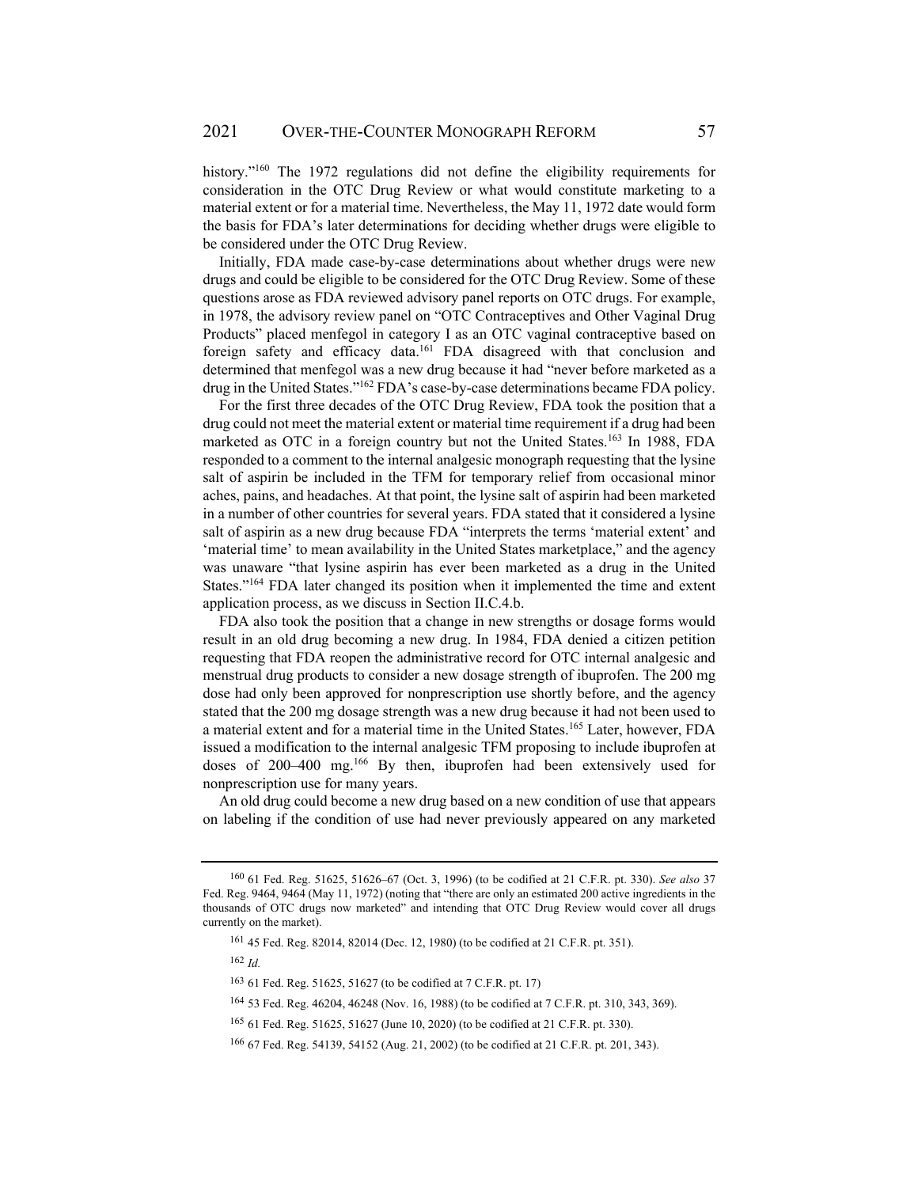history."[160] The 1972 regulations did not define the eligibility requirements for consideration in the OTC Drug Review or what would constitute marketing to a material extent or for a material time. Nevertheless, the May 11, 1972 date would form the basis for FDA's later determinations for deciding whether drugs were eligible to be considered under the OTC Drug Review.

Initially, FDA made case-by-case determinations about whether drugs were new drugs and could be eligible to be considered for the OTC Drug Review. Some of these questions arose as FDA reviewed advisory panel reports on OTC drugs. For example, in 1978, the advisory review panel on "OTC Contraceptives and Other Vaginal Drug Products" placed menfegol in category I as an OTC vaginal contraceptive based on foreign safety and efficacy data.[161] FDA disagreed with that conclusion and determined that menfegol was a new drug because it had "never before marketed as a drug in the United States."[162] FDA's case-by-case determinations became FDA policy.

For the first three decades of the OTC Drug Review, FDA took the position that a drug could not meet the material extent or material time requirement if a drug had been marketed as OTC in a foreign country but not the United States.[163] In 1988, FDA responded to a comment to the internal analgesic monograph requesting that the lysine salt of aspirin be included in the TFM for temporary relief from occasional minor aches, pains, and headaches. At that point, the lysine salt of aspirin had been marketed in a number of other countries for several years. FDA stated that it considered a lysine salt of aspirin as a new drug because FDA "interprets the terms 'material extent' and 'material time' to mean availability in the United States marketplace," and the agency was unaware "that lysine aspirin has ever been marketed as a drug in the United States."[164] FDA later changed its position when it implemented the time and extent application process, as we discuss in Section II.C.4.b.

FDA also took the position that a change in new strengths or dosage forms would result in an old drug becoming a new drug. In 1984, FDA denied a citizen petition requesting that FDA reopen the administrative record for OTC internal analgesic and menstrual drug products to consider a new dosage strength of ibuprofen. The 200 mg dose had only been approved for nonprescription use shortly before, and the agency stated that the 200 mg dosage strength was a new drug because it had not been used to a material extent and for a material time in the United States.[165] Later, however, FDA issued a modification to the internal analgesic TFM proposing to include ibuprofen at doses of 200–400 mg.[166] By then, ibuprofen had been extensively used for nonprescription use for many years.

An old drug could become a new drug based on a new condition of use that appears on labeling if the condition of use had never previously appeared on any marketed

---

[160] 61 Fed. Reg. 51625, 51626–67 (Oct. 3, 1996) (to be codified at 21 C.F.R. pt. 330). *See also* 37 Fed. Reg. 9464, 9464 (May 11, 1972) (noting that "there are only an estimated 200 active ingredients in the thousands of OTC drugs now marketed" and intending that OTC Drug Review would cover all drugs currently on the market).

[161] 45 Fed. Reg. 82014, 82014 (Dec. 12, 1980) (to be codified at 21 C.F.R. pt. 351).

[162] *Id.*

[163] 61 Fed. Reg. 51625, 51627 (to be codified at 7 C.F.R. pt. 17)

[164] 53 Fed. Reg. 46204, 46248 (Nov. 16, 1988) (to be codified at 7 C.F.R. pt. 310, 343, 369).

[165] 61 Fed. Reg. 51625, 51627 (June 10, 2020) (to be codified at 21 C.F.R. pt. 330).

[166] 67 Fed. Reg. 54139, 54152 (Aug. 21, 2002) (to be codified at 21 C.F.R. pt. 201, 343).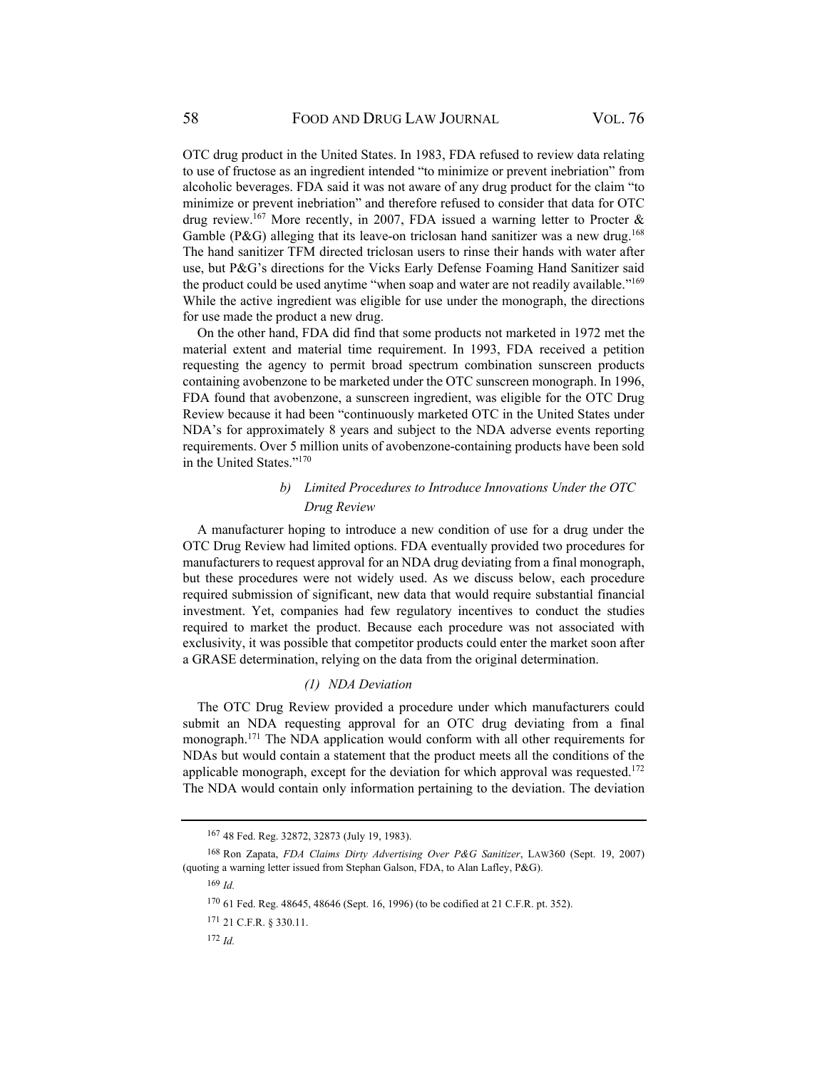OTC drug product in the United States. In 1983, FDA refused to review data relating to use of fructose as an ingredient intended "to minimize or prevent inebriation" from alcoholic beverages. FDA said it was not aware of any drug product for the claim "to minimize or prevent inebriation" and therefore refused to consider that data for OTC drug review.[167] More recently, in 2007, FDA issued a warning letter to Procter & Gamble (P&G) alleging that its leave-on triclosan hand sanitizer was a new drug.[168] The hand sanitizer TFM directed triclosan users to rinse their hands with water after use, but P&G's directions for the Vicks Early Defense Foaming Hand Sanitizer said the product could be used anytime "when soap and water are not readily available."[169] While the active ingredient was eligible for use under the monograph, the directions for use made the product a new drug.

On the other hand, FDA did find that some products not marketed in 1972 met the material extent and material time requirement. In 1993, FDA received a petition requesting the agency to permit broad spectrum combination sunscreen products containing avobenzone to be marketed under the OTC sunscreen monograph. In 1996, FDA found that avobenzone, a sunscreen ingredient, was eligible for the OTC Drug Review because it had been "continuously marketed OTC in the United States under NDA's for approximately 8 years and subject to the NDA adverse events reporting requirements. Over 5 million units of avobenzone-containing products have been sold in the United States."[170]

##### *b) Limited Procedures to Introduce Innovations Under the OTC Drug Review*

A manufacturer hoping to introduce a new condition of use for a drug under the OTC Drug Review had limited options. FDA eventually provided two procedures for manufacturers to request approval for an NDA drug deviating from a final monograph, but these procedures were not widely used. As we discuss below, each procedure required submission of significant, new data that would require substantial financial investment. Yet, companies had few regulatory incentives to conduct the studies required to market the product. Because each procedure was not associated with exclusivity, it was possible that competitor products could enter the market soon after a GRASE determination, relying on the data from the original determination.

###### *(1) NDA Deviation*

The OTC Drug Review provided a procedure under which manufacturers could submit an NDA requesting approval for an OTC drug deviating from a final monograph.[171] The NDA application would conform with all other requirements for NDAs but would contain a statement that the product meets all the conditions of the applicable monograph, except for the deviation for which approval was requested.[172] The NDA would contain only information pertaining to the deviation. The deviation

---

[167] 48 Fed. Reg. 32872, 32873 (July 19, 1983).

[168] Ron Zapata, *FDA Claims Dirty Advertising Over P&G Sanitizer*, LAW360 (Sept. 19, 2007) (quoting a warning letter issued from Stephan Galson, FDA, to Alan Lafley, P&G).

[169] *Id.*

[170] 61 Fed. Reg. 48645, 48646 (Sept. 16, 1996) (to be codified at 21 C.F.R. pt. 352).

[171] 21 C.F.R. § 330.11.

[172] *Id.*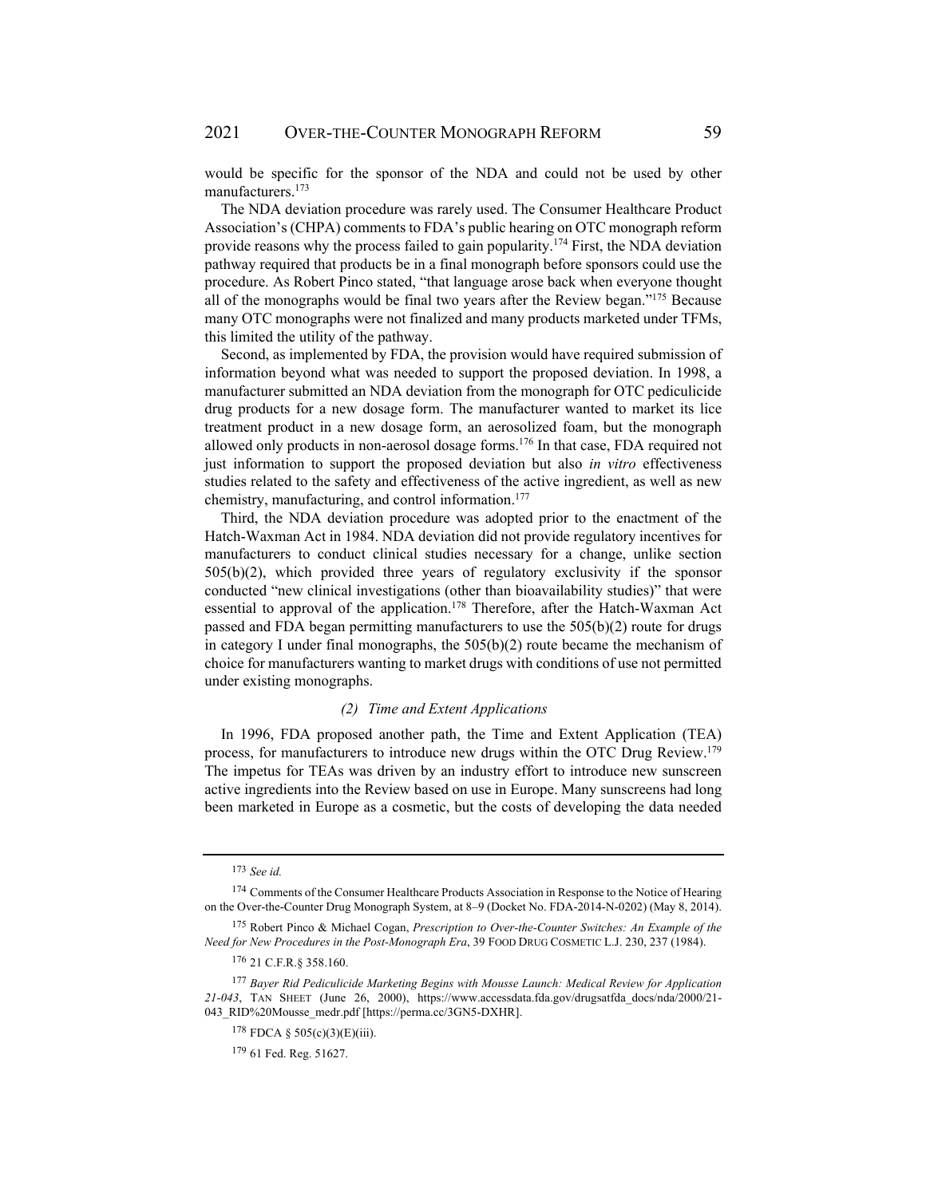would be specific for the sponsor of the NDA and could not be used by other manufacturers.[173]

The NDA deviation procedure was rarely used. The Consumer Healthcare Product Association's (CHPA) comments to FDA's public hearing on OTC monograph reform provide reasons why the process failed to gain popularity.[174] First, the NDA deviation pathway required that products be in a final monograph before sponsors could use the procedure. As Robert Pinco stated, "that language arose back when everyone thought all of the monographs would be final two years after the Review began."[175] Because many OTC monographs were not finalized and many products marketed under TFMs, this limited the utility of the pathway.

Second, as implemented by FDA, the provision would have required submission of information beyond what was needed to support the proposed deviation. In 1998, a manufacturer submitted an NDA deviation from the monograph for OTC pediculicide drug products for a new dosage form. The manufacturer wanted to market its lice treatment product in a new dosage form, an aerosolized foam, but the monograph allowed only products in non-aerosol dosage forms.[176] In that case, FDA required not just information to support the proposed deviation but also *in vitro* effectiveness studies related to the safety and effectiveness of the active ingredient, as well as new chemistry, manufacturing, and control information.[177]

Third, the NDA deviation procedure was adopted prior to the enactment of the Hatch-Waxman Act in 1984. NDA deviation did not provide regulatory incentives for manufacturers to conduct clinical studies necessary for a change, unlike section 505(b)(2), which provided three years of regulatory exclusivity if the sponsor conducted "new clinical investigations (other than bioavailability studies)" that were essential to approval of the application.[178] Therefore, after the Hatch-Waxman Act passed and FDA began permitting manufacturers to use the 505(b)(2) route for drugs in category I under final monographs, the 505(b)(2) route became the mechanism of choice for manufacturers wanting to market drugs with conditions of use not permitted under existing monographs.

*(2) Time and Extent Applications*

In 1996, FDA proposed another path, the Time and Extent Application (TEA) process, for manufacturers to introduce new drugs within the OTC Drug Review.[179] The impetus for TEAs was driven by an industry effort to introduce new sunscreen active ingredients into the Review based on use in Europe. Many sunscreens had long been marketed in Europe as a cosmetic, but the costs of developing the data needed

---

[173] *See id.*

[174] Comments of the Consumer Healthcare Products Association in Response to the Notice of Hearing on the Over-the-Counter Drug Monograph System, at 8–9 (Docket No. FDA-2014-N-0202) (May 8, 2014).

[175] Robert Pinco & Michael Cogan, *Prescription to Over-the-Counter Switches: An Example of the Need for New Procedures in the Post-Monograph Era*, 39 FOOD DRUG COSMETIC L.J. 230, 237 (1984).

[176] 21 C.F.R.§ 358.160.

[177] *Bayer Rid Pediculicide Marketing Begins with Mousse Launch: Medical Review for Application 21-043*, TAN SHEET (June 26, 2000), https://www.accessdata.fda.gov/drugsatfda_docs/nda/2000/21-043_RID%20Mousse_medr.pdf [https://perma.cc/3GN5-DXHR].

[178] FDCA § 505(c)(3)(E)(iii).

[179] 61 Fed. Reg. 51627.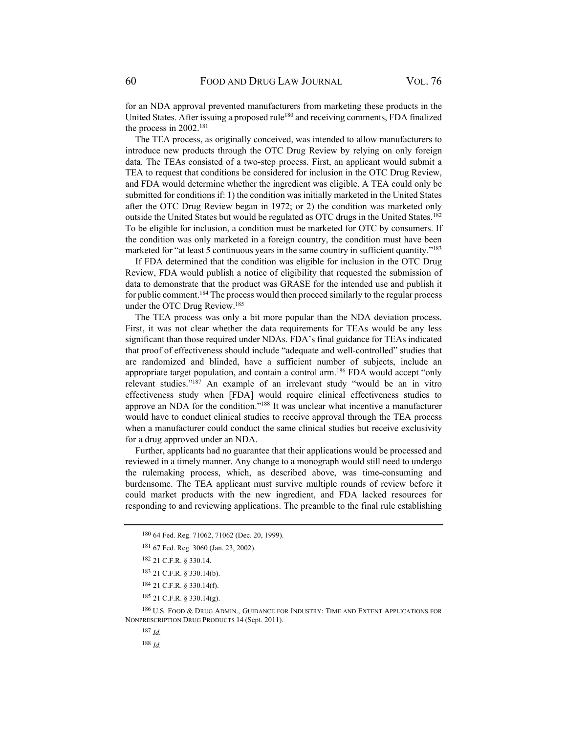for an NDA approval prevented manufacturers from marketing these products in the United States. After issuing a proposed rule[180] and receiving comments, FDA finalized the process in 2002.[181]

The TEA process, as originally conceived, was intended to allow manufacturers to introduce new products through the OTC Drug Review by relying on only foreign data. The TEAs consisted of a two-step process. First, an applicant would submit a TEA to request that conditions be considered for inclusion in the OTC Drug Review, and FDA would determine whether the ingredient was eligible. A TEA could only be submitted for conditions if: 1) the condition was initially marketed in the United States after the OTC Drug Review began in 1972; or 2) the condition was marketed only outside the United States but would be regulated as OTC drugs in the United States.[182] To be eligible for inclusion, a condition must be marketed for OTC by consumers. If the condition was only marketed in a foreign country, the condition must have been marketed for "at least 5 continuous years in the same country in sufficient quantity."[183]

If FDA determined that the condition was eligible for inclusion in the OTC Drug Review, FDA would publish a notice of eligibility that requested the submission of data to demonstrate that the product was GRASE for the intended use and publish it for public comment.[184] The process would then proceed similarly to the regular process under the OTC Drug Review.[185]

The TEA process was only a bit more popular than the NDA deviation process. First, it was not clear whether the data requirements for TEAs would be any less significant than those required under NDAs. FDA's final guidance for TEAs indicated that proof of effectiveness should include "adequate and well-controlled" studies that are randomized and blinded, have a sufficient number of subjects, include an appropriate target population, and contain a control arm.[186] FDA would accept "only relevant studies."[187] An example of an irrelevant study "would be an in vitro effectiveness study when [FDA] would require clinical effectiveness studies to approve an NDA for the condition."[188] It was unclear what incentive a manufacturer would have to conduct clinical studies to receive approval through the TEA process when a manufacturer could conduct the same clinical studies but receive exclusivity for a drug approved under an NDA.

Further, applicants had no guarantee that their applications would be processed and reviewed in a timely manner. Any change to a monograph would still need to undergo the rulemaking process, which, as described above, was time-consuming and burdensome. The TEA applicant must survive multiple rounds of review before it could market products with the new ingredient, and FDA lacked resources for responding to and reviewing applications. The preamble to the final rule establishing

---

180 64 Fed. Reg. 71062, 71062 (Dec. 20, 1999).

181 67 Fed. Reg. 3060 (Jan. 23, 2002).

182 21 C.F.R. § 330.14.

183 21 C.F.R. § 330.14(b).

184 21 C.F.R. § 330.14(f).

185 21 C.F.R. § 330.14(g).

186 U.S. FOOD & DRUG ADMIN., GUIDANCE FOR INDUSTRY: TIME AND EXTENT APPLICATIONS FOR NONPRESCRIPTION DRUG PRODUCTS 14 (Sept. 2011).

187 *Id.*

188 *Id.*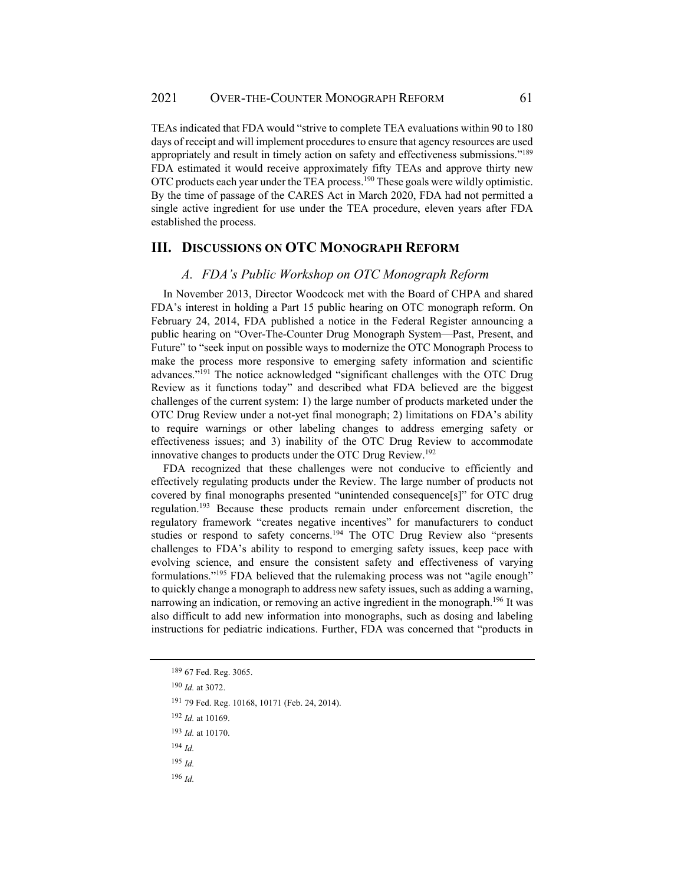TEAs indicated that FDA would "strive to complete TEA evaluations within 90 to 180 days of receipt and will implement procedures to ensure that agency resources are used appropriately and result in timely action on safety and effectiveness submissions."[189] FDA estimated it would receive approximately fifty TEAs and approve thirty new OTC products each year under the TEA process.[190] These goals were wildly optimistic. By the time of passage of the CARES Act in March 2020, FDA had not permitted a single active ingredient for use under the TEA procedure, eleven years after FDA established the process.

## III. Discussions on OTC Monograph Reform

### *A. FDA's Public Workshop on OTC Monograph Reform*

In November 2013, Director Woodcock met with the Board of CHPA and shared FDA's interest in holding a Part 15 public hearing on OTC monograph reform. On February 24, 2014, FDA published a notice in the Federal Register announcing a public hearing on "Over-The-Counter Drug Monograph System—Past, Present, and Future" to "seek input on possible ways to modernize the OTC Monograph Process to make the process more responsive to emerging safety information and scientific advances."[191] The notice acknowledged "significant challenges with the OTC Drug Review as it functions today" and described what FDA believed are the biggest challenges of the current system: 1) the large number of products marketed under the OTC Drug Review under a not-yet final monograph; 2) limitations on FDA's ability to require warnings or other labeling changes to address emerging safety or effectiveness issues; and 3) inability of the OTC Drug Review to accommodate innovative changes to products under the OTC Drug Review.[192]

FDA recognized that these challenges were not conducive to efficiently and effectively regulating products under the Review. The large number of products not covered by final monographs presented "unintended consequence[s]" for OTC drug regulation.[193] Because these products remain under enforcement discretion, the regulatory framework "creates negative incentives" for manufacturers to conduct studies or respond to safety concerns.[194] The OTC Drug Review also "presents challenges to FDA's ability to respond to emerging safety issues, keep pace with evolving science, and ensure the consistent safety and effectiveness of varying formulations."[195] FDA believed that the rulemaking process was not "agile enough" to quickly change a monograph to address new safety issues, such as adding a warning, narrowing an indication, or removing an active ingredient in the monograph.[196] It was also difficult to add new information into monographs, such as dosing and labeling instructions for pediatric indications. Further, FDA was concerned that "products in

---

[189] 67 Fed. Reg. 3065.

[190] *Id.* at 3072.

[191] 79 Fed. Reg. 10168, 10171 (Feb. 24, 2014).

[192] *Id.* at 10169.

[193] *Id.* at 10170.

[194] *Id.*

[195] *Id.*

[196] *Id.*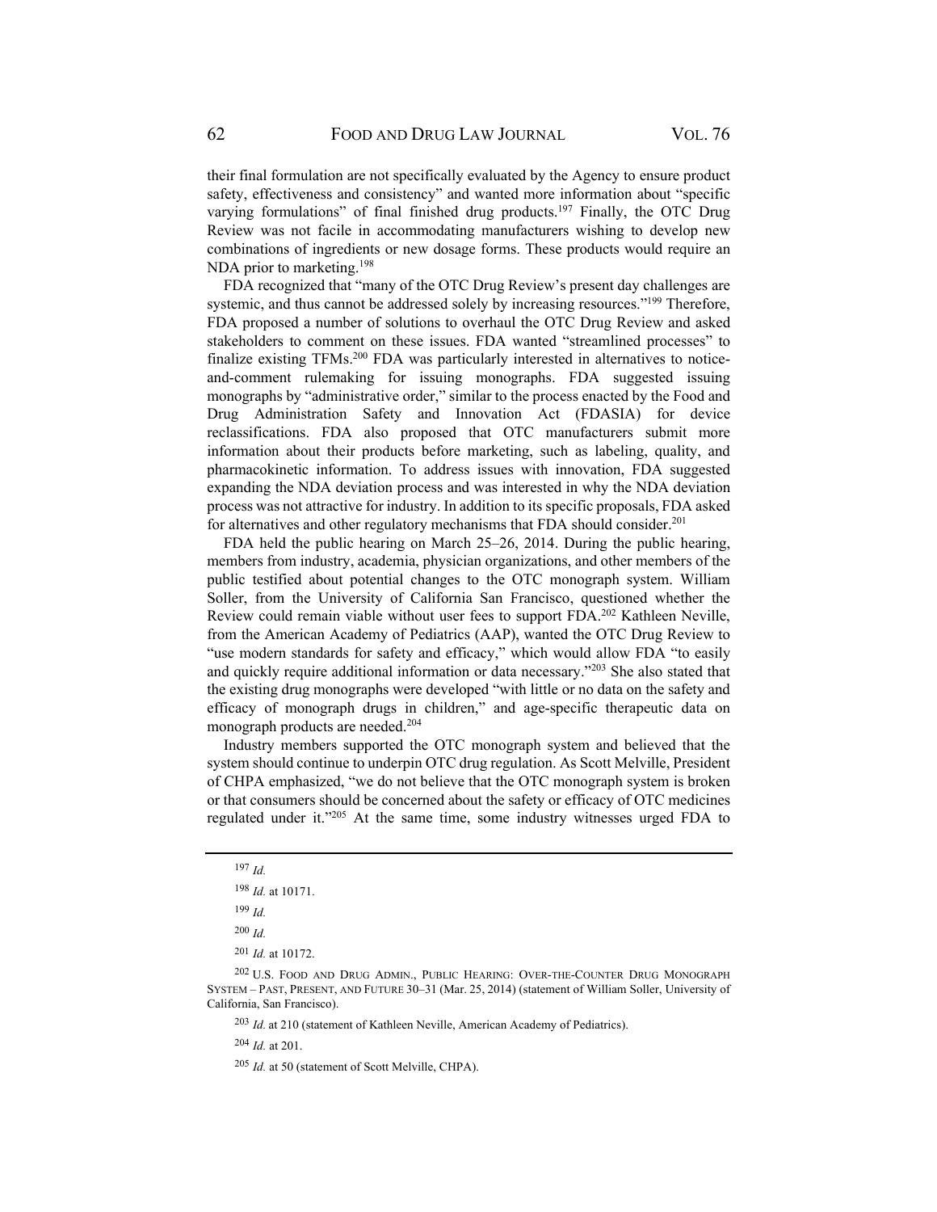their final formulation are not specifically evaluated by the Agency to ensure product safety, effectiveness and consistency" and wanted more information about "specific varying formulations" of final finished drug products.[197] Finally, the OTC Drug Review was not facile in accommodating manufacturers wishing to develop new combinations of ingredients or new dosage forms. These products would require an NDA prior to marketing.[198]

FDA recognized that "many of the OTC Drug Review's present day challenges are systemic, and thus cannot be addressed solely by increasing resources."[199] Therefore, FDA proposed a number of solutions to overhaul the OTC Drug Review and asked stakeholders to comment on these issues. FDA wanted "streamlined processes" to finalize existing TFMs.[200] FDA was particularly interested in alternatives to notice-and-comment rulemaking for issuing monographs. FDA suggested issuing monographs by "administrative order," similar to the process enacted by the Food and Drug Administration Safety and Innovation Act (FDASIA) for device reclassifications. FDA also proposed that OTC manufacturers submit more information about their products before marketing, such as labeling, quality, and pharmacokinetic information. To address issues with innovation, FDA suggested expanding the NDA deviation process and was interested in why the NDA deviation process was not attractive for industry. In addition to its specific proposals, FDA asked for alternatives and other regulatory mechanisms that FDA should consider.[201]

FDA held the public hearing on March 25–26, 2014. During the public hearing, members from industry, academia, physician organizations, and other members of the public testified about potential changes to the OTC monograph system. William Soller, from the University of California San Francisco, questioned whether the Review could remain viable without user fees to support FDA.[202] Kathleen Neville, from the American Academy of Pediatrics (AAP), wanted the OTC Drug Review to "use modern standards for safety and efficacy," which would allow FDA "to easily and quickly require additional information or data necessary."[203] She also stated that the existing drug monographs were developed "with little or no data on the safety and efficacy of monograph drugs in children," and age-specific therapeutic data on monograph products are needed.[204]

Industry members supported the OTC monograph system and believed that the system should continue to underpin OTC drug regulation. As Scott Melville, President of CHPA emphasized, "we do not believe that the OTC monograph system is broken or that consumers should be concerned about the safety or efficacy of OTC medicines regulated under it."[205] At the same time, some industry witnesses urged FDA to

---

[197] *Id.*

[198] *Id.* at 10171.

[199] *Id.*

[200] *Id.*

[201] *Id.* at 10172.

[202] U.S. FOOD AND DRUG ADMIN., PUBLIC HEARING: OVER-THE-COUNTER DRUG MONOGRAPH SYSTEM – PAST, PRESENT, AND FUTURE 30–31 (Mar. 25, 2014) (statement of William Soller, University of California, San Francisco).

[203] *Id.* at 210 (statement of Kathleen Neville, American Academy of Pediatrics).

[204] *Id.* at 201.

[205] *Id.* at 50 (statement of Scott Melville, CHPA).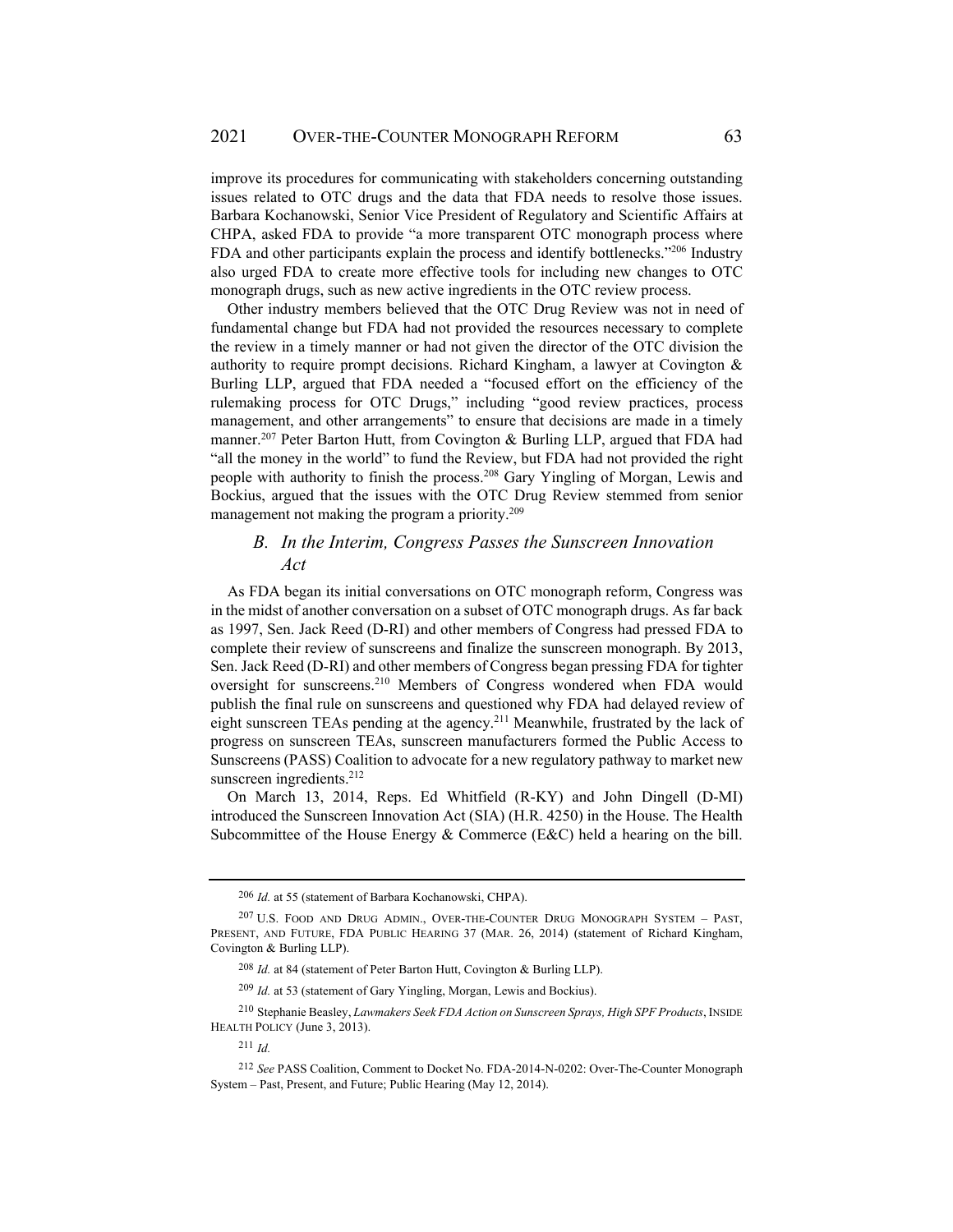improve its procedures for communicating with stakeholders concerning outstanding issues related to OTC drugs and the data that FDA needs to resolve those issues. Barbara Kochanowski, Senior Vice President of Regulatory and Scientific Affairs at CHPA, asked FDA to provide "a more transparent OTC monograph process where FDA and other participants explain the process and identify bottlenecks."[206] Industry also urged FDA to create more effective tools for including new changes to OTC monograph drugs, such as new active ingredients in the OTC review process.

Other industry members believed that the OTC Drug Review was not in need of fundamental change but FDA had not provided the resources necessary to complete the review in a timely manner or had not given the director of the OTC division the authority to require prompt decisions. Richard Kingham, a lawyer at Covington & Burling LLP, argued that FDA needed a "focused effort on the efficiency of the rulemaking process for OTC Drugs," including "good review practices, process management, and other arrangements" to ensure that decisions are made in a timely manner.[207] Peter Barton Hutt, from Covington & Burling LLP, argued that FDA had "all the money in the world" to fund the Review, but FDA had not provided the right people with authority to finish the process.[208] Gary Yingling of Morgan, Lewis and Bockius, argued that the issues with the OTC Drug Review stemmed from senior management not making the program a priority.[209]

## *B. In the Interim, Congress Passes the Sunscreen Innovation Act*

As FDA began its initial conversations on OTC monograph reform, Congress was in the midst of another conversation on a subset of OTC monograph drugs. As far back as 1997, Sen. Jack Reed (D-RI) and other members of Congress had pressed FDA to complete their review of sunscreens and finalize the sunscreen monograph. By 2013, Sen. Jack Reed (D-RI) and other members of Congress began pressing FDA for tighter oversight for sunscreens.[210] Members of Congress wondered when FDA would publish the final rule on sunscreens and questioned why FDA had delayed review of eight sunscreen TEAs pending at the agency.[211] Meanwhile, frustrated by the lack of progress on sunscreen TEAs, sunscreen manufacturers formed the Public Access to Sunscreens (PASS) Coalition to advocate for a new regulatory pathway to market new sunscreen ingredients.[212]

On March 13, 2014, Reps. Ed Whitfield (R-KY) and John Dingell (D-MI) introduced the Sunscreen Innovation Act (SIA) (H.R. 4250) in the House. The Health Subcommittee of the House Energy & Commerce (E&C) held a hearing on the bill.

---

[206] *Id.* at 55 (statement of Barbara Kochanowski, CHPA).

[207] U.S. FOOD AND DRUG ADMIN., OVER-THE-COUNTER DRUG MONOGRAPH SYSTEM – PAST, PRESENT, AND FUTURE, FDA PUBLIC HEARING 37 (MAR. 26, 2014) (statement of Richard Kingham, Covington & Burling LLP).

[208] *Id.* at 84 (statement of Peter Barton Hutt, Covington & Burling LLP).

[209] *Id.* at 53 (statement of Gary Yingling, Morgan, Lewis and Bockius).

[210] Stephanie Beasley, *Lawmakers Seek FDA Action on Sunscreen Sprays, High SPF Products*, INSIDE HEALTH POLICY (June 3, 2013).

[211] *Id.*

[212] *See* PASS Coalition, Comment to Docket No. FDA-2014-N-0202: Over-The-Counter Monograph System – Past, Present, and Future; Public Hearing (May 12, 2014).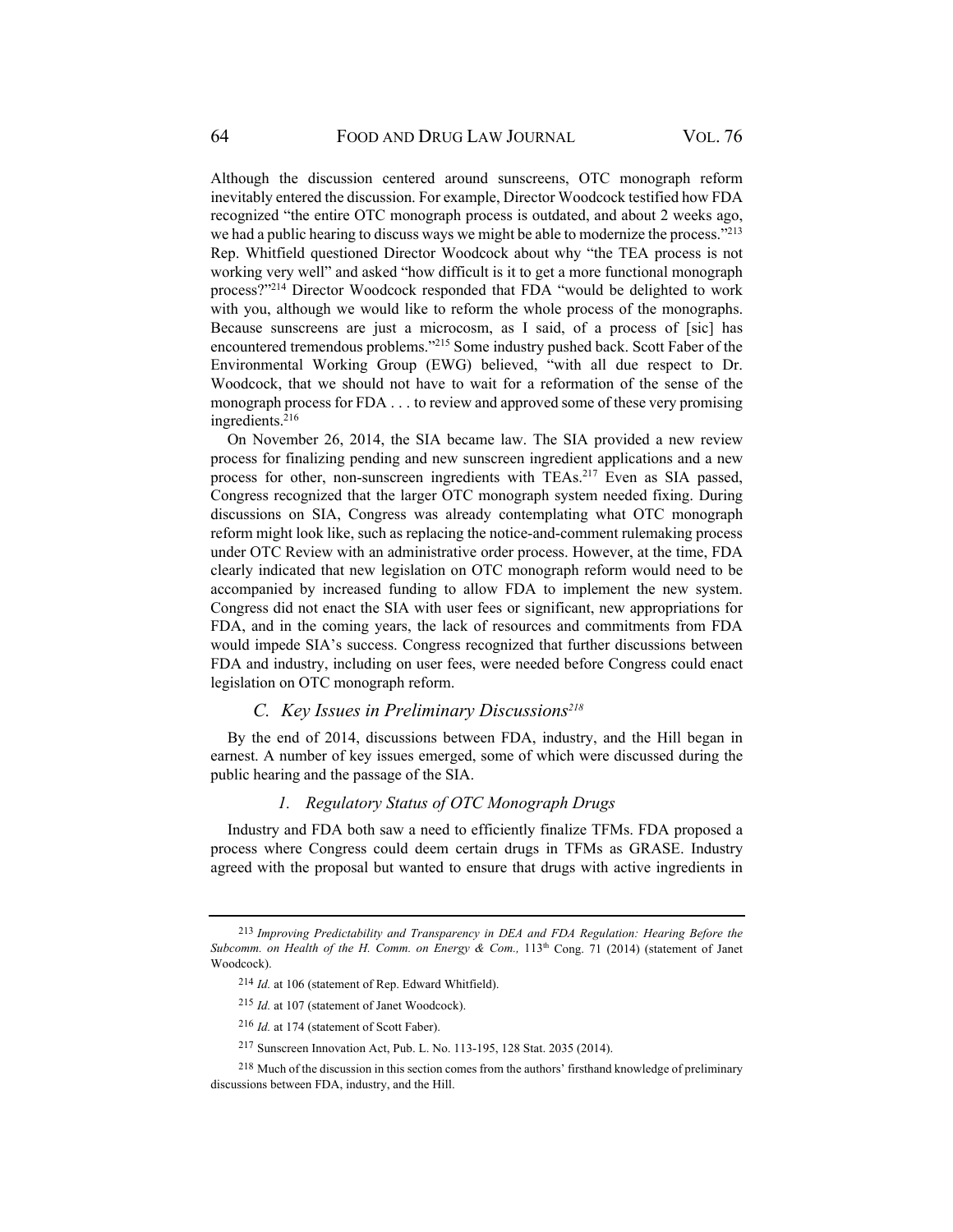Although the discussion centered around sunscreens, OTC monograph reform inevitably entered the discussion. For example, Director Woodcock testified how FDA recognized "the entire OTC monograph process is outdated, and about 2 weeks ago, we had a public hearing to discuss ways we might be able to modernize the process."[213] Rep. Whitfield questioned Director Woodcock about why "the TEA process is not working very well" and asked "how difficult is it to get a more functional monograph process?"[214] Director Woodcock responded that FDA "would be delighted to work with you, although we would like to reform the whole process of the monographs. Because sunscreens are just a microcosm, as I said, of a process of [sic] has encountered tremendous problems."[215] Some industry pushed back. Scott Faber of the Environmental Working Group (EWG) believed, "with all due respect to Dr. Woodcock, that we should not have to wait for a reformation of the sense of the monograph process for FDA . . . to review and approved some of these very promising ingredients.[216]

On November 26, 2014, the SIA became law. The SIA provided a new review process for finalizing pending and new sunscreen ingredient applications and a new process for other, non-sunscreen ingredients with TEAs.[217] Even as SIA passed, Congress recognized that the larger OTC monograph system needed fixing. During discussions on SIA, Congress was already contemplating what OTC monograph reform might look like, such as replacing the notice-and-comment rulemaking process under OTC Review with an administrative order process. However, at the time, FDA clearly indicated that new legislation on OTC monograph reform would need to be accompanied by increased funding to allow FDA to implement the new system. Congress did not enact the SIA with user fees or significant, new appropriations for FDA, and in the coming years, the lack of resources and commitments from FDA would impede SIA's success. Congress recognized that further discussions between FDA and industry, including on user fees, were needed before Congress could enact legislation on OTC monograph reform.

### *C. Key Issues in Preliminary Discussions*[218]

By the end of 2014, discussions between FDA, industry, and the Hill began in earnest. A number of key issues emerged, some of which were discussed during the public hearing and the passage of the SIA.

#### *1. Regulatory Status of OTC Monograph Drugs*

Industry and FDA both saw a need to efficiently finalize TFMs. FDA proposed a process where Congress could deem certain drugs in TFMs as GRASE. Industry agreed with the proposal but wanted to ensure that drugs with active ingredients in

---

[213] *Improving Predictability and Transparency in DEA and FDA Regulation: Hearing Before the Subcomm. on Health of the H. Comm. on Energy & Com.,* 113th Cong. 71 (2014) (statement of Janet Woodcock).

[214] *Id.* at 106 (statement of Rep. Edward Whitfield).

[215] *Id.* at 107 (statement of Janet Woodcock).

[216] *Id.* at 174 (statement of Scott Faber).

[217] Sunscreen Innovation Act, Pub. L. No. 113-195, 128 Stat. 2035 (2014).

[218] Much of the discussion in this section comes from the authors' firsthand knowledge of preliminary discussions between FDA, industry, and the Hill.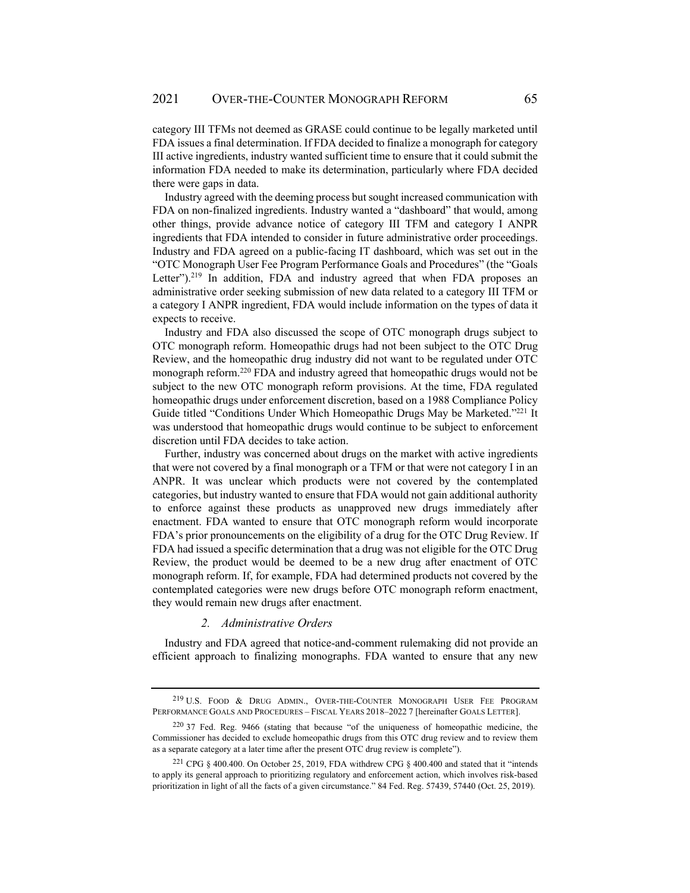category III TFMs not deemed as GRASE could continue to be legally marketed until FDA issues a final determination. If FDA decided to finalize a monograph for category III active ingredients, industry wanted sufficient time to ensure that it could submit the information FDA needed to make its determination, particularly where FDA decided there were gaps in data.

Industry agreed with the deeming process but sought increased communication with FDA on non-finalized ingredients. Industry wanted a "dashboard" that would, among other things, provide advance notice of category III TFM and category I ANPR ingredients that FDA intended to consider in future administrative order proceedings. Industry and FDA agreed on a public-facing IT dashboard, which was set out in the "OTC Monograph User Fee Program Performance Goals and Procedures" (the "Goals Letter").[219] In addition, FDA and industry agreed that when FDA proposes an administrative order seeking submission of new data related to a category III TFM or a category I ANPR ingredient, FDA would include information on the types of data it expects to receive.

Industry and FDA also discussed the scope of OTC monograph drugs subject to OTC monograph reform. Homeopathic drugs had not been subject to the OTC Drug Review, and the homeopathic drug industry did not want to be regulated under OTC monograph reform.[220] FDA and industry agreed that homeopathic drugs would not be subject to the new OTC monograph reform provisions. At the time, FDA regulated homeopathic drugs under enforcement discretion, based on a 1988 Compliance Policy Guide titled "Conditions Under Which Homeopathic Drugs May be Marketed."[221] It was understood that homeopathic drugs would continue to be subject to enforcement discretion until FDA decides to take action.

Further, industry was concerned about drugs on the market with active ingredients that were not covered by a final monograph or a TFM or that were not category I in an ANPR. It was unclear which products were not covered by the contemplated categories, but industry wanted to ensure that FDA would not gain additional authority to enforce against these products as unapproved new drugs immediately after enactment. FDA wanted to ensure that OTC monograph reform would incorporate FDA's prior pronouncements on the eligibility of a drug for the OTC Drug Review. If FDA had issued a specific determination that a drug was not eligible for the OTC Drug Review, the product would be deemed to be a new drug after enactment of OTC monograph reform. If, for example, FDA had determined products not covered by the contemplated categories were new drugs before OTC monograph reform enactment, they would remain new drugs after enactment.

### *2. Administrative Orders*

Industry and FDA agreed that notice-and-comment rulemaking did not provide an efficient approach to finalizing monographs. FDA wanted to ensure that any new

---

[219] U.S. Food & Drug Admin., Over-the-Counter Monograph User Fee Program Performance Goals and Procedures – Fiscal Years 2018–2022 7 [hereinafter Goals Letter].

[220] 37 Fed. Reg. 9466 (stating that because "of the uniqueness of homeopathic medicine, the Commissioner has decided to exclude homeopathic drugs from this OTC drug review and to review them as a separate category at a later time after the present OTC drug review is complete").

[221] CPG § 400.400. On October 25, 2019, FDA withdrew CPG § 400.400 and stated that it "intends to apply its general approach to prioritizing regulatory and enforcement action, which involves risk-based prioritization in light of all the facts of a given circumstance." 84 Fed. Reg. 57439, 57440 (Oct. 25, 2019).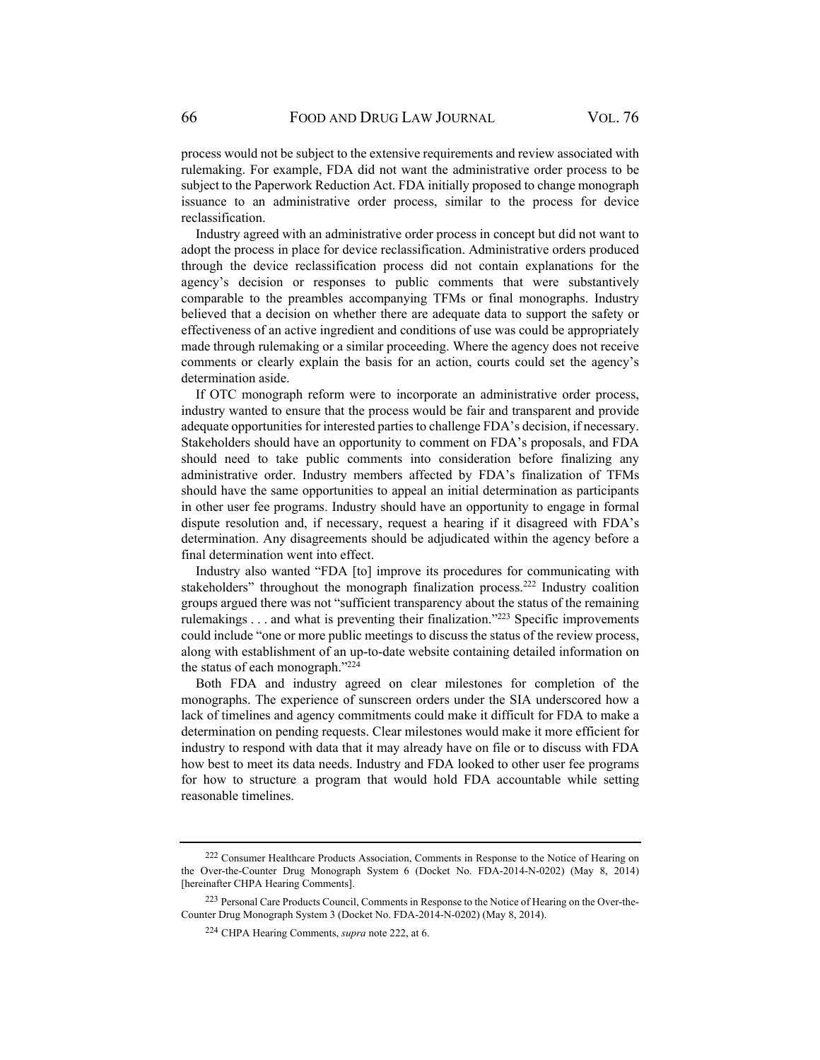process would not be subject to the extensive requirements and review associated with rulemaking. For example, FDA did not want the administrative order process to be subject to the Paperwork Reduction Act. FDA initially proposed to change monograph issuance to an administrative order process, similar to the process for device reclassification.

Industry agreed with an administrative order process in concept but did not want to adopt the process in place for device reclassification. Administrative orders produced through the device reclassification process did not contain explanations for the agency's decision or responses to public comments that were substantively comparable to the preambles accompanying TFMs or final monographs. Industry believed that a decision on whether there are adequate data to support the safety or effectiveness of an active ingredient and conditions of use was could be appropriately made through rulemaking or a similar proceeding. Where the agency does not receive comments or clearly explain the basis for an action, courts could set the agency's determination aside.

If OTC monograph reform were to incorporate an administrative order process, industry wanted to ensure that the process would be fair and transparent and provide adequate opportunities for interested parties to challenge FDA's decision, if necessary. Stakeholders should have an opportunity to comment on FDA's proposals, and FDA should need to take public comments into consideration before finalizing any administrative order. Industry members affected by FDA's finalization of TFMs should have the same opportunities to appeal an initial determination as participants in other user fee programs. Industry should have an opportunity to engage in formal dispute resolution and, if necessary, request a hearing if it disagreed with FDA's determination. Any disagreements should be adjudicated within the agency before a final determination went into effect.

Industry also wanted "FDA [to] improve its procedures for communicating with stakeholders" throughout the monograph finalization process.[222] Industry coalition groups argued there was not "sufficient transparency about the status of the remaining rulemakings . . . and what is preventing their finalization."[223] Specific improvements could include "one or more public meetings to discuss the status of the review process, along with establishment of an up-to-date website containing detailed information on the status of each monograph."[224]

Both FDA and industry agreed on clear milestones for completion of the monographs. The experience of sunscreen orders under the SIA underscored how a lack of timelines and agency commitments could make it difficult for FDA to make a determination on pending requests. Clear milestones would make it more efficient for industry to respond with data that it may already have on file or to discuss with FDA how best to meet its data needs. Industry and FDA looked to other user fee programs for how to structure a program that would hold FDA accountable while setting reasonable timelines.

---

[222] Consumer Healthcare Products Association, Comments in Response to the Notice of Hearing on the Over-the-Counter Drug Monograph System 6 (Docket No. FDA-2014-N-0202) (May 8, 2014) [hereinafter CHPA Hearing Comments].

[223] Personal Care Products Council, Comments in Response to the Notice of Hearing on the Over-the-Counter Drug Monograph System 3 (Docket No. FDA-2014-N-0202) (May 8, 2014).

[224] CHPA Hearing Comments, *supra* note 222, at 6.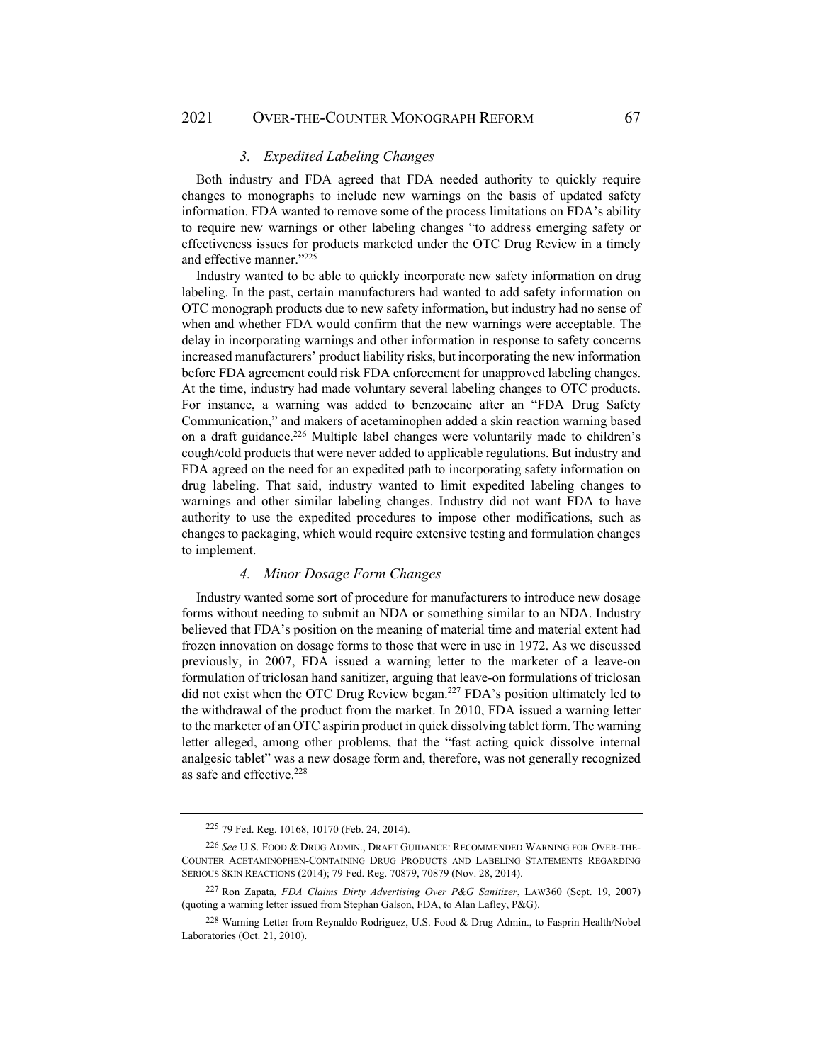### *3. Expedited Labeling Changes*

Both industry and FDA agreed that FDA needed authority to quickly require changes to monographs to include new warnings on the basis of updated safety information. FDA wanted to remove some of the process limitations on FDA's ability to require new warnings or other labeling changes "to address emerging safety or effectiveness issues for products marketed under the OTC Drug Review in a timely and effective manner."[225]

Industry wanted to be able to quickly incorporate new safety information on drug labeling. In the past, certain manufacturers had wanted to add safety information on OTC monograph products due to new safety information, but industry had no sense of when and whether FDA would confirm that the new warnings were acceptable. The delay in incorporating warnings and other information in response to safety concerns increased manufacturers' product liability risks, but incorporating the new information before FDA agreement could risk FDA enforcement for unapproved labeling changes. At the time, industry had made voluntary several labeling changes to OTC products. For instance, a warning was added to benzocaine after an "FDA Drug Safety Communication," and makers of acetaminophen added a skin reaction warning based on a draft guidance.[226] Multiple label changes were voluntarily made to children's cough/cold products that were never added to applicable regulations. But industry and FDA agreed on the need for an expedited path to incorporating safety information on drug labeling. That said, industry wanted to limit expedited labeling changes to warnings and other similar labeling changes. Industry did not want FDA to have authority to use the expedited procedures to impose other modifications, such as changes to packaging, which would require extensive testing and formulation changes to implement.

### *4. Minor Dosage Form Changes*

Industry wanted some sort of procedure for manufacturers to introduce new dosage forms without needing to submit an NDA or something similar to an NDA. Industry believed that FDA's position on the meaning of material time and material extent had frozen innovation on dosage forms to those that were in use in 1972. As we discussed previously, in 2007, FDA issued a warning letter to the marketer of a leave-on formulation of triclosan hand sanitizer, arguing that leave-on formulations of triclosan did not exist when the OTC Drug Review began.[227] FDA's position ultimately led to the withdrawal of the product from the market. In 2010, FDA issued a warning letter to the marketer of an OTC aspirin product in quick dissolving tablet form. The warning letter alleged, among other problems, that the "fast acting quick dissolve internal analgesic tablet" was a new dosage form and, therefore, was not generally recognized as safe and effective.[228]

---

[225] 79 Fed. Reg. 10168, 10170 (Feb. 24, 2014).

[226] *See* U.S. FOOD & DRUG ADMIN., DRAFT GUIDANCE: RECOMMENDED WARNING FOR OVER-THE-COUNTER ACETAMINOPHEN-CONTAINING DRUG PRODUCTS AND LABELING STATEMENTS REGARDING SERIOUS SKIN REACTIONS (2014); 79 Fed. Reg. 70879, 70879 (Nov. 28, 2014).

[227] Ron Zapata, *FDA Claims Dirty Advertising Over P&G Sanitizer*, LAW360 (Sept. 19, 2007) (quoting a warning letter issued from Stephan Galson, FDA, to Alan Lafley, P&G).

[228] Warning Letter from Reynaldo Rodriguez, U.S. Food & Drug Admin., to Fasprin Health/Nobel Laboratories (Oct. 21, 2010).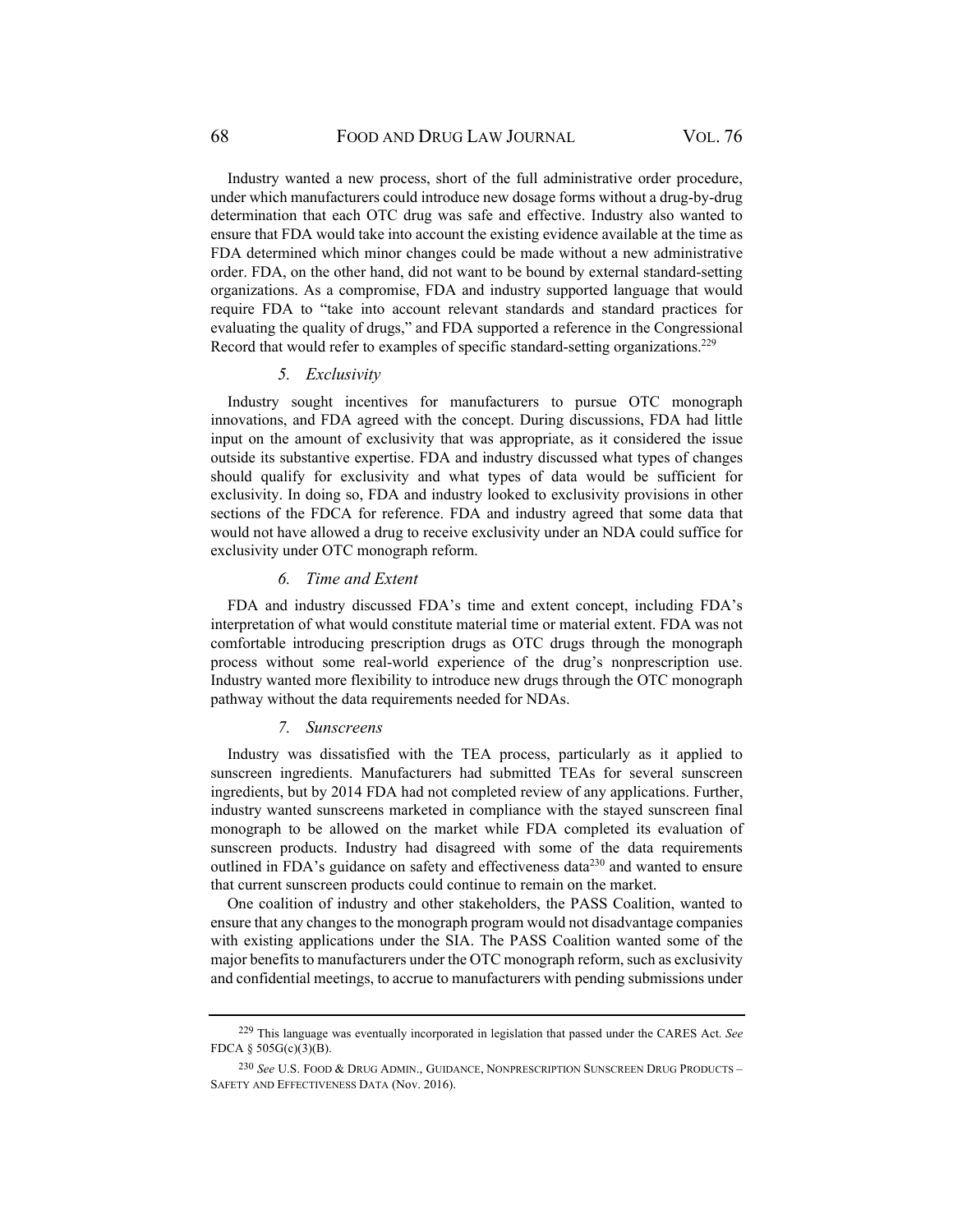Industry wanted a new process, short of the full administrative order procedure, under which manufacturers could introduce new dosage forms without a drug-by-drug determination that each OTC drug was safe and effective. Industry also wanted to ensure that FDA would take into account the existing evidence available at the time as FDA determined which minor changes could be made without a new administrative order. FDA, on the other hand, did not want to be bound by external standard-setting organizations. As a compromise, FDA and industry supported language that would require FDA to "take into account relevant standards and standard practices for evaluating the quality of drugs," and FDA supported a reference in the Congressional Record that would refer to examples of specific standard-setting organizations.[229]

#### *5. Exclusivity*

Industry sought incentives for manufacturers to pursue OTC monograph innovations, and FDA agreed with the concept. During discussions, FDA had little input on the amount of exclusivity that was appropriate, as it considered the issue outside its substantive expertise. FDA and industry discussed what types of changes should qualify for exclusivity and what types of data would be sufficient for exclusivity. In doing so, FDA and industry looked to exclusivity provisions in other sections of the FDCA for reference. FDA and industry agreed that some data that would not have allowed a drug to receive exclusivity under an NDA could suffice for exclusivity under OTC monograph reform.

#### *6. Time and Extent*

FDA and industry discussed FDA's time and extent concept, including FDA's interpretation of what would constitute material time or material extent. FDA was not comfortable introducing prescription drugs as OTC drugs through the monograph process without some real-world experience of the drug's nonprescription use. Industry wanted more flexibility to introduce new drugs through the OTC monograph pathway without the data requirements needed for NDAs.

#### *7. Sunscreens*

Industry was dissatisfied with the TEA process, particularly as it applied to sunscreen ingredients. Manufacturers had submitted TEAs for several sunscreen ingredients, but by 2014 FDA had not completed review of any applications. Further, industry wanted sunscreens marketed in compliance with the stayed sunscreen final monograph to be allowed on the market while FDA completed its evaluation of sunscreen products. Industry had disagreed with some of the data requirements outlined in FDA's guidance on safety and effectiveness data[230] and wanted to ensure that current sunscreen products could continue to remain on the market.

One coalition of industry and other stakeholders, the PASS Coalition, wanted to ensure that any changes to the monograph program would not disadvantage companies with existing applications under the SIA. The PASS Coalition wanted some of the major benefits to manufacturers under the OTC monograph reform, such as exclusivity and confidential meetings, to accrue to manufacturers with pending submissions under

---

[229] This language was eventually incorporated in legislation that passed under the CARES Act. *See* FDCA § 505G(c)(3)(B).

[230] *See* U.S. FOOD & DRUG ADMIN., GUIDANCE, NONPRESCRIPTION SUNSCREEN DRUG PRODUCTS – SAFETY AND EFFECTIVENESS DATA (Nov. 2016).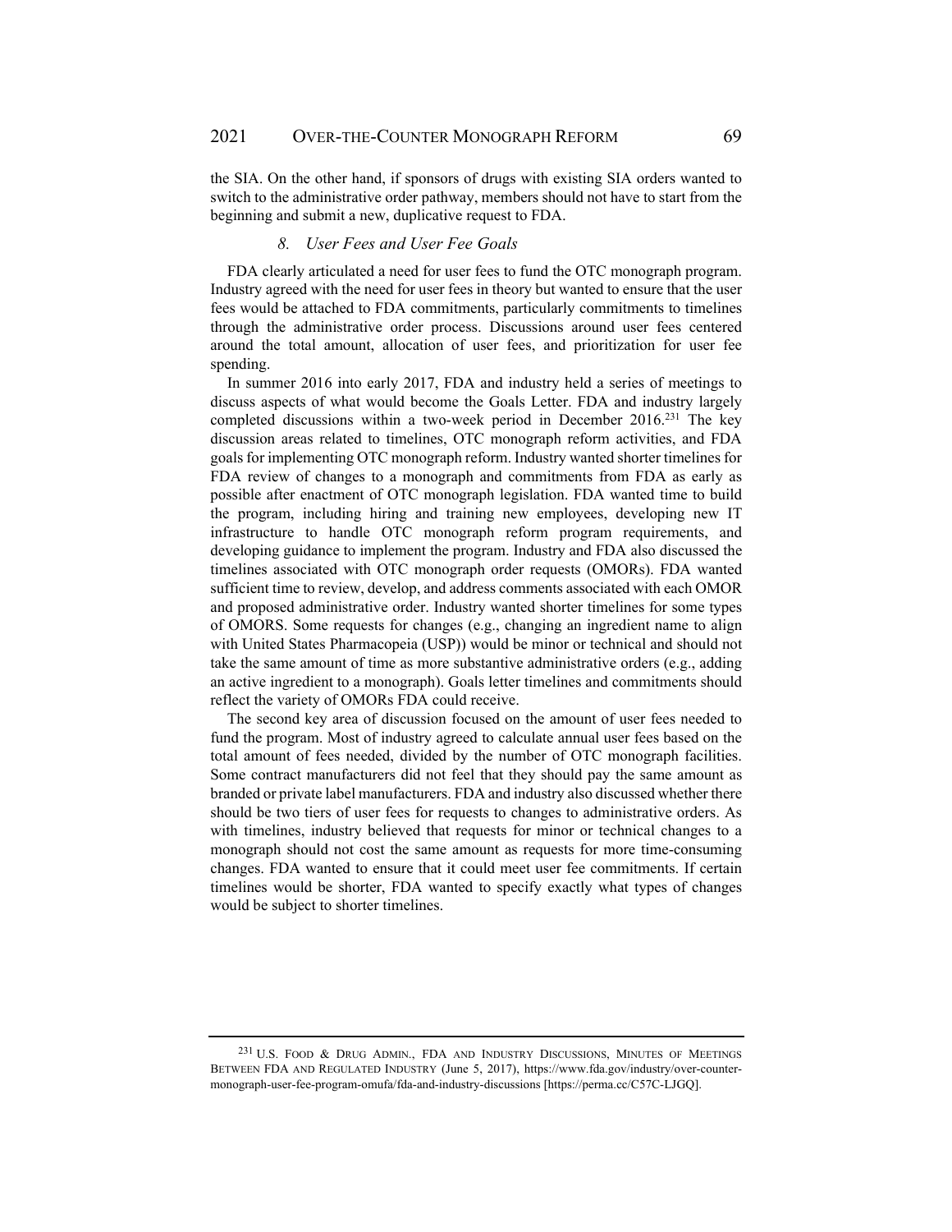the SIA. On the other hand, if sponsors of drugs with existing SIA orders wanted to switch to the administrative order pathway, members should not have to start from the beginning and submit a new, duplicative request to FDA.

### *8. User Fees and User Fee Goals*

FDA clearly articulated a need for user fees to fund the OTC monograph program. Industry agreed with the need for user fees in theory but wanted to ensure that the user fees would be attached to FDA commitments, particularly commitments to timelines through the administrative order process. Discussions around user fees centered around the total amount, allocation of user fees, and prioritization for user fee spending.

In summer 2016 into early 2017, FDA and industry held a series of meetings to discuss aspects of what would become the Goals Letter. FDA and industry largely completed discussions within a two-week period in December 2016.[231] The key discussion areas related to timelines, OTC monograph reform activities, and FDA goals for implementing OTC monograph reform. Industry wanted shorter timelines for FDA review of changes to a monograph and commitments from FDA as early as possible after enactment of OTC monograph legislation. FDA wanted time to build the program, including hiring and training new employees, developing new IT infrastructure to handle OTC monograph reform program requirements, and developing guidance to implement the program. Industry and FDA also discussed the timelines associated with OTC monograph order requests (OMORs). FDA wanted sufficient time to review, develop, and address comments associated with each OMOR and proposed administrative order. Industry wanted shorter timelines for some types of OMORS. Some requests for changes (e.g., changing an ingredient name to align with United States Pharmacopeia (USP)) would be minor or technical and should not take the same amount of time as more substantive administrative orders (e.g., adding an active ingredient to a monograph). Goals letter timelines and commitments should reflect the variety of OMORs FDA could receive.

The second key area of discussion focused on the amount of user fees needed to fund the program. Most of industry agreed to calculate annual user fees based on the total amount of fees needed, divided by the number of OTC monograph facilities. Some contract manufacturers did not feel that they should pay the same amount as branded or private label manufacturers. FDA and industry also discussed whether there should be two tiers of user fees for requests to changes to administrative orders. As with timelines, industry believed that requests for minor or technical changes to a monograph should not cost the same amount as requests for more time-consuming changes. FDA wanted to ensure that it could meet user fee commitments. If certain timelines would be shorter, FDA wanted to specify exactly what types of changes would be subject to shorter timelines.

---

[231] U.S. FOOD & DRUG ADMIN., FDA AND INDUSTRY DISCUSSIONS, MINUTES OF MEETINGS BETWEEN FDA AND REGULATED INDUSTRY (June 5, 2017), https://www.fda.gov/industry/over-counter-monograph-user-fee-program-omufa/fda-and-industry-discussions [https://perma.cc/C57C-LJGQ].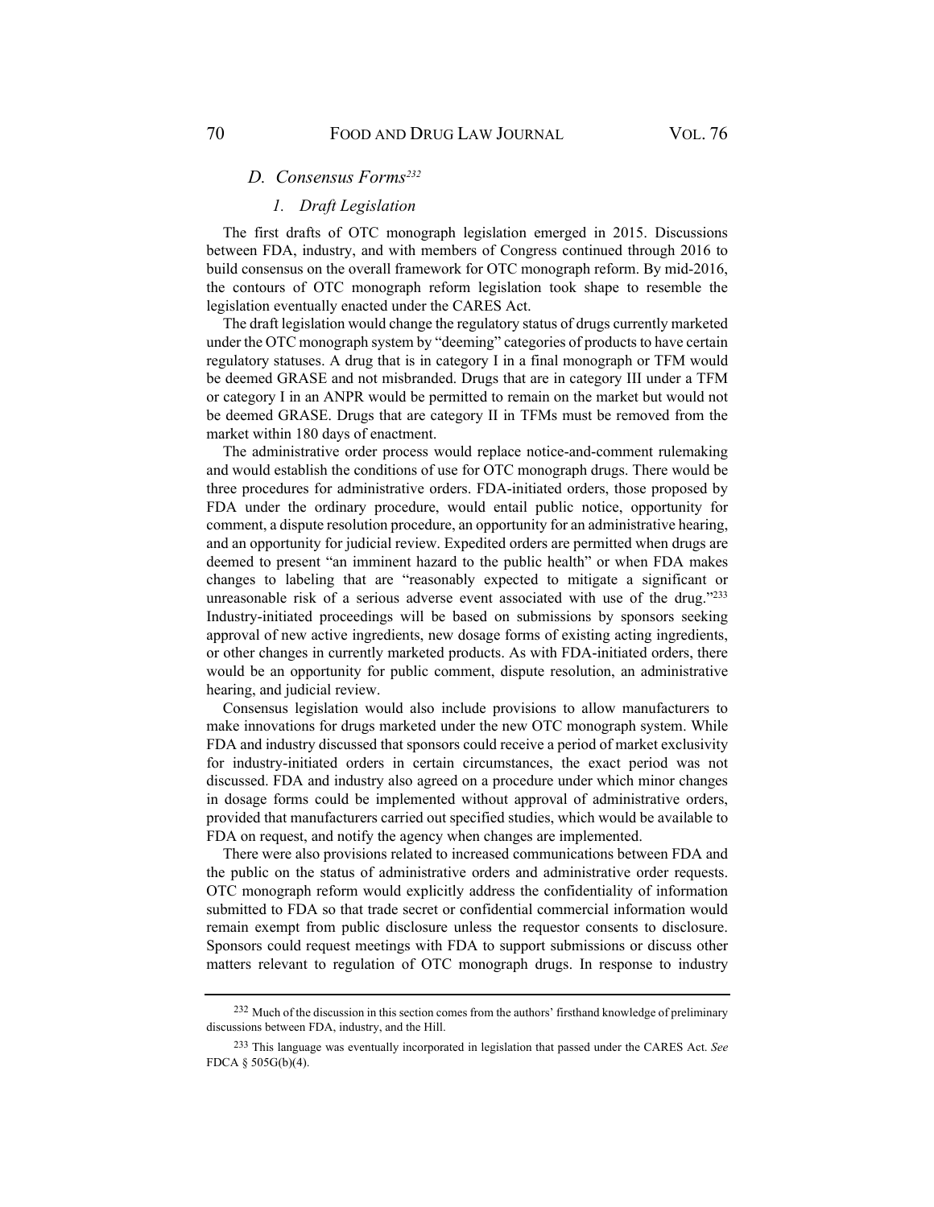### D. Consensus Forms[232]

#### 1. Draft Legislation

The first drafts of OTC monograph legislation emerged in 2015. Discussions between FDA, industry, and with members of Congress continued through 2016 to build consensus on the overall framework for OTC monograph reform. By mid-2016, the contours of OTC monograph reform legislation took shape to resemble the legislation eventually enacted under the CARES Act.

The draft legislation would change the regulatory status of drugs currently marketed under the OTC monograph system by "deeming" categories of products to have certain regulatory statuses. A drug that is in category I in a final monograph or TFM would be deemed GRASE and not misbranded. Drugs that are in category III under a TFM or category I in an ANPR would be permitted to remain on the market but would not be deemed GRASE. Drugs that are category II in TFMs must be removed from the market within 180 days of enactment.

The administrative order process would replace notice-and-comment rulemaking and would establish the conditions of use for OTC monograph drugs. There would be three procedures for administrative orders. FDA-initiated orders, those proposed by FDA under the ordinary procedure, would entail public notice, opportunity for comment, a dispute resolution procedure, an opportunity for an administrative hearing, and an opportunity for judicial review. Expedited orders are permitted when drugs are deemed to present "an imminent hazard to the public health" or when FDA makes changes to labeling that are "reasonably expected to mitigate a significant or unreasonable risk of a serious adverse event associated with use of the drug."[233] Industry-initiated proceedings will be based on submissions by sponsors seeking approval of new active ingredients, new dosage forms of existing acting ingredients, or other changes in currently marketed products. As with FDA-initiated orders, there would be an opportunity for public comment, dispute resolution, an administrative hearing, and judicial review.

Consensus legislation would also include provisions to allow manufacturers to make innovations for drugs marketed under the new OTC monograph system. While FDA and industry discussed that sponsors could receive a period of market exclusivity for industry-initiated orders in certain circumstances, the exact period was not discussed. FDA and industry also agreed on a procedure under which minor changes in dosage forms could be implemented without approval of administrative orders, provided that manufacturers carried out specified studies, which would be available to FDA on request, and notify the agency when changes are implemented.

There were also provisions related to increased communications between FDA and the public on the status of administrative orders and administrative order requests. OTC monograph reform would explicitly address the confidentiality of information submitted to FDA so that trade secret or confidential commercial information would remain exempt from public disclosure unless the requestor consents to disclosure. Sponsors could request meetings with FDA to support submissions or discuss other matters relevant to regulation of OTC monograph drugs. In response to industry

---

[232] Much of the discussion in this section comes from the authors' firsthand knowledge of preliminary discussions between FDA, industry, and the Hill.

[233] This language was eventually incorporated in legislation that passed under the CARES Act. *See* FDCA § 505G(b)(4).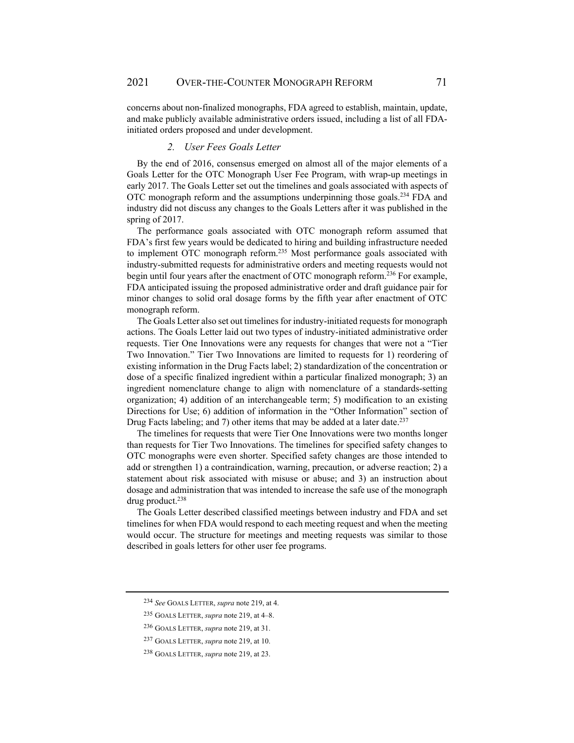concerns about non-finalized monographs, FDA agreed to establish, maintain, update, and make publicly available administrative orders issued, including a list of all FDA-initiated orders proposed and under development.

### 2. *User Fees Goals Letter*

By the end of 2016, consensus emerged on almost all of the major elements of a Goals Letter for the OTC Monograph User Fee Program, with wrap-up meetings in early 2017. The Goals Letter set out the timelines and goals associated with aspects of OTC monograph reform and the assumptions underpinning those goals.[234] FDA and industry did not discuss any changes to the Goals Letters after it was published in the spring of 2017.

The performance goals associated with OTC monograph reform assumed that FDA's first few years would be dedicated to hiring and building infrastructure needed to implement OTC monograph reform.[235] Most performance goals associated with industry-submitted requests for administrative orders and meeting requests would not begin until four years after the enactment of OTC monograph reform.[236] For example, FDA anticipated issuing the proposed administrative order and draft guidance pair for minor changes to solid oral dosage forms by the fifth year after enactment of OTC monograph reform.

The Goals Letter also set out timelines for industry-initiated requests for monograph actions. The Goals Letter laid out two types of industry-initiated administrative order requests. Tier One Innovations were any requests for changes that were not a "Tier Two Innovation." Tier Two Innovations are limited to requests for 1) reordering of existing information in the Drug Facts label; 2) standardization of the concentration or dose of a specific finalized ingredient within a particular finalized monograph; 3) an ingredient nomenclature change to align with nomenclature of a standards-setting organization; 4) addition of an interchangeable term; 5) modification to an existing Directions for Use; 6) addition of information in the "Other Information" section of Drug Facts labeling; and 7) other items that may be added at a later date.[237]

The timelines for requests that were Tier One Innovations were two months longer than requests for Tier Two Innovations. The timelines for specified safety changes to OTC monographs were even shorter. Specified safety changes are those intended to add or strengthen 1) a contraindication, warning, precaution, or adverse reaction; 2) a statement about risk associated with misuse or abuse; and 3) an instruction about dosage and administration that was intended to increase the safe use of the monograph drug product.[238]

The Goals Letter described classified meetings between industry and FDA and set timelines for when FDA would respond to each meeting request and when the meeting would occur. The structure for meetings and meeting requests was similar to those described in goals letters for other user fee programs.

---

[234] *See* GOALS LETTER, *supra* note 219, at 4.

[235] GOALS LETTER, *supra* note 219, at 4–8.

[236] GOALS LETTER, *supra* note 219, at 31.

[237] GOALS LETTER, *supra* note 219, at 10.

[238] GOALS LETTER, *supra* note 219, at 23.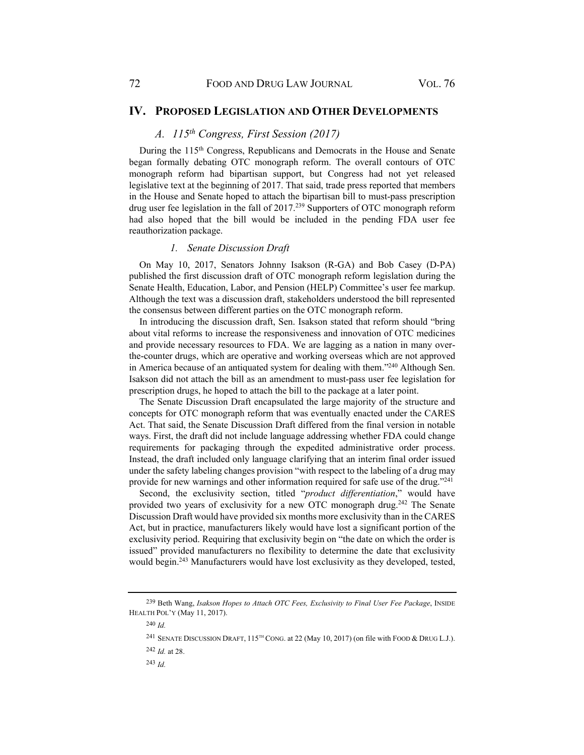## IV. PROPOSED LEGISLATION AND OTHER DEVELOPMENTS

### *A. 115th Congress, First Session (2017)*

During the 115th Congress, Republicans and Democrats in the House and Senate began formally debating OTC monograph reform. The overall contours of OTC monograph reform had bipartisan support, but Congress had not yet released legislative text at the beginning of 2017. That said, trade press reported that members in the House and Senate hoped to attach the bipartisan bill to must-pass prescription drug user fee legislation in the fall of 2017.[239] Supporters of OTC monograph reform had also hoped that the bill would be included in the pending FDA user fee reauthorization package.

#### *1. Senate Discussion Draft*

On May 10, 2017, Senators Johnny Isakson (R-GA) and Bob Casey (D-PA) published the first discussion draft of OTC monograph reform legislation during the Senate Health, Education, Labor, and Pension (HELP) Committee's user fee markup. Although the text was a discussion draft, stakeholders understood the bill represented the consensus between different parties on the OTC monograph reform.

In introducing the discussion draft, Sen. Isakson stated that reform should "bring about vital reforms to increase the responsiveness and innovation of OTC medicines and provide necessary resources to FDA. We are lagging as a nation in many over-the-counter drugs, which are operative and working overseas which are not approved in America because of an antiquated system for dealing with them."[240] Although Sen. Isakson did not attach the bill as an amendment to must-pass user fee legislation for prescription drugs, he hoped to attach the bill to the package at a later point.

The Senate Discussion Draft encapsulated the large majority of the structure and concepts for OTC monograph reform that was eventually enacted under the CARES Act. That said, the Senate Discussion Draft differed from the final version in notable ways. First, the draft did not include language addressing whether FDA could change requirements for packaging through the expedited administrative order process. Instead, the draft included only language clarifying that an interim final order issued under the safety labeling changes provision "with respect to the labeling of a drug may provide for new warnings and other information required for safe use of the drug."[241]

Second, the exclusivity section, titled "*product differentiation*," would have provided two years of exclusivity for a new OTC monograph drug.[242] The Senate Discussion Draft would have provided six months more exclusivity than in the CARES Act, but in practice, manufacturers likely would have lost a significant portion of the exclusivity period. Requiring that exclusivity begin on "the date on which the order is issued" provided manufacturers no flexibility to determine the date that exclusivity would begin.[243] Manufacturers would have lost exclusivity as they developed, tested,

---

[239] Beth Wang, *Isakson Hopes to Attach OTC Fees, Exclusivity to Final User Fee Package*, INSIDE HEALTH POL'Y (May 11, 2017).

[240] *Id.*

[241] SENATE DISCUSSION DRAFT, 115TH CONG. at 22 (May 10, 2017) (on file with FOOD & DRUG L.J.).

[242] *Id.* at 28.

[243] *Id.*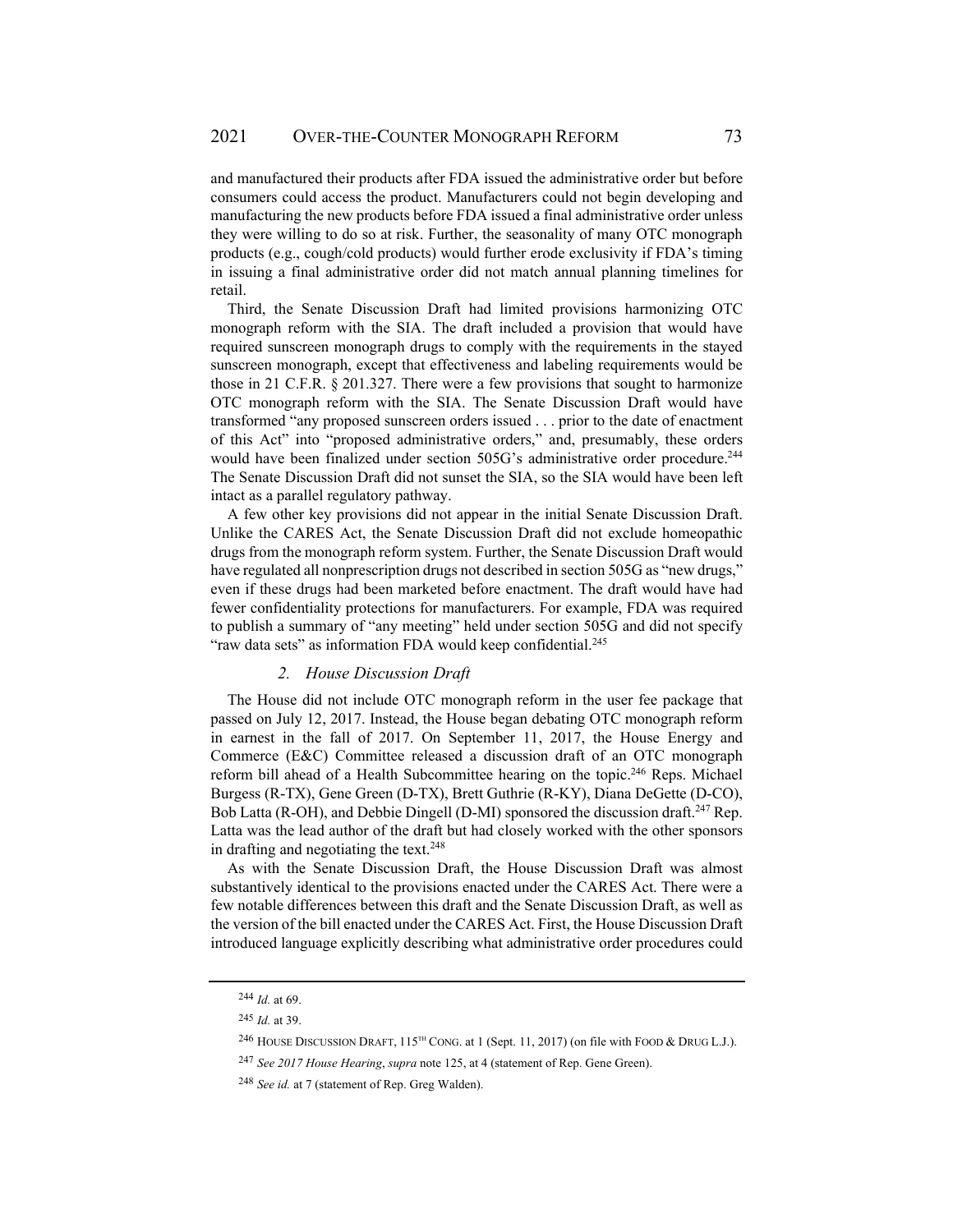and manufactured their products after FDA issued the administrative order but before consumers could access the product. Manufacturers could not begin developing and manufacturing the new products before FDA issued a final administrative order unless they were willing to do so at risk. Further, the seasonality of many OTC monograph products (e.g., cough/cold products) would further erode exclusivity if FDA's timing in issuing a final administrative order did not match annual planning timelines for retail.

Third, the Senate Discussion Draft had limited provisions harmonizing OTC monograph reform with the SIA. The draft included a provision that would have required sunscreen monograph drugs to comply with the requirements in the stayed sunscreen monograph, except that effectiveness and labeling requirements would be those in 21 C.F.R. § 201.327. There were a few provisions that sought to harmonize OTC monograph reform with the SIA. The Senate Discussion Draft would have transformed "any proposed sunscreen orders issued . . . prior to the date of enactment of this Act" into "proposed administrative orders," and, presumably, these orders would have been finalized under section 505G's administrative order procedure.[244] The Senate Discussion Draft did not sunset the SIA, so the SIA would have been left intact as a parallel regulatory pathway.

A few other key provisions did not appear in the initial Senate Discussion Draft. Unlike the CARES Act, the Senate Discussion Draft did not exclude homeopathic drugs from the monograph reform system. Further, the Senate Discussion Draft would have regulated all nonprescription drugs not described in section 505G as "new drugs," even if these drugs had been marketed before enactment. The draft would have had fewer confidentiality protections for manufacturers. For example, FDA was required to publish a summary of "any meeting" held under section 505G and did not specify "raw data sets" as information FDA would keep confidential.[245]

### *2. House Discussion Draft*

The House did not include OTC monograph reform in the user fee package that passed on July 12, 2017. Instead, the House began debating OTC monograph reform in earnest in the fall of 2017. On September 11, 2017, the House Energy and Commerce (E&C) Committee released a discussion draft of an OTC monograph reform bill ahead of a Health Subcommittee hearing on the topic.[246] Reps. Michael Burgess (R-TX), Gene Green (D-TX), Brett Guthrie (R-KY), Diana DeGette (D-CO), Bob Latta (R-OH), and Debbie Dingell (D-MI) sponsored the discussion draft.[247] Rep. Latta was the lead author of the draft but had closely worked with the other sponsors in drafting and negotiating the text.[248]

As with the Senate Discussion Draft, the House Discussion Draft was almost substantively identical to the provisions enacted under the CARES Act. There were a few notable differences between this draft and the Senate Discussion Draft, as well as the version of the bill enacted under the CARES Act. First, the House Discussion Draft introduced language explicitly describing what administrative order procedures could

---

[244] *Id.* at 69.

[245] *Id.* at 39.

[246] HOUSE DISCUSSION DRAFT, 115TH CONG. at 1 (Sept. 11, 2017) (on file with FOOD & DRUG L.J.).

[247] *See 2017 House Hearing*, *supra* note 125, at 4 (statement of Rep. Gene Green).

[248] *See id.* at 7 (statement of Rep. Greg Walden).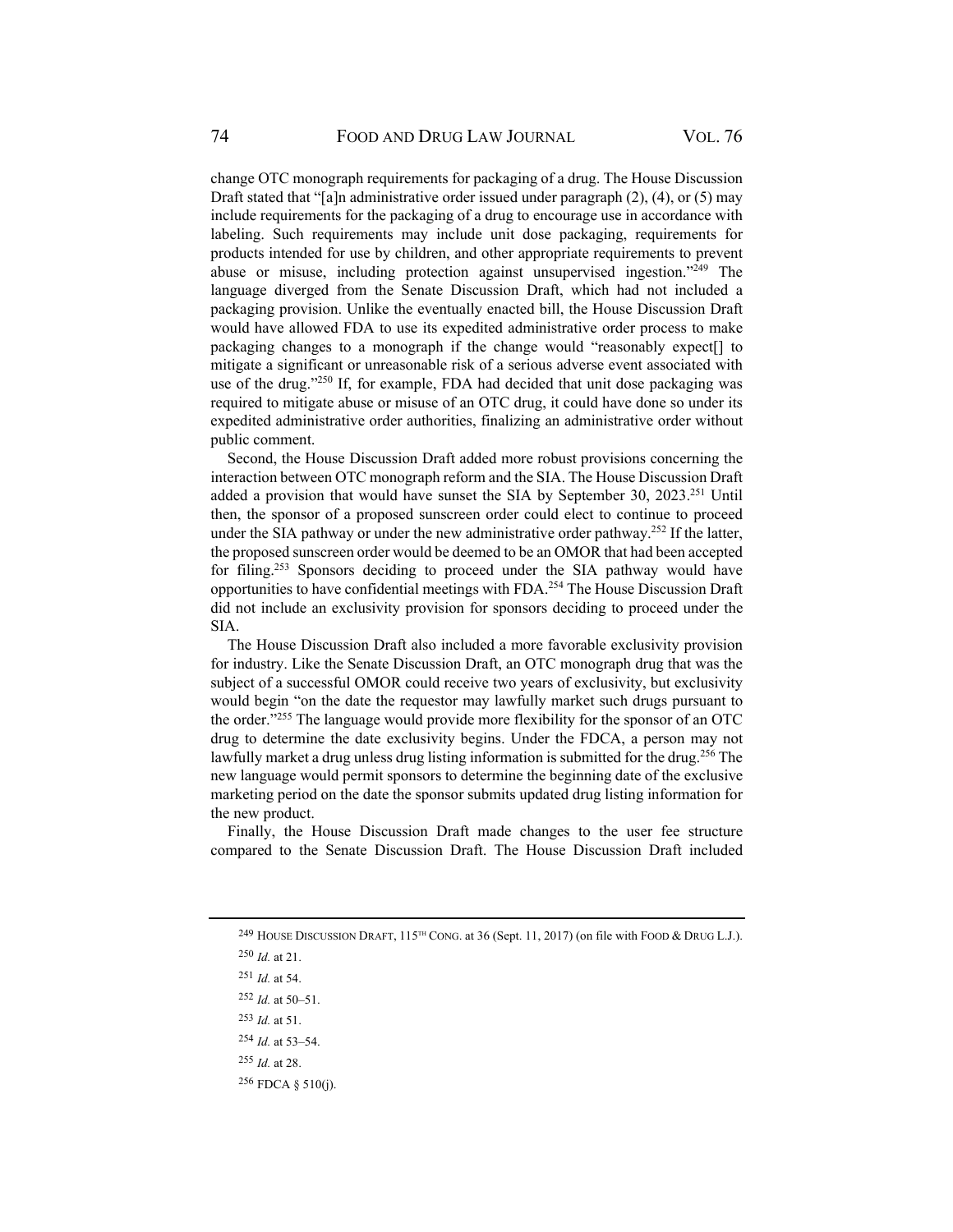change OTC monograph requirements for packaging of a drug. The House Discussion Draft stated that "[a]n administrative order issued under paragraph (2), (4), or (5) may include requirements for the packaging of a drug to encourage use in accordance with labeling. Such requirements may include unit dose packaging, requirements for products intended for use by children, and other appropriate requirements to prevent abuse or misuse, including protection against unsupervised ingestion."[249] The language diverged from the Senate Discussion Draft, which had not included a packaging provision. Unlike the eventually enacted bill, the House Discussion Draft would have allowed FDA to use its expedited administrative order process to make packaging changes to a monograph if the change would "reasonably expect[] to mitigate a significant or unreasonable risk of a serious adverse event associated with use of the drug."[250] If, for example, FDA had decided that unit dose packaging was required to mitigate abuse or misuse of an OTC drug, it could have done so under its expedited administrative order authorities, finalizing an administrative order without public comment.

Second, the House Discussion Draft added more robust provisions concerning the interaction between OTC monograph reform and the SIA. The House Discussion Draft added a provision that would have sunset the SIA by September 30, 2023.[251] Until then, the sponsor of a proposed sunscreen order could elect to continue to proceed under the SIA pathway or under the new administrative order pathway.[252] If the latter, the proposed sunscreen order would be deemed to be an OMOR that had been accepted for filing.[253] Sponsors deciding to proceed under the SIA pathway would have opportunities to have confidential meetings with FDA.[254] The House Discussion Draft did not include an exclusivity provision for sponsors deciding to proceed under the SIA.

The House Discussion Draft also included a more favorable exclusivity provision for industry. Like the Senate Discussion Draft, an OTC monograph drug that was the subject of a successful OMOR could receive two years of exclusivity, but exclusivity would begin "on the date the requestor may lawfully market such drugs pursuant to the order."[255] The language would provide more flexibility for the sponsor of an OTC drug to determine the date exclusivity begins. Under the FDCA, a person may not lawfully market a drug unless drug listing information is submitted for the drug.[256] The new language would permit sponsors to determine the beginning date of the exclusive marketing period on the date the sponsor submits updated drug listing information for the new product.

Finally, the House Discussion Draft made changes to the user fee structure compared to the Senate Discussion Draft. The House Discussion Draft included

---

[249] HOUSE DISCUSSION DRAFT, 115TH CONG. at 36 (Sept. 11, 2017) (on file with FOOD & DRUG L.J.).

[250] *Id.* at 21.

[251] *Id.* at 54.

[252] *Id.* at 50–51.

[253] *Id.* at 51.

[254] *Id.* at 53–54.

[255] *Id.* at 28.

[256] FDCA § 510(j).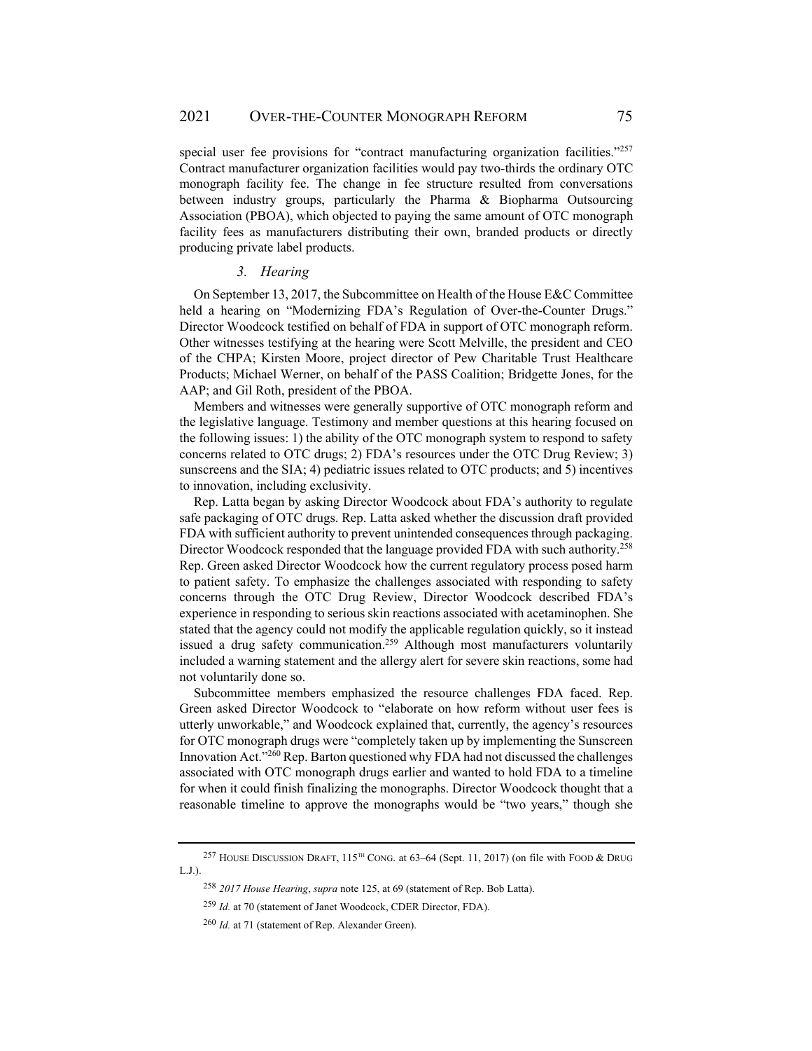special user fee provisions for "contract manufacturing organization facilities."[257] Contract manufacturer organization facilities would pay two-thirds the ordinary OTC monograph facility fee. The change in fee structure resulted from conversations between industry groups, particularly the Pharma & Biopharma Outsourcing Association (PBOA), which objected to paying the same amount of OTC monograph facility fees as manufacturers distributing their own, branded products or directly producing private label products.

### *3. Hearing*

On September 13, 2017, the Subcommittee on Health of the House E&C Committee held a hearing on "Modernizing FDA's Regulation of Over-the-Counter Drugs." Director Woodcock testified on behalf of FDA in support of OTC monograph reform. Other witnesses testifying at the hearing were Scott Melville, the president and CEO of the CHPA; Kirsten Moore, project director of Pew Charitable Trust Healthcare Products; Michael Werner, on behalf of the PASS Coalition; Bridgette Jones, for the AAP; and Gil Roth, president of the PBOA.

Members and witnesses were generally supportive of OTC monograph reform and the legislative language. Testimony and member questions at this hearing focused on the following issues: 1) the ability of the OTC monograph system to respond to safety concerns related to OTC drugs; 2) FDA's resources under the OTC Drug Review; 3) sunscreens and the SIA; 4) pediatric issues related to OTC products; and 5) incentives to innovation, including exclusivity.

Rep. Latta began by asking Director Woodcock about FDA's authority to regulate safe packaging of OTC drugs. Rep. Latta asked whether the discussion draft provided FDA with sufficient authority to prevent unintended consequences through packaging. Director Woodcock responded that the language provided FDA with such authority.[258] Rep. Green asked Director Woodcock how the current regulatory process posed harm to patient safety. To emphasize the challenges associated with responding to safety concerns through the OTC Drug Review, Director Woodcock described FDA's experience in responding to serious skin reactions associated with acetaminophen. She stated that the agency could not modify the applicable regulation quickly, so it instead issued a drug safety communication.[259] Although most manufacturers voluntarily included a warning statement and the allergy alert for severe skin reactions, some had not voluntarily done so.

Subcommittee members emphasized the resource challenges FDA faced. Rep. Green asked Director Woodcock to "elaborate on how reform without user fees is utterly unworkable," and Woodcock explained that, currently, the agency's resources for OTC monograph drugs were "completely taken up by implementing the Sunscreen Innovation Act."[260] Rep. Barton questioned why FDA had not discussed the challenges associated with OTC monograph drugs earlier and wanted to hold FDA to a timeline for when it could finish finalizing the monographs. Director Woodcock thought that a reasonable timeline to approve the monographs would be "two years," though she

---

[257] HOUSE DISCUSSION DRAFT, 115TH CONG. at 63–64 (Sept. 11, 2017) (on file with FOOD & DRUG L.J.).

[258] *2017 House Hearing*, *supra* note 125, at 69 (statement of Rep. Bob Latta).

[259] *Id.* at 70 (statement of Janet Woodcock, CDER Director, FDA).

[260] *Id.* at 71 (statement of Rep. Alexander Green).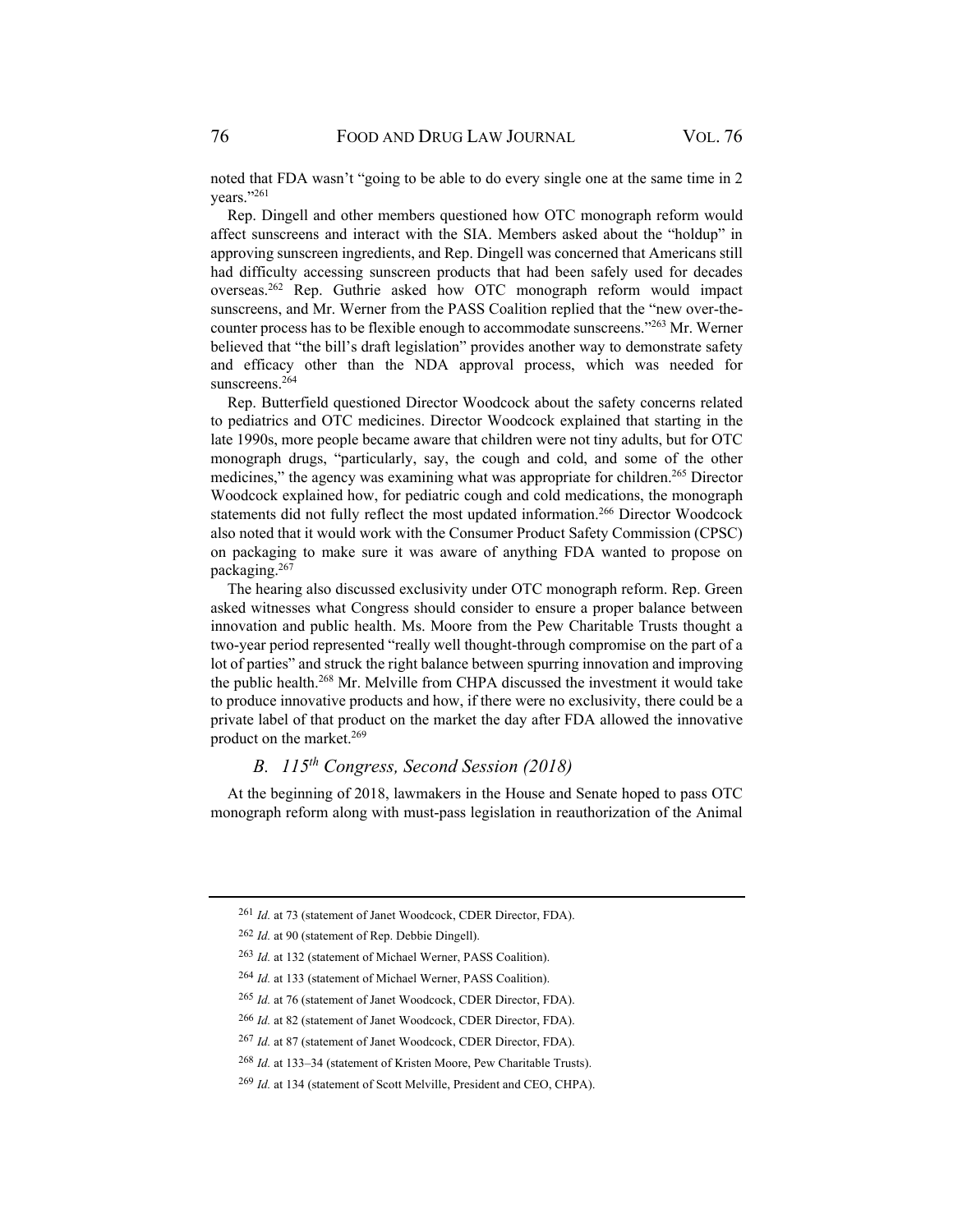noted that FDA wasn't "going to be able to do every single one at the same time in 2 years."[261]

Rep. Dingell and other members questioned how OTC monograph reform would affect sunscreens and interact with the SIA. Members asked about the "holdup" in approving sunscreen ingredients, and Rep. Dingell was concerned that Americans still had difficulty accessing sunscreen products that had been safely used for decades overseas.[262] Rep. Guthrie asked how OTC monograph reform would impact sunscreens, and Mr. Werner from the PASS Coalition replied that the "new over-the-counter process has to be flexible enough to accommodate sunscreens."[263] Mr. Werner believed that "the bill's draft legislation" provides another way to demonstrate safety and efficacy other than the NDA approval process, which was needed for sunscreens.[264]

Rep. Butterfield questioned Director Woodcock about the safety concerns related to pediatrics and OTC medicines. Director Woodcock explained that starting in the late 1990s, more people became aware that children were not tiny adults, but for OTC monograph drugs, "particularly, say, the cough and cold, and some of the other medicines," the agency was examining what was appropriate for children.[265] Director Woodcock explained how, for pediatric cough and cold medications, the monograph statements did not fully reflect the most updated information.[266] Director Woodcock also noted that it would work with the Consumer Product Safety Commission (CPSC) on packaging to make sure it was aware of anything FDA wanted to propose on packaging.[267]

The hearing also discussed exclusivity under OTC monograph reform. Rep. Green asked witnesses what Congress should consider to ensure a proper balance between innovation and public health. Ms. Moore from the Pew Charitable Trusts thought a two-year period represented "really well thought-through compromise on the part of a lot of parties" and struck the right balance between spurring innovation and improving the public health.[268] Mr. Melville from CHPA discussed the investment it would take to produce innovative products and how, if there were no exclusivity, there could be a private label of that product on the market the day after FDA allowed the innovative product on the market.[269]

### *B. 115th Congress, Second Session (2018)*

At the beginning of 2018, lawmakers in the House and Senate hoped to pass OTC monograph reform along with must-pass legislation in reauthorization of the Animal

---

[261] *Id.* at 73 (statement of Janet Woodcock, CDER Director, FDA).

[262] *Id.* at 90 (statement of Rep. Debbie Dingell).

[263] *Id.* at 132 (statement of Michael Werner, PASS Coalition).

[264] *Id.* at 133 (statement of Michael Werner, PASS Coalition).

[265] *Id.* at 76 (statement of Janet Woodcock, CDER Director, FDA).

[266] *Id.* at 82 (statement of Janet Woodcock, CDER Director, FDA).

[267] *Id.* at 87 (statement of Janet Woodcock, CDER Director, FDA).

[268] *Id.* at 133–34 (statement of Kristen Moore, Pew Charitable Trusts).

[269] *Id.* at 134 (statement of Scott Melville, President and CEO, CHPA).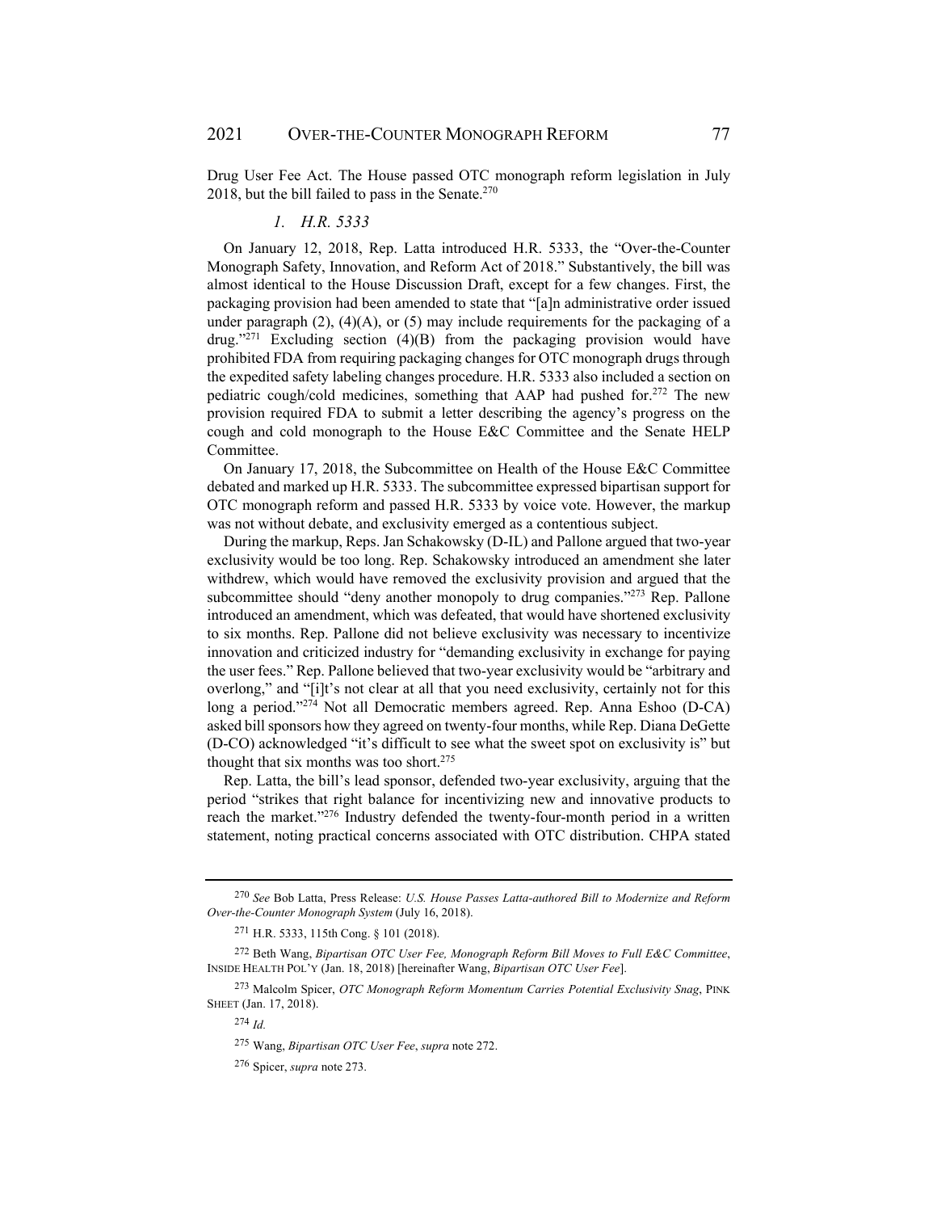Drug User Fee Act. The House passed OTC monograph reform legislation in July 2018, but the bill failed to pass in the Senate.[270]

### *1. H.R. 5333*

On January 12, 2018, Rep. Latta introduced H.R. 5333, the "Over-the-Counter Monograph Safety, Innovation, and Reform Act of 2018." Substantively, the bill was almost identical to the House Discussion Draft, except for a few changes. First, the packaging provision had been amended to state that "[a]n administrative order issued under paragraph (2), (4)(A), or (5) may include requirements for the packaging of a drug."[271] Excluding section (4)(B) from the packaging provision would have prohibited FDA from requiring packaging changes for OTC monograph drugs through the expedited safety labeling changes procedure. H.R. 5333 also included a section on pediatric cough/cold medicines, something that AAP had pushed for.[272] The new provision required FDA to submit a letter describing the agency's progress on the cough and cold monograph to the House E&C Committee and the Senate HELP Committee.

On January 17, 2018, the Subcommittee on Health of the House E&C Committee debated and marked up H.R. 5333. The subcommittee expressed bipartisan support for OTC monograph reform and passed H.R. 5333 by voice vote. However, the markup was not without debate, and exclusivity emerged as a contentious subject.

During the markup, Reps. Jan Schakowsky (D-IL) and Pallone argued that two-year exclusivity would be too long. Rep. Schakowsky introduced an amendment she later withdrew, which would have removed the exclusivity provision and argued that the subcommittee should "deny another monopoly to drug companies."[273] Rep. Pallone introduced an amendment, which was defeated, that would have shortened exclusivity to six months. Rep. Pallone did not believe exclusivity was necessary to incentivize innovation and criticized industry for "demanding exclusivity in exchange for paying the user fees." Rep. Pallone believed that two-year exclusivity would be "arbitrary and overlong," and "[i]t's not clear at all that you need exclusivity, certainly not for this long a period."[274] Not all Democratic members agreed. Rep. Anna Eshoo (D-CA) asked bill sponsors how they agreed on twenty-four months, while Rep. Diana DeGette (D-CO) acknowledged "it's difficult to see what the sweet spot on exclusivity is" but thought that six months was too short.[275]

Rep. Latta, the bill's lead sponsor, defended two-year exclusivity, arguing that the period "strikes that right balance for incentivizing new and innovative products to reach the market."[276] Industry defended the twenty-four-month period in a written statement, noting practical concerns associated with OTC distribution. CHPA stated

---

[270] *See* Bob Latta, Press Release: *U.S. House Passes Latta-authored Bill to Modernize and Reform Over-the-Counter Monograph System* (July 16, 2018).

[271] H.R. 5333, 115th Cong. § 101 (2018).

[272] Beth Wang, *Bipartisan OTC User Fee, Monograph Reform Bill Moves to Full E&C Committee*, INSIDE HEALTH POL'Y (Jan. 18, 2018) [hereinafter Wang, *Bipartisan OTC User Fee*].

[273] Malcolm Spicer, *OTC Monograph Reform Momentum Carries Potential Exclusivity Snag*, PINK SHEET (Jan. 17, 2018).

[274] *Id.*

[275] Wang, *Bipartisan OTC User Fee*, *supra* note 272.

[276] Spicer, *supra* note 273.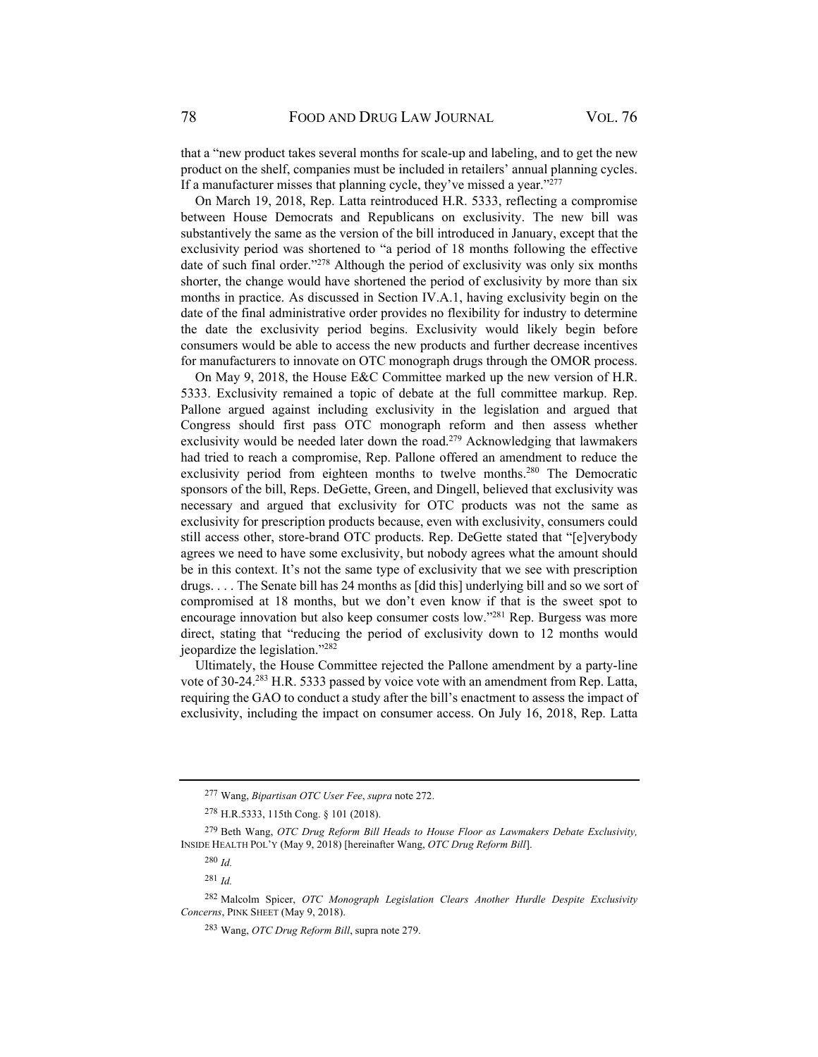that a "new product takes several months for scale-up and labeling, and to get the new product on the shelf, companies must be included in retailers' annual planning cycles. If a manufacturer misses that planning cycle, they've missed a year."[277]

On March 19, 2018, Rep. Latta reintroduced H.R. 5333, reflecting a compromise between House Democrats and Republicans on exclusivity. The new bill was substantively the same as the version of the bill introduced in January, except that the exclusivity period was shortened to "a period of 18 months following the effective date of such final order."[278] Although the period of exclusivity was only six months shorter, the change would have shortened the period of exclusivity by more than six months in practice. As discussed in Section IV.A.1, having exclusivity begin on the date of the final administrative order provides no flexibility for industry to determine the date the exclusivity period begins. Exclusivity would likely begin before consumers would be able to access the new products and further decrease incentives for manufacturers to innovate on OTC monograph drugs through the OMOR process.

On May 9, 2018, the House E&C Committee marked up the new version of H.R. 5333. Exclusivity remained a topic of debate at the full committee markup. Rep. Pallone argued against including exclusivity in the legislation and argued that Congress should first pass OTC monograph reform and then assess whether exclusivity would be needed later down the road.[279] Acknowledging that lawmakers had tried to reach a compromise, Rep. Pallone offered an amendment to reduce the exclusivity period from eighteen months to twelve months.[280] The Democratic sponsors of the bill, Reps. DeGette, Green, and Dingell, believed that exclusivity was necessary and argued that exclusivity for OTC products was not the same as exclusivity for prescription products because, even with exclusivity, consumers could still access other, store-brand OTC products. Rep. DeGette stated that "[e]verybody agrees we need to have some exclusivity, but nobody agrees what the amount should be in this context. It's not the same type of exclusivity that we see with prescription drugs. . . . The Senate bill has 24 months as [did this] underlying bill and so we sort of compromised at 18 months, but we don't even know if that is the sweet spot to encourage innovation but also keep consumer costs low."[281] Rep. Burgess was more direct, stating that "reducing the period of exclusivity down to 12 months would jeopardize the legislation."[282]

Ultimately, the House Committee rejected the Pallone amendment by a party-line vote of 30-24.[283] H.R. 5333 passed by voice vote with an amendment from Rep. Latta, requiring the GAO to conduct a study after the bill's enactment to assess the impact of exclusivity, including the impact on consumer access. On July 16, 2018, Rep. Latta

---

[277] Wang, *Bipartisan OTC User Fee*, *supra* note 272.

[278] H.R.5333, 115th Cong. § 101 (2018).

[279] Beth Wang, *OTC Drug Reform Bill Heads to House Floor as Lawmakers Debate Exclusivity,* INSIDE HEALTH POL'Y (May 9, 2018) [hereinafter Wang, *OTC Drug Reform Bill*].

[280] *Id.*

[281] *Id.*

[282] Malcolm Spicer, *OTC Monograph Legislation Clears Another Hurdle Despite Exclusivity Concerns*, PINK SHEET (May 9, 2018).

[283] Wang, *OTC Drug Reform Bill*, supra note 279.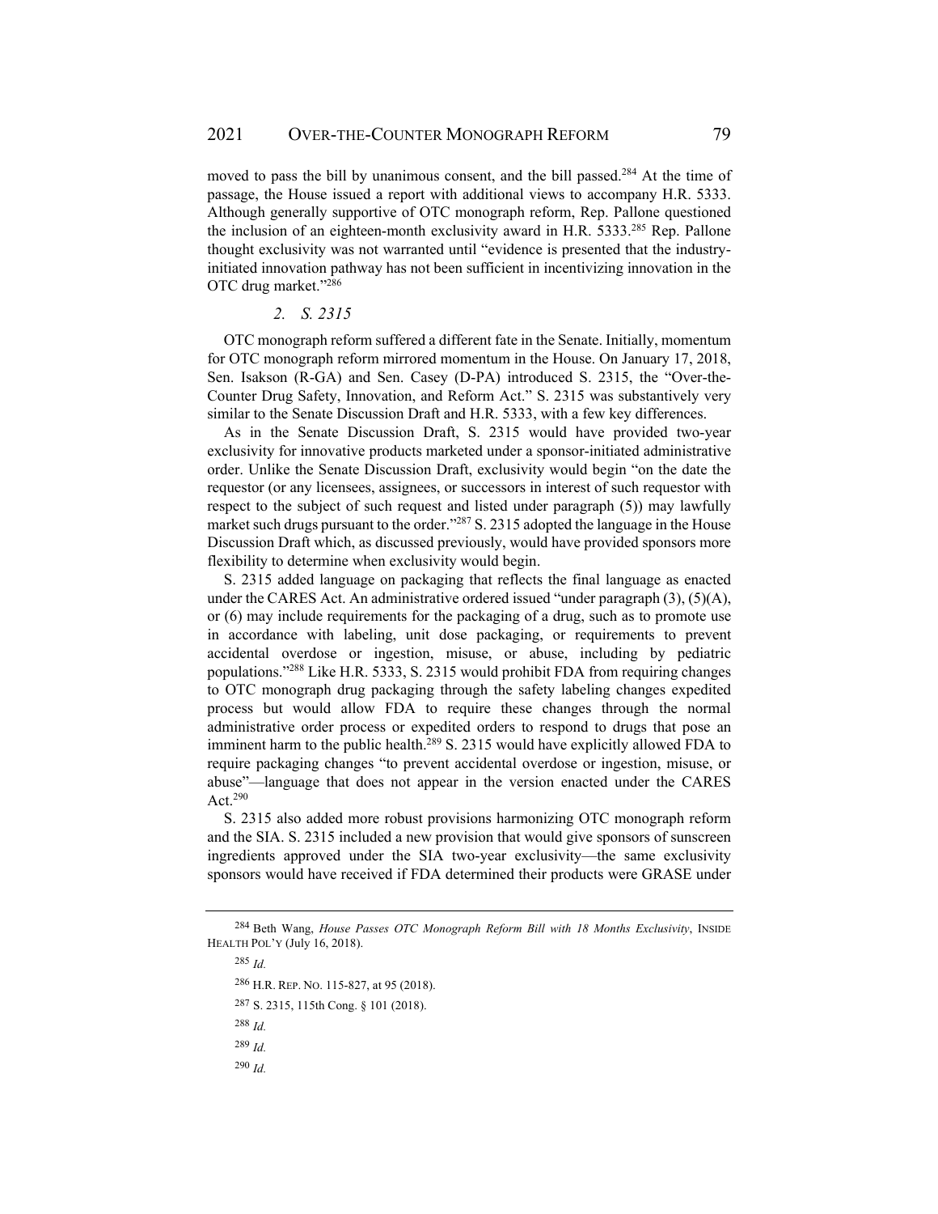moved to pass the bill by unanimous consent, and the bill passed.[284] At the time of passage, the House issued a report with additional views to accompany H.R. 5333. Although generally supportive of OTC monograph reform, Rep. Pallone questioned the inclusion of an eighteen-month exclusivity award in H.R. 5333.[285] Rep. Pallone thought exclusivity was not warranted until "evidence is presented that the industry-initiated innovation pathway has not been sufficient in incentivizing innovation in the OTC drug market."[286]

### *2. S. 2315*

OTC monograph reform suffered a different fate in the Senate. Initially, momentum for OTC monograph reform mirrored momentum in the House. On January 17, 2018, Sen. Isakson (R-GA) and Sen. Casey (D-PA) introduced S. 2315, the "Over-the-Counter Drug Safety, Innovation, and Reform Act." S. 2315 was substantively very similar to the Senate Discussion Draft and H.R. 5333, with a few key differences.

As in the Senate Discussion Draft, S. 2315 would have provided two-year exclusivity for innovative products marketed under a sponsor-initiated administrative order. Unlike the Senate Discussion Draft, exclusivity would begin "on the date the requestor (or any licensees, assignees, or successors in interest of such requestor with respect to the subject of such request and listed under paragraph (5)) may lawfully market such drugs pursuant to the order."[287] S. 2315 adopted the language in the House Discussion Draft which, as discussed previously, would have provided sponsors more flexibility to determine when exclusivity would begin.

S. 2315 added language on packaging that reflects the final language as enacted under the CARES Act. An administrative ordered issued "under paragraph (3), (5)(A), or (6) may include requirements for the packaging of a drug, such as to promote use in accordance with labeling, unit dose packaging, or requirements to prevent accidental overdose or ingestion, misuse, or abuse, including by pediatric populations."[288] Like H.R. 5333, S. 2315 would prohibit FDA from requiring changes to OTC monograph drug packaging through the safety labeling changes expedited process but would allow FDA to require these changes through the normal administrative order process or expedited orders to respond to drugs that pose an imminent harm to the public health.[289] S. 2315 would have explicitly allowed FDA to require packaging changes "to prevent accidental overdose or ingestion, misuse, or abuse"—language that does not appear in the version enacted under the CARES Act.[290]

S. 2315 also added more robust provisions harmonizing OTC monograph reform and the SIA. S. 2315 included a new provision that would give sponsors of sunscreen ingredients approved under the SIA two-year exclusivity—the same exclusivity sponsors would have received if FDA determined their products were GRASE under

---

[284] Beth Wang, *House Passes OTC Monograph Reform Bill with 18 Months Exclusivity*, INSIDE HEALTH POL'Y (July 16, 2018).

[285] *Id.*

[286] H.R. REP. NO. 115-827, at 95 (2018).

[287] S. 2315, 115th Cong. § 101 (2018).

[288] *Id.*

[289] *Id.*

[290] *Id.*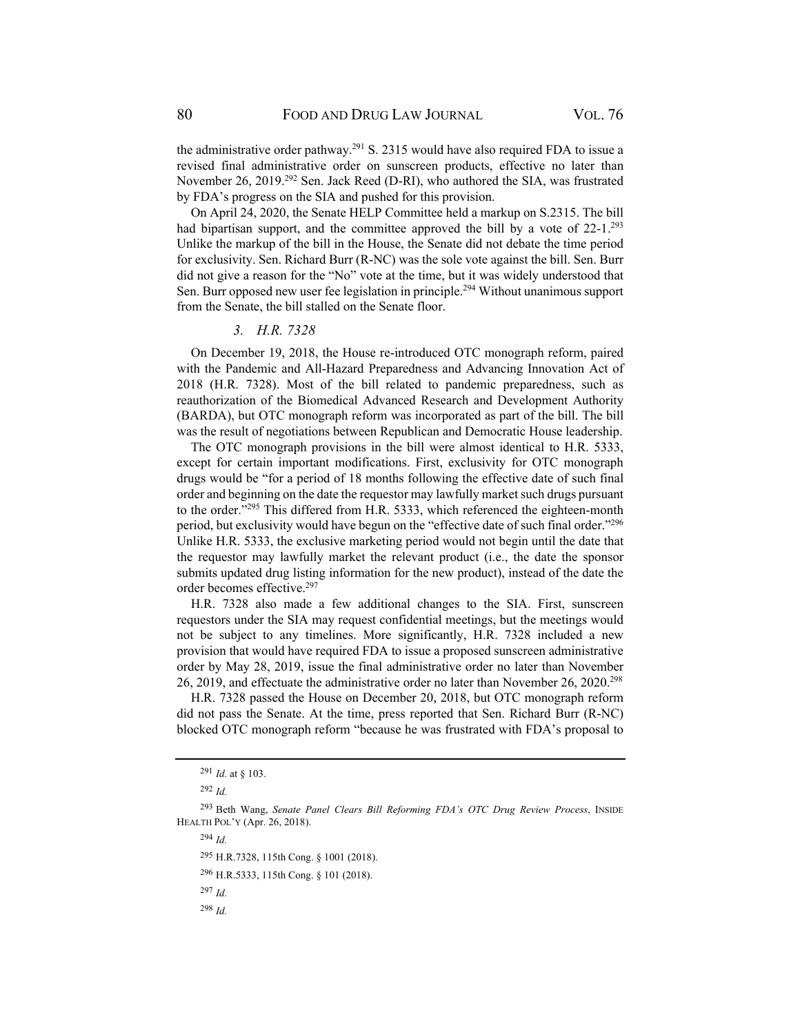the administrative order pathway.[291] S. 2315 would have also required FDA to issue a revised final administrative order on sunscreen products, effective no later than November 26, 2019.[292] Sen. Jack Reed (D-RI), who authored the SIA, was frustrated by FDA's progress on the SIA and pushed for this provision.

On April 24, 2020, the Senate HELP Committee held a markup on S.2315. The bill had bipartisan support, and the committee approved the bill by a vote of 22-1.[293] Unlike the markup of the bill in the House, the Senate did not debate the time period for exclusivity. Sen. Richard Burr (R-NC) was the sole vote against the bill. Sen. Burr did not give a reason for the "No" vote at the time, but it was widely understood that Sen. Burr opposed new user fee legislation in principle.[294] Without unanimous support from the Senate, the bill stalled on the Senate floor.

### *3. H.R. 7328*

On December 19, 2018, the House re-introduced OTC monograph reform, paired with the Pandemic and All-Hazard Preparedness and Advancing Innovation Act of 2018 (H.R. 7328). Most of the bill related to pandemic preparedness, such as reauthorization of the Biomedical Advanced Research and Development Authority (BARDA), but OTC monograph reform was incorporated as part of the bill. The bill was the result of negotiations between Republican and Democratic House leadership.

The OTC monograph provisions in the bill were almost identical to H.R. 5333, except for certain important modifications. First, exclusivity for OTC monograph drugs would be "for a period of 18 months following the effective date of such final order and beginning on the date the requestor may lawfully market such drugs pursuant to the order."[295] This differed from H.R. 5333, which referenced the eighteen-month period, but exclusivity would have begun on the "effective date of such final order."[296] Unlike H.R. 5333, the exclusive marketing period would not begin until the date that the requestor may lawfully market the relevant product (i.e., the date the sponsor submits updated drug listing information for the new product), instead of the date the order becomes effective.[297]

H.R. 7328 also made a few additional changes to the SIA. First, sunscreen requestors under the SIA may request confidential meetings, but the meetings would not be subject to any timelines. More significantly, H.R. 7328 included a new provision that would have required FDA to issue a proposed sunscreen administrative order by May 28, 2019, issue the final administrative order no later than November 26, 2019, and effectuate the administrative order no later than November 26, 2020.[298]

H.R. 7328 passed the House on December 20, 2018, but OTC monograph reform did not pass the Senate. At the time, press reported that Sen. Richard Burr (R-NC) blocked OTC monograph reform "because he was frustrated with FDA's proposal to

---

[291] *Id.* at § 103.

[292] *Id.*

[293] Beth Wang, *Senate Panel Clears Bill Reforming FDA's OTC Drug Review Process*, INSIDE HEALTH POL'Y (Apr. 26, 2018).

[294] *Id.*

[295] H.R.7328, 115th Cong. § 1001 (2018).

[296] H.R.5333, 115th Cong. § 101 (2018).

[297] *Id.*

[298] *Id.*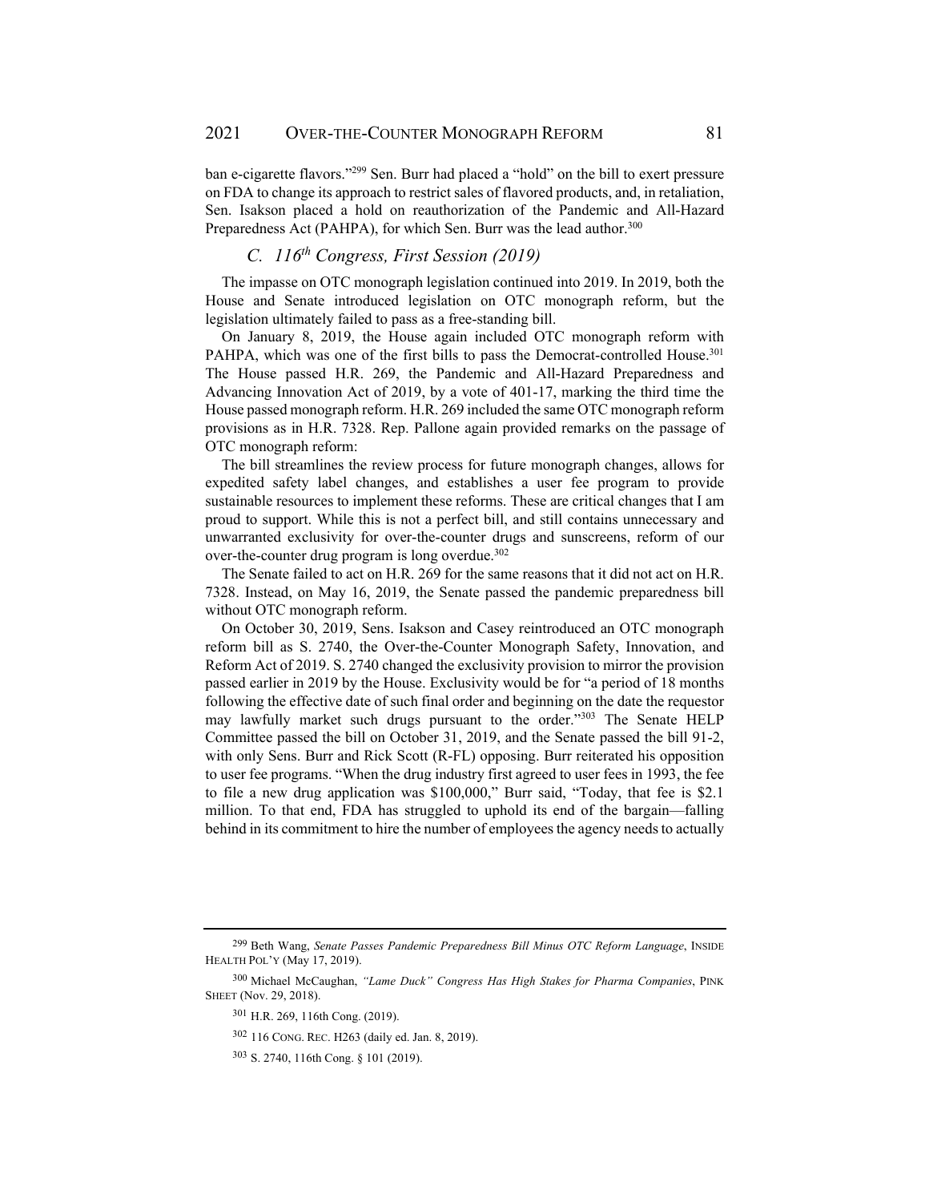ban e-cigarette flavors."[299] Sen. Burr had placed a "hold" on the bill to exert pressure on FDA to change its approach to restrict sales of flavored products, and, in retaliation, Sen. Isakson placed a hold on reauthorization of the Pandemic and All-Hazard Preparedness Act (PAHPA), for which Sen. Burr was the lead author.[300]

### *C. 116th Congress, First Session (2019)*

The impasse on OTC monograph legislation continued into 2019. In 2019, both the House and Senate introduced legislation on OTC monograph reform, but the legislation ultimately failed to pass as a free-standing bill.

On January 8, 2019, the House again included OTC monograph reform with PAHPA, which was one of the first bills to pass the Democrat-controlled House.[301] The House passed H.R. 269, the Pandemic and All-Hazard Preparedness and Advancing Innovation Act of 2019, by a vote of 401-17, marking the third time the House passed monograph reform. H.R. 269 included the same OTC monograph reform provisions as in H.R. 7328. Rep. Pallone again provided remarks on the passage of OTC monograph reform:

The bill streamlines the review process for future monograph changes, allows for expedited safety label changes, and establishes a user fee program to provide sustainable resources to implement these reforms. These are critical changes that I am proud to support. While this is not a perfect bill, and still contains unnecessary and unwarranted exclusivity for over-the-counter drugs and sunscreens, reform of our over-the-counter drug program is long overdue.[302]

The Senate failed to act on H.R. 269 for the same reasons that it did not act on H.R. 7328. Instead, on May 16, 2019, the Senate passed the pandemic preparedness bill without OTC monograph reform.

On October 30, 2019, Sens. Isakson and Casey reintroduced an OTC monograph reform bill as S. 2740, the Over-the-Counter Monograph Safety, Innovation, and Reform Act of 2019. S. 2740 changed the exclusivity provision to mirror the provision passed earlier in 2019 by the House. Exclusivity would be for "a period of 18 months following the effective date of such final order and beginning on the date the requestor may lawfully market such drugs pursuant to the order."[303] The Senate HELP Committee passed the bill on October 31, 2019, and the Senate passed the bill 91-2, with only Sens. Burr and Rick Scott (R-FL) opposing. Burr reiterated his opposition to user fee programs. "When the drug industry first agreed to user fees in 1993, the fee to file a new drug application was $100,000," Burr said, "Today, that fee is $2.1 million. To that end, FDA has struggled to uphold its end of the bargain—falling behind in its commitment to hire the number of employees the agency needs to actually

---

[299] Beth Wang, *Senate Passes Pandemic Preparedness Bill Minus OTC Reform Language*, INSIDE HEALTH POL'Y (May 17, 2019).

[300] Michael McCaughan, *"Lame Duck" Congress Has High Stakes for Pharma Companies*, PINK SHEET (Nov. 29, 2018).

[301] H.R. 269, 116th Cong. (2019).

[302] 116 CONG. REC. H263 (daily ed. Jan. 8, 2019).

[303] S. 2740, 116th Cong. § 101 (2019).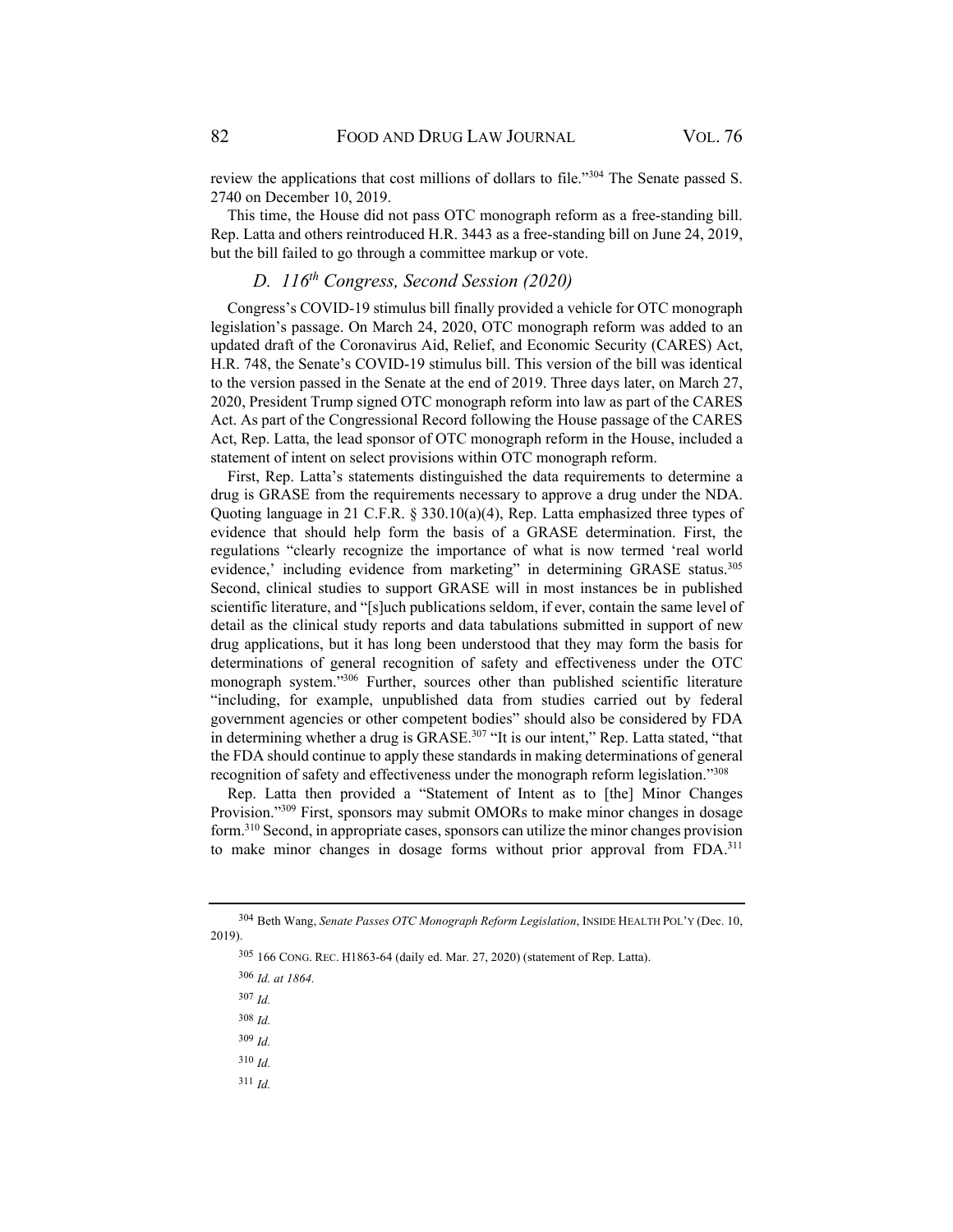review the applications that cost millions of dollars to file."[304] The Senate passed S. 2740 on December 10, 2019.

This time, the House did not pass OTC monograph reform as a free-standing bill. Rep. Latta and others reintroduced H.R. 3443 as a free-standing bill on June 24, 2019, but the bill failed to go through a committee markup or vote.

### *D. 116th Congress, Second Session (2020)*

Congress's COVID-19 stimulus bill finally provided a vehicle for OTC monograph legislation's passage. On March 24, 2020, OTC monograph reform was added to an updated draft of the Coronavirus Aid, Relief, and Economic Security (CARES) Act, H.R. 748, the Senate's COVID-19 stimulus bill. This version of the bill was identical to the version passed in the Senate at the end of 2019. Three days later, on March 27, 2020, President Trump signed OTC monograph reform into law as part of the CARES Act. As part of the Congressional Record following the House passage of the CARES Act, Rep. Latta, the lead sponsor of OTC monograph reform in the House, included a statement of intent on select provisions within OTC monograph reform.

First, Rep. Latta's statements distinguished the data requirements to determine a drug is GRASE from the requirements necessary to approve a drug under the NDA. Quoting language in 21 C.F.R. § 330.10(a)(4), Rep. Latta emphasized three types of evidence that should help form the basis of a GRASE determination. First, the regulations "clearly recognize the importance of what is now termed 'real world evidence,' including evidence from marketing" in determining GRASE status.[305] Second, clinical studies to support GRASE will in most instances be in published scientific literature, and "[s]uch publications seldom, if ever, contain the same level of detail as the clinical study reports and data tabulations submitted in support of new drug applications, but it has long been understood that they may form the basis for determinations of general recognition of safety and effectiveness under the OTC monograph system."[306] Further, sources other than published scientific literature "including, for example, unpublished data from studies carried out by federal government agencies or other competent bodies" should also be considered by FDA in determining whether a drug is GRASE.[307] "It is our intent," Rep. Latta stated, "that the FDA should continue to apply these standards in making determinations of general recognition of safety and effectiveness under the monograph reform legislation."[308]

Rep. Latta then provided a "Statement of Intent as to [the] Minor Changes Provision."[309] First, sponsors may submit OMORs to make minor changes in dosage form.[310] Second, in appropriate cases, sponsors can utilize the minor changes provision to make minor changes in dosage forms without prior approval from FDA.[311]

---

[304] Beth Wang, *Senate Passes OTC Monograph Reform Legislation*, INSIDE HEALTH POL'Y (Dec. 10, 2019).

[305] 166 CONG. REC. H1863-64 (daily ed. Mar. 27, 2020) (statement of Rep. Latta).

[306] *Id. at 1864.*

[307] *Id.*

[308] *Id.*

[309] *Id.*

[310] *Id.*

[311] *Id.*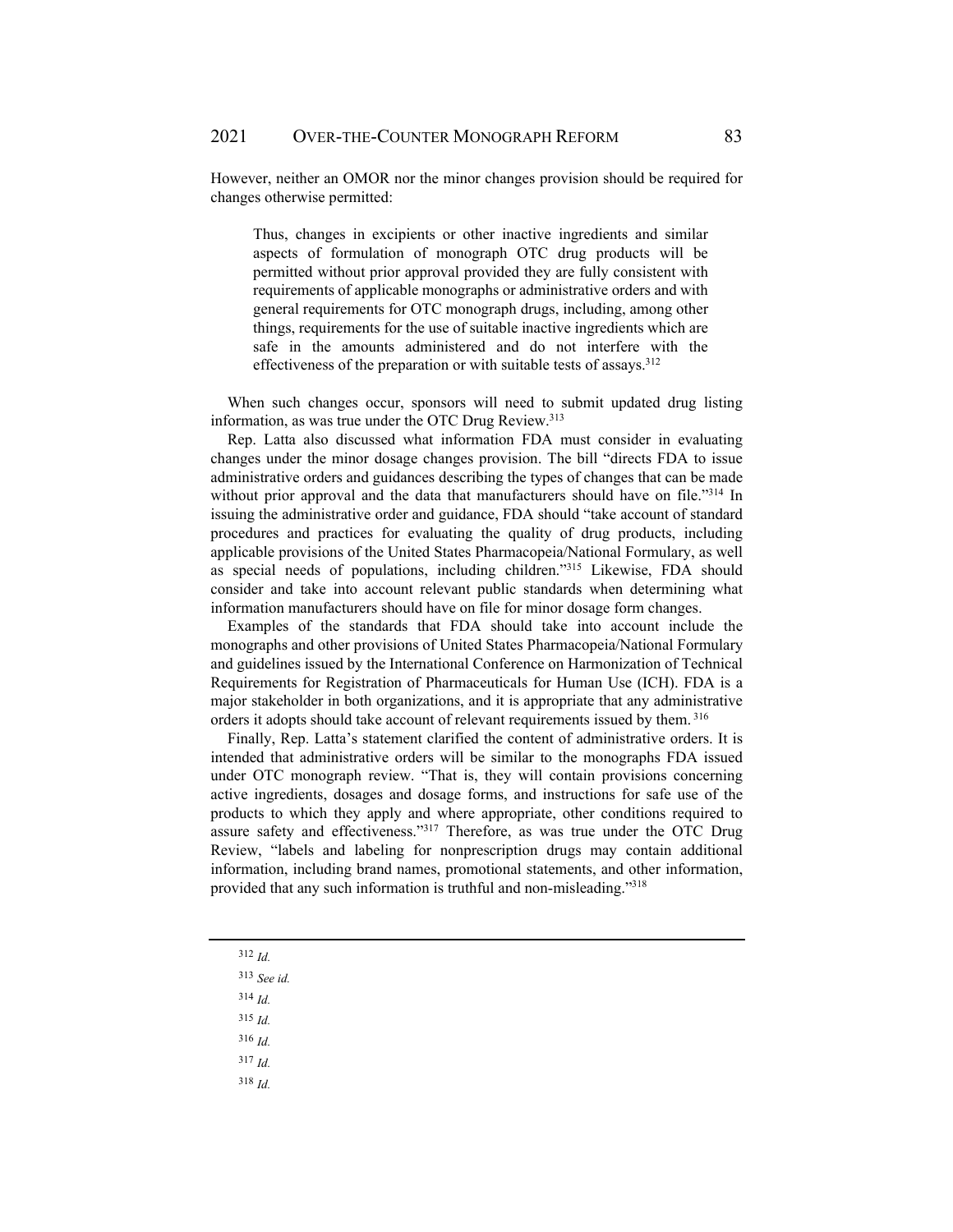However, neither an OMOR nor the minor changes provision should be required for changes otherwise permitted:

> Thus, changes in excipients or other inactive ingredients and similar aspects of formulation of monograph OTC drug products will be permitted without prior approval provided they are fully consistent with requirements of applicable monographs or administrative orders and with general requirements for OTC monograph drugs, including, among other things, requirements for the use of suitable inactive ingredients which are safe in the amounts administered and do not interfere with the effectiveness of the preparation or with suitable tests of assays.[312]

When such changes occur, sponsors will need to submit updated drug listing information, as was true under the OTC Drug Review.[313]

Rep. Latta also discussed what information FDA must consider in evaluating changes under the minor dosage changes provision. The bill "directs FDA to issue administrative orders and guidances describing the types of changes that can be made without prior approval and the data that manufacturers should have on file."[314] In issuing the administrative order and guidance, FDA should "take account of standard procedures and practices for evaluating the quality of drug products, including applicable provisions of the United States Pharmacopeia/National Formulary, as well as special needs of populations, including children."[315] Likewise, FDA should consider and take into account relevant public standards when determining what information manufacturers should have on file for minor dosage form changes.

Examples of the standards that FDA should take into account include the monographs and other provisions of United States Pharmacopeia/National Formulary and guidelines issued by the International Conference on Harmonization of Technical Requirements for Registration of Pharmaceuticals for Human Use (ICH). FDA is a major stakeholder in both organizations, and it is appropriate that any administrative orders it adopts should take account of relevant requirements issued by them.[316]

Finally, Rep. Latta's statement clarified the content of administrative orders. It is intended that administrative orders will be similar to the monographs FDA issued under OTC monograph review. "That is, they will contain provisions concerning active ingredients, dosages and dosage forms, and instructions for safe use of the products to which they apply and where appropriate, other conditions required to assure safety and effectiveness."[317] Therefore, as was true under the OTC Drug Review, "labels and labeling for nonprescription drugs may contain additional information, including brand names, promotional statements, and other information, provided that any such information is truthful and non-misleading."[318]

---

[312] *Id.*

[313] *See id.*

[314] *Id.*

[315] *Id.*

[316] *Id.*

[317] *Id.*

[318] *Id.*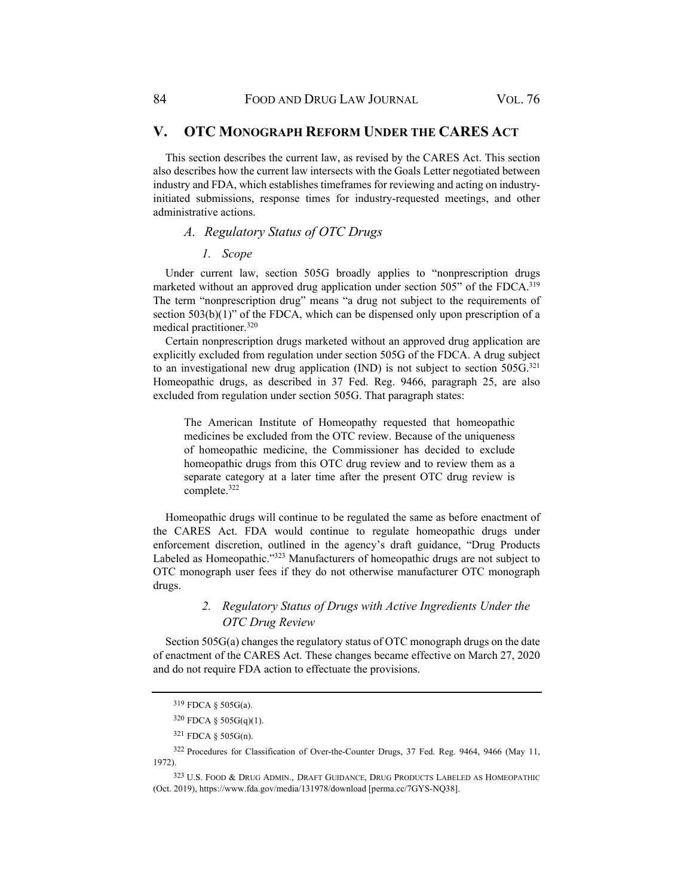## V. OTC MONOGRAPH REFORM UNDER THE CARES ACT

This section describes the current law, as revised by the CARES Act. This section also describes how the current law intersects with the Goals Letter negotiated between industry and FDA, which establishes timeframes for reviewing and acting on industry-initiated submissions, response times for industry-requested meetings, and other administrative actions.

### *A. Regulatory Status of OTC Drugs*

#### *1. Scope*

Under current law, section 505G broadly applies to "nonprescription drugs marketed without an approved drug application under section 505" of the FDCA.[319] The term "nonprescription drug" means "a drug not subject to the requirements of section 503(b)(1)" of the FDCA, which can be dispensed only upon prescription of a medical practitioner.[320]

Certain nonprescription drugs marketed without an approved drug application are explicitly excluded from regulation under section 505G of the FDCA. A drug subject to an investigational new drug application (IND) is not subject to section 505G.[321] Homeopathic drugs, as described in 37 Fed. Reg. 9466, paragraph 25, are also excluded from regulation under section 505G. That paragraph states:

> The American Institute of Homeopathy requested that homeopathic medicines be excluded from the OTC review. Because of the uniqueness of homeopathic medicine, the Commissioner has decided to exclude homeopathic drugs from this OTC drug review and to review them as a separate category at a later time after the present OTC drug review is complete.[322]

Homeopathic drugs will continue to be regulated the same as before enactment of the CARES Act. FDA would continue to regulate homeopathic drugs under enforcement discretion, outlined in the agency's draft guidance, "Drug Products Labeled as Homeopathic."[323] Manufacturers of homeopathic drugs are not subject to OTC monograph user fees if they do not otherwise manufacturer OTC monograph drugs.

#### *2. Regulatory Status of Drugs with Active Ingredients Under the OTC Drug Review*

Section 505G(a) changes the regulatory status of OTC monograph drugs on the date of enactment of the CARES Act. These changes became effective on March 27, 2020 and do not require FDA action to effectuate the provisions.

---

[319] FDCA § 505G(a).

[320] FDCA § 505G(q)(1).

[321] FDCA § 505G(n).

[322] Procedures for Classification of Over-the-Counter Drugs, 37 Fed. Reg. 9464, 9466 (May 11, 1972).

[323] U.S. FOOD & DRUG ADMIN., DRAFT GUIDANCE, DRUG PRODUCTS LABELED AS HOMEOPATHIC (Oct. 2019), https://www.fda.gov/media/131978/download [perma.cc/7GYS-NQ38].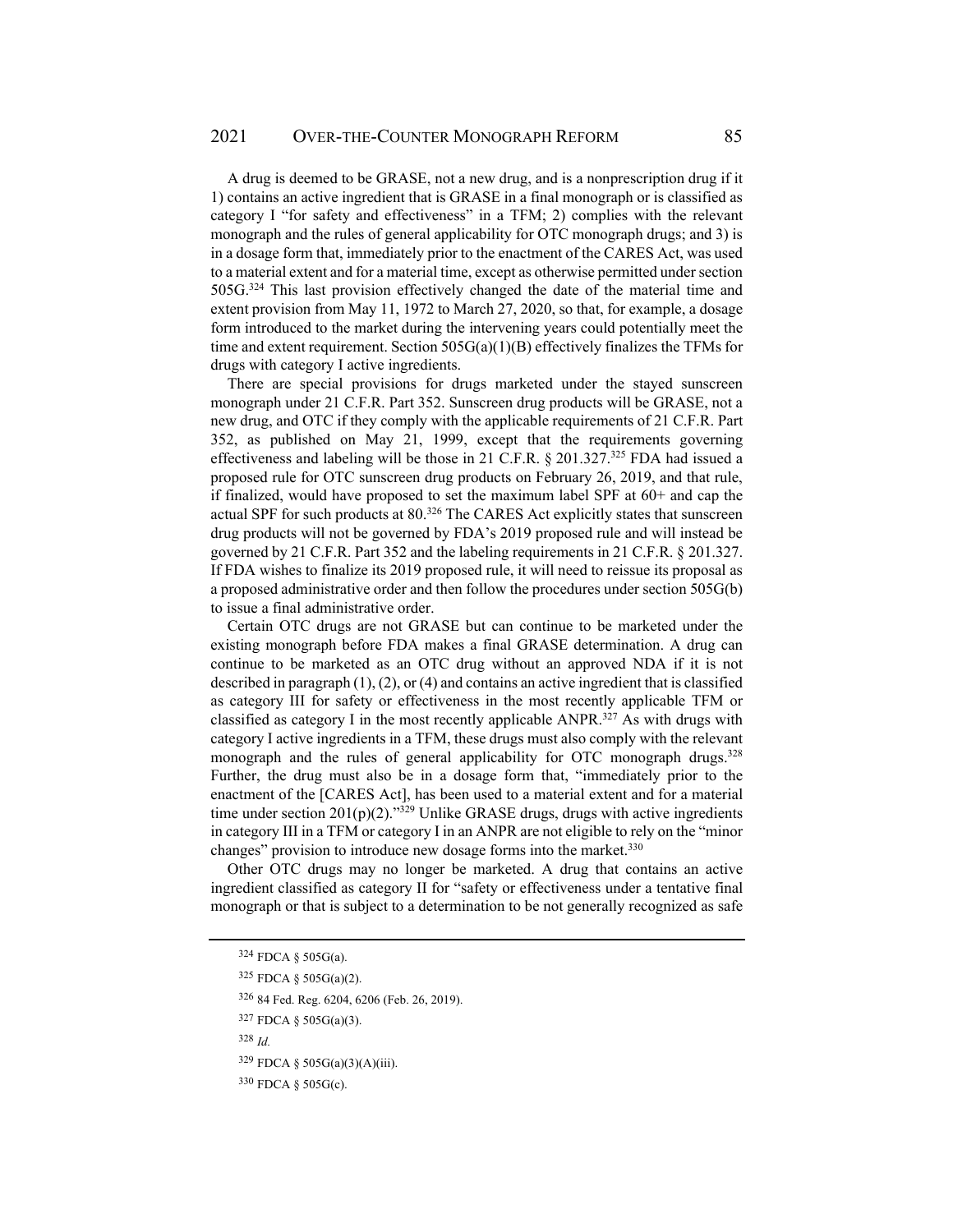A drug is deemed to be GRASE, not a new drug, and is a nonprescription drug if it 1) contains an active ingredient that is GRASE in a final monograph or is classified as category I "for safety and effectiveness" in a TFM; 2) complies with the relevant monograph and the rules of general applicability for OTC monograph drugs; and 3) is in a dosage form that, immediately prior to the enactment of the CARES Act, was used to a material extent and for a material time, except as otherwise permitted under section 505G.[324] This last provision effectively changed the date of the material time and extent provision from May 11, 1972 to March 27, 2020, so that, for example, a dosage form introduced to the market during the intervening years could potentially meet the time and extent requirement. Section 505G(a)(1)(B) effectively finalizes the TFMs for drugs with category I active ingredients.

There are special provisions for drugs marketed under the stayed sunscreen monograph under 21 C.F.R. Part 352. Sunscreen drug products will be GRASE, not a new drug, and OTC if they comply with the applicable requirements of 21 C.F.R. Part 352, as published on May 21, 1999, except that the requirements governing effectiveness and labeling will be those in 21 C.F.R. § 201.327.[325] FDA had issued a proposed rule for OTC sunscreen drug products on February 26, 2019, and that rule, if finalized, would have proposed to set the maximum label SPF at 60+ and cap the actual SPF for such products at 80.[326] The CARES Act explicitly states that sunscreen drug products will not be governed by FDA's 2019 proposed rule and will instead be governed by 21 C.F.R. Part 352 and the labeling requirements in 21 C.F.R. § 201.327. If FDA wishes to finalize its 2019 proposed rule, it will need to reissue its proposal as a proposed administrative order and then follow the procedures under section 505G(b) to issue a final administrative order.

Certain OTC drugs are not GRASE but can continue to be marketed under the existing monograph before FDA makes a final GRASE determination. A drug can continue to be marketed as an OTC drug without an approved NDA if it is not described in paragraph (1), (2), or (4) and contains an active ingredient that is classified as category III for safety or effectiveness in the most recently applicable TFM or classified as category I in the most recently applicable ANPR.[327] As with drugs with category I active ingredients in a TFM, these drugs must also comply with the relevant monograph and the rules of general applicability for OTC monograph drugs.[328] Further, the drug must also be in a dosage form that, "immediately prior to the enactment of the [CARES Act], has been used to a material extent and for a material time under section 201(p)(2)."[329] Unlike GRASE drugs, drugs with active ingredients in category III in a TFM or category I in an ANPR are not eligible to rely on the "minor changes" provision to introduce new dosage forms into the market.[330]

Other OTC drugs may no longer be marketed. A drug that contains an active ingredient classified as category II for "safety or effectiveness under a tentative final monograph or that is subject to a determination to be not generally recognized as safe

---

[324] FDCA § 505G(a).

[325] FDCA § 505G(a)(2).

[326] 84 Fed. Reg. 6204, 6206 (Feb. 26, 2019).

[327] FDCA § 505G(a)(3).

[328] *Id.*

[329] FDCA § 505G(a)(3)(A)(iii).

[330] FDCA § 505G(c).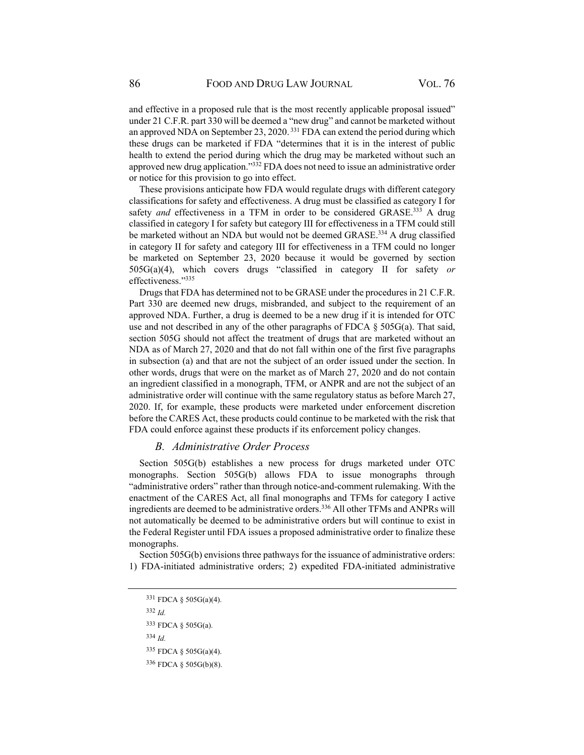and effective in a proposed rule that is the most recently applicable proposal issued" under 21 C.F.R. part 330 will be deemed a "new drug" and cannot be marketed without an approved NDA on September 23, 2020.[331] FDA can extend the period during which these drugs can be marketed if FDA "determines that it is in the interest of public health to extend the period during which the drug may be marketed without such an approved new drug application."[332] FDA does not need to issue an administrative order or notice for this provision to go into effect.

These provisions anticipate how FDA would regulate drugs with different category classifications for safety and effectiveness. A drug must be classified as category I for safety *and* effectiveness in a TFM in order to be considered GRASE.[333] A drug classified in category I for safety but category III for effectiveness in a TFM could still be marketed without an NDA but would not be deemed GRASE.[334] A drug classified in category II for safety and category III for effectiveness in a TFM could no longer be marketed on September 23, 2020 because it would be governed by section 505G(a)(4), which covers drugs "classified in category II for safety *or* effectiveness."[335]

Drugs that FDA has determined not to be GRASE under the procedures in 21 C.F.R. Part 330 are deemed new drugs, misbranded, and subject to the requirement of an approved NDA. Further, a drug is deemed to be a new drug if it is intended for OTC use and not described in any of the other paragraphs of FDCA § 505G(a). That said, section 505G should not affect the treatment of drugs that are marketed without an NDA as of March 27, 2020 and that do not fall within one of the first five paragraphs in subsection (a) and that are not the subject of an order issued under the section. In other words, drugs that were on the market as of March 27, 2020 and do not contain an ingredient classified in a monograph, TFM, or ANPR and are not the subject of an administrative order will continue with the same regulatory status as before March 27, 2020. If, for example, these products were marketed under enforcement discretion before the CARES Act, these products could continue to be marketed with the risk that FDA could enforce against these products if its enforcement policy changes.

### *B. Administrative Order Process*

Section 505G(b) establishes a new process for drugs marketed under OTC monographs. Section 505G(b) allows FDA to issue monographs through "administrative orders" rather than through notice-and-comment rulemaking. With the enactment of the CARES Act, all final monographs and TFMs for category I active ingredients are deemed to be administrative orders.[336] All other TFMs and ANPRs will not automatically be deemed to be administrative orders but will continue to exist in the Federal Register until FDA issues a proposed administrative order to finalize these monographs.

Section 505G(b) envisions three pathways for the issuance of administrative orders: 1) FDA-initiated administrative orders; 2) expedited FDA-initiated administrative

---

[331] FDCA § 505G(a)(4).

[332] *Id.*

[333] FDCA § 505G(a).

[334] *Id.*

[335] FDCA § 505G(a)(4).

[336] FDCA § 505G(b)(8).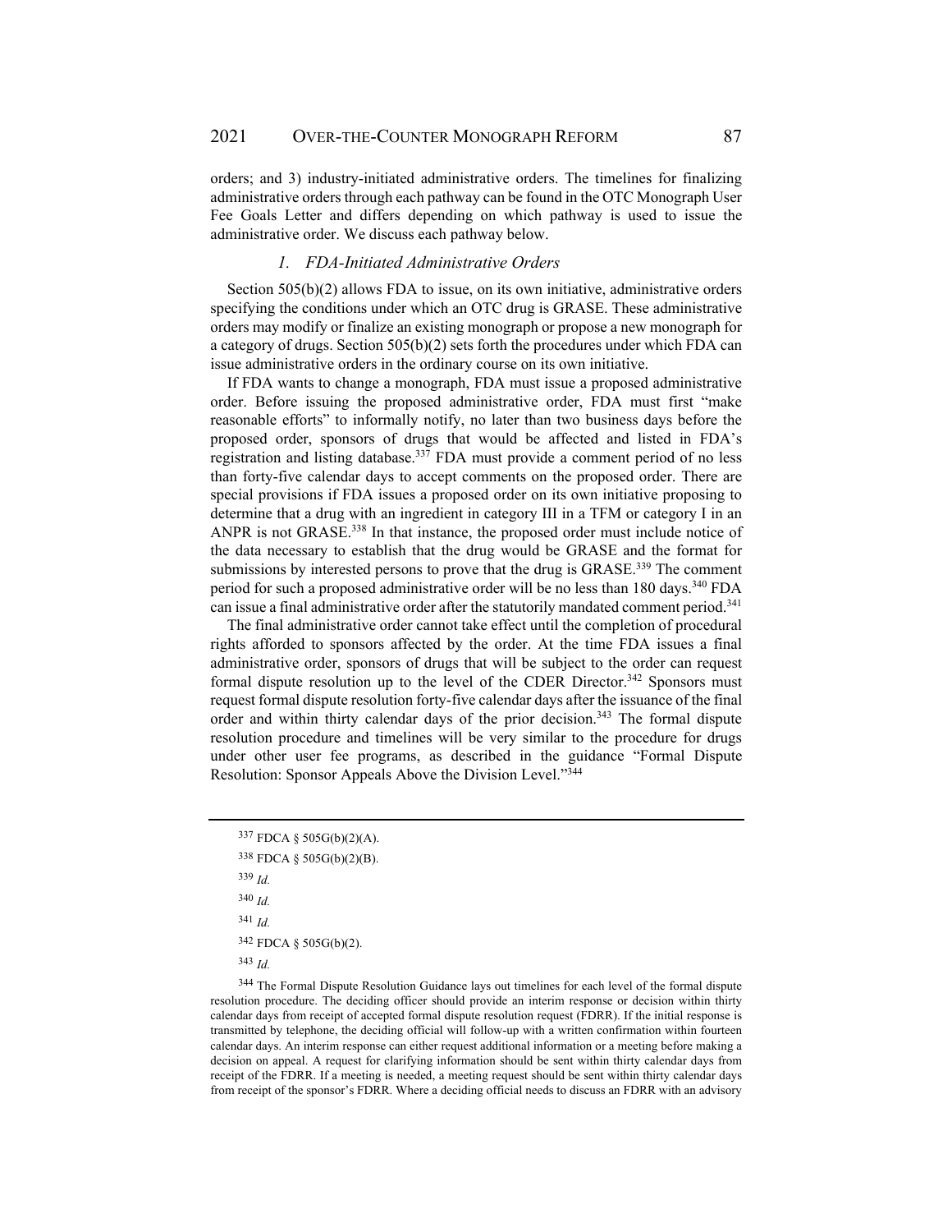orders; and 3) industry-initiated administrative orders. The timelines for finalizing administrative orders through each pathway can be found in the OTC Monograph User Fee Goals Letter and differs depending on which pathway is used to issue the administrative order. We discuss each pathway below.

### *1. FDA-Initiated Administrative Orders*

Section 505(b)(2) allows FDA to issue, on its own initiative, administrative orders specifying the conditions under which an OTC drug is GRASE. These administrative orders may modify or finalize an existing monograph or propose a new monograph for a category of drugs. Section 505(b)(2) sets forth the procedures under which FDA can issue administrative orders in the ordinary course on its own initiative.

If FDA wants to change a monograph, FDA must issue a proposed administrative order. Before issuing the proposed administrative order, FDA must first "make reasonable efforts" to informally notify, no later than two business days before the proposed order, sponsors of drugs that would be affected and listed in FDA's registration and listing database.[337] FDA must provide a comment period of no less than forty-five calendar days to accept comments on the proposed order. There are special provisions if FDA issues a proposed order on its own initiative proposing to determine that a drug with an ingredient in category III in a TFM or category I in an ANPR is not GRASE.[338] In that instance, the proposed order must include notice of the data necessary to establish that the drug would be GRASE and the format for submissions by interested persons to prove that the drug is GRASE.[339] The comment period for such a proposed administrative order will be no less than 180 days.[340] FDA can issue a final administrative order after the statutorily mandated comment period.[341]

The final administrative order cannot take effect until the completion of procedural rights afforded to sponsors affected by the order. At the time FDA issues a final administrative order, sponsors of drugs that will be subject to the order can request formal dispute resolution up to the level of the CDER Director.[342] Sponsors must request formal dispute resolution forty-five calendar days after the issuance of the final order and within thirty calendar days of the prior decision.[343] The formal dispute resolution procedure and timelines will be very similar to the procedure for drugs under other user fee programs, as described in the guidance "Formal Dispute Resolution: Sponsor Appeals Above the Division Level."[344]

---

[337] FDCA § 505G(b)(2)(A).

[338] FDCA § 505G(b)(2)(B).

[339] *Id.*

[340] *Id.*

[341] *Id.*

[342] FDCA § 505G(b)(2).

[343] *Id.*

[344] The Formal Dispute Resolution Guidance lays out timelines for each level of the formal dispute resolution procedure. The deciding officer should provide an interim response or decision within thirty calendar days from receipt of accepted formal dispute resolution request (FDRR). If the initial response is transmitted by telephone, the deciding official will follow-up with a written confirmation within fourteen calendar days. An interim response can either request additional information or a meeting before making a decision on appeal. A request for clarifying information should be sent within thirty calendar days from receipt of the FDRR. If a meeting is needed, a meeting request should be sent within thirty calendar days from receipt of the sponsor's FDRR. Where a deciding official needs to discuss an FDRR with an advisory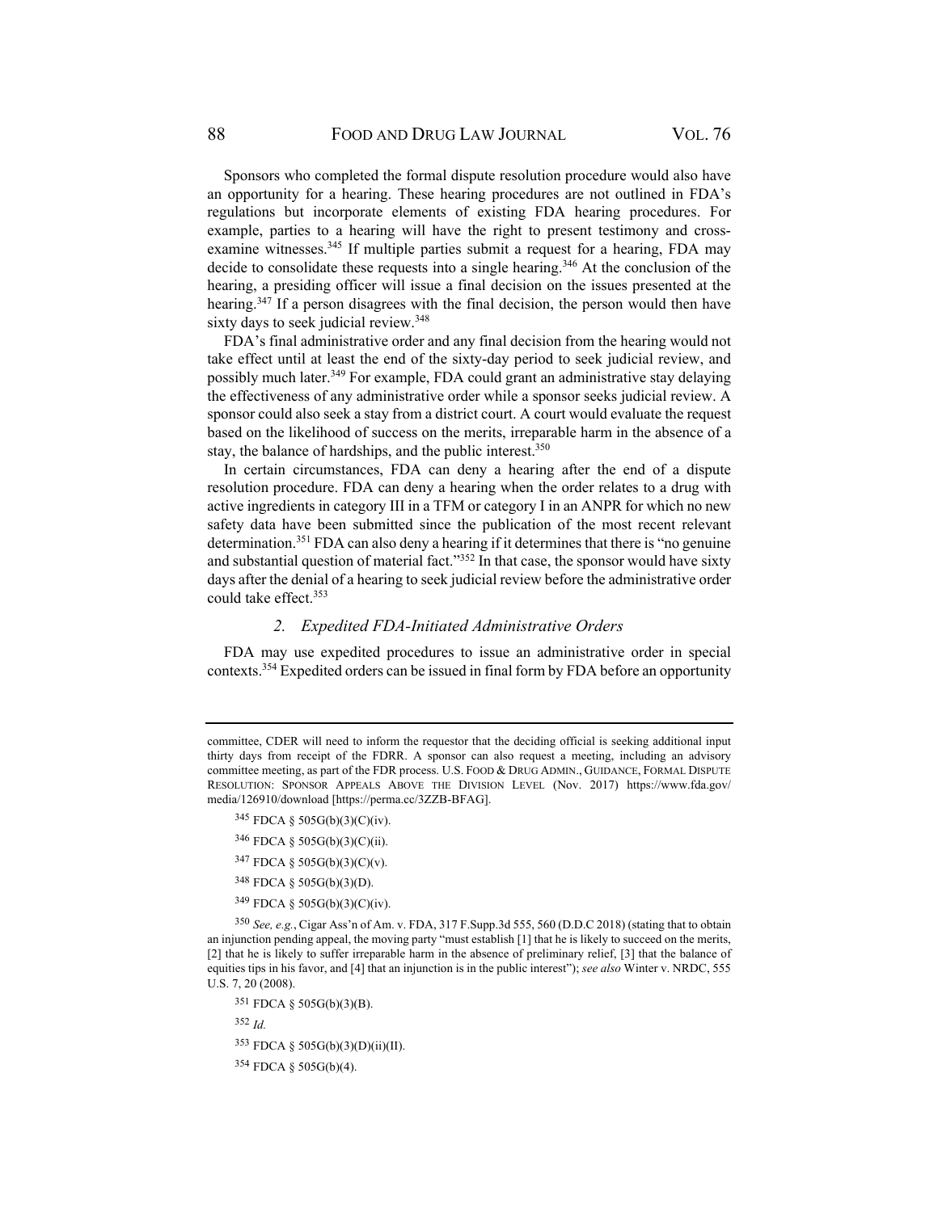Sponsors who completed the formal dispute resolution procedure would also have an opportunity for a hearing. These hearing procedures are not outlined in FDA's regulations but incorporate elements of existing FDA hearing procedures. For example, parties to a hearing will have the right to present testimony and cross-examine witnesses.[345] If multiple parties submit a request for a hearing, FDA may decide to consolidate these requests into a single hearing.[346] At the conclusion of the hearing, a presiding officer will issue a final decision on the issues presented at the hearing.[347] If a person disagrees with the final decision, the person would then have sixty days to seek judicial review.[348]

FDA's final administrative order and any final decision from the hearing would not take effect until at least the end of the sixty-day period to seek judicial review, and possibly much later.[349] For example, FDA could grant an administrative stay delaying the effectiveness of any administrative order while a sponsor seeks judicial review. A sponsor could also seek a stay from a district court. A court would evaluate the request based on the likelihood of success on the merits, irreparable harm in the absence of a stay, the balance of hardships, and the public interest.[350]

In certain circumstances, FDA can deny a hearing after the end of a dispute resolution procedure. FDA can deny a hearing when the order relates to a drug with active ingredients in category III in a TFM or category I in an ANPR for which no new safety data have been submitted since the publication of the most recent relevant determination.[351] FDA can also deny a hearing if it determines that there is "no genuine and substantial question of material fact."[352] In that case, the sponsor would have sixty days after the denial of a hearing to seek judicial review before the administrative order could take effect.[353]

### 2. *Expedited FDA-Initiated Administrative Orders*

FDA may use expedited procedures to issue an administrative order in special contexts.[354] Expedited orders can be issued in final form by FDA before an opportunity

---

committee, CDER will need to inform the requestor that the deciding official is seeking additional input thirty days from receipt of the FDRR. A sponsor can also request a meeting, including an advisory committee meeting, as part of the FDR process. U.S. FOOD & DRUG ADMIN., GUIDANCE, FORMAL DISPUTE RESOLUTION: SPONSOR APPEALS ABOVE THE DIVISION LEVEL (Nov. 2017) https://www.fda.gov/media/126910/download [https://perma.cc/3ZZB-BFAG].

[345] FDCA § 505G(b)(3)(C)(iv).

[346] FDCA § 505G(b)(3)(C)(ii).

[347] FDCA § 505G(b)(3)(C)(v).

[348] FDCA § 505G(b)(3)(D).

[349] FDCA § 505G(b)(3)(C)(iv).

[350] *See, e.g.*, Cigar Ass'n of Am. v. FDA, 317 F.Supp.3d 555, 560 (D.D.C 2018) (stating that to obtain an injunction pending appeal, the moving party "must establish [1] that he is likely to succeed on the merits, [2] that he is likely to suffer irreparable harm in the absence of preliminary relief, [3] that the balance of equities tips in his favor, and [4] that an injunction is in the public interest"); *see also* Winter v. NRDC, 555 U.S. 7, 20 (2008).

[351] FDCA § 505G(b)(3)(B).

[352] *Id.*

[353] FDCA § 505G(b)(3)(D)(ii)(II).

[354] FDCA § 505G(b)(4).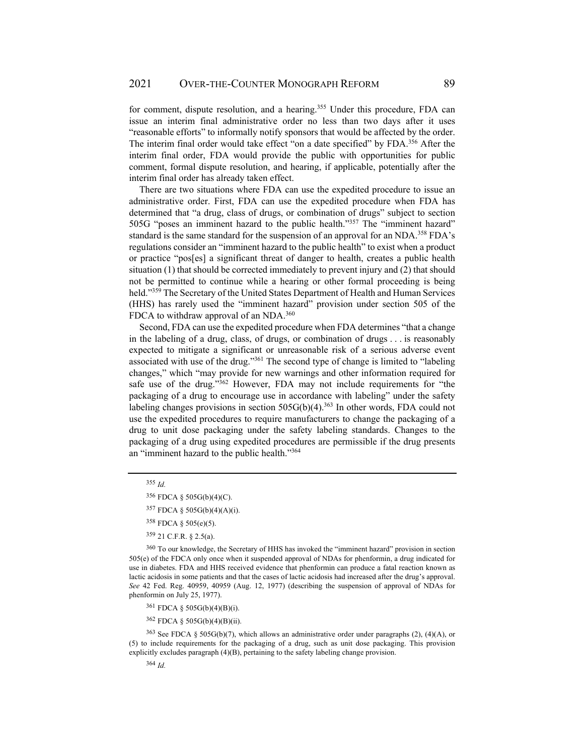for comment, dispute resolution, and a hearing.[355] Under this procedure, FDA can issue an interim final administrative order no less than two days after it uses "reasonable efforts" to informally notify sponsors that would be affected by the order. The interim final order would take effect "on a date specified" by FDA.[356] After the interim final order, FDA would provide the public with opportunities for public comment, formal dispute resolution, and hearing, if applicable, potentially after the interim final order has already taken effect.

There are two situations where FDA can use the expedited procedure to issue an administrative order. First, FDA can use the expedited procedure when FDA has determined that "a drug, class of drugs, or combination of drugs" subject to section 505G "poses an imminent hazard to the public health."[357] The "imminent hazard" standard is the same standard for the suspension of an approval for an NDA.[358] FDA's regulations consider an "imminent hazard to the public health" to exist when a product or practice "pos[es] a significant threat of danger to health, creates a public health situation (1) that should be corrected immediately to prevent injury and (2) that should not be permitted to continue while a hearing or other formal proceeding is being held."[359] The Secretary of the United States Department of Health and Human Services (HHS) has rarely used the "imminent hazard" provision under section 505 of the FDCA to withdraw approval of an NDA.[360]

Second, FDA can use the expedited procedure when FDA determines "that a change in the labeling of a drug, class, of drugs, or combination of drugs . . . is reasonably expected to mitigate a significant or unreasonable risk of a serious adverse event associated with use of the drug."[361] The second type of change is limited to "labeling changes," which "may provide for new warnings and other information required for safe use of the drug."[362] However, FDA may not include requirements for "the packaging of a drug to encourage use in accordance with labeling" under the safety labeling changes provisions in section 505G(b)(4).[363] In other words, FDA could not use the expedited procedures to require manufacturers to change the packaging of a drug to unit dose packaging under the safety labeling standards. Changes to the packaging of a drug using expedited procedures are permissible if the drug presents an "imminent hazard to the public health."[364]

---

[355] *Id.*

[356] FDCA § 505G(b)(4)(C).

[357] FDCA § 505G(b)(4)(A)(i).

[358] FDCA § 505(e)(5).

[359] 21 C.F.R. § 2.5(a).

[360] To our knowledge, the Secretary of HHS has invoked the "imminent hazard" provision in section 505(e) of the FDCA only once when it suspended approval of NDAs for phenformin, a drug indicated for use in diabetes. FDA and HHS received evidence that phenformin can produce a fatal reaction known as lactic acidosis in some patients and that the cases of lactic acidosis had increased after the drug's approval. *See* 42 Fed. Reg. 40959, 40959 (Aug. 12, 1977) (describing the suspension of approval of NDAs for phenformin on July 25, 1977).

[361] FDCA § 505G(b)(4)(B)(i).

[362] FDCA § 505G(b)(4)(B)(ii).

[363] See FDCA § 505G(b)(7), which allows an administrative order under paragraphs (2), (4)(A), or (5) to include requirements for the packaging of a drug, such as unit dose packaging. This provision explicitly excludes paragraph (4)(B), pertaining to the safety labeling change provision.

[364] *Id.*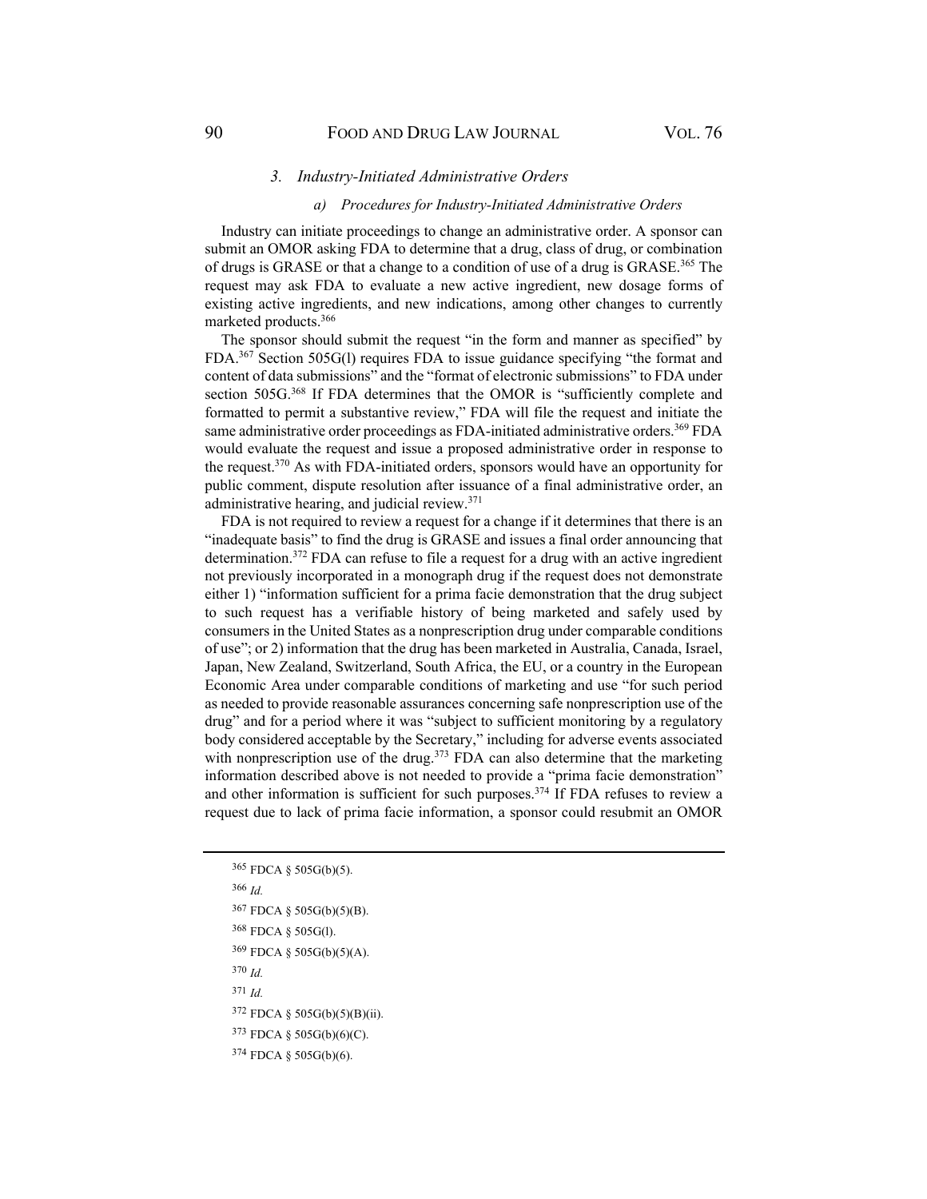### 3. *Industry-Initiated Administrative Orders*

#### a) *Procedures for Industry-Initiated Administrative Orders*

Industry can initiate proceedings to change an administrative order. A sponsor can submit an OMOR asking FDA to determine that a drug, class of drug, or combination of drugs is GRASE or that a change to a condition of use of a drug is GRASE.[365] The request may ask FDA to evaluate a new active ingredient, new dosage forms of existing active ingredients, and new indications, among other changes to currently marketed products.[366]

The sponsor should submit the request "in the form and manner as specified" by FDA.[367] Section 505G(l) requires FDA to issue guidance specifying "the format and content of data submissions" and the "format of electronic submissions" to FDA under section 505G.[368] If FDA determines that the OMOR is "sufficiently complete and formatted to permit a substantive review," FDA will file the request and initiate the same administrative order proceedings as FDA-initiated administrative orders.[369] FDA would evaluate the request and issue a proposed administrative order in response to the request.[370] As with FDA-initiated orders, sponsors would have an opportunity for public comment, dispute resolution after issuance of a final administrative order, an administrative hearing, and judicial review.[371]

FDA is not required to review a request for a change if it determines that there is an "inadequate basis" to find the drug is GRASE and issues a final order announcing that determination.[372] FDA can refuse to file a request for a drug with an active ingredient not previously incorporated in a monograph drug if the request does not demonstrate either 1) "information sufficient for a prima facie demonstration that the drug subject to such request has a verifiable history of being marketed and safely used by consumers in the United States as a nonprescription drug under comparable conditions of use"; or 2) information that the drug has been marketed in Australia, Canada, Israel, Japan, New Zealand, Switzerland, South Africa, the EU, or a country in the European Economic Area under comparable conditions of marketing and use "for such period as needed to provide reasonable assurances concerning safe nonprescription use of the drug" and for a period where it was "subject to sufficient monitoring by a regulatory body considered acceptable by the Secretary," including for adverse events associated with nonprescription use of the drug.[373] FDA can also determine that the marketing information described above is not needed to provide a "prima facie demonstration" and other information is sufficient for such purposes.[374] If FDA refuses to review a request due to lack of prima facie information, a sponsor could resubmit an OMOR

---

[365] FDCA § 505G(b)(5).

[366] *Id.*

[367] FDCA § 505G(b)(5)(B).

[368] FDCA § 505G(l).

[369] FDCA § 505G(b)(5)(A).

[370] *Id.*

[371] *Id.*

[372] FDCA § 505G(b)(5)(B)(ii).

[373] FDCA § 505G(b)(6)(C).

[374] FDCA § 505G(b)(6).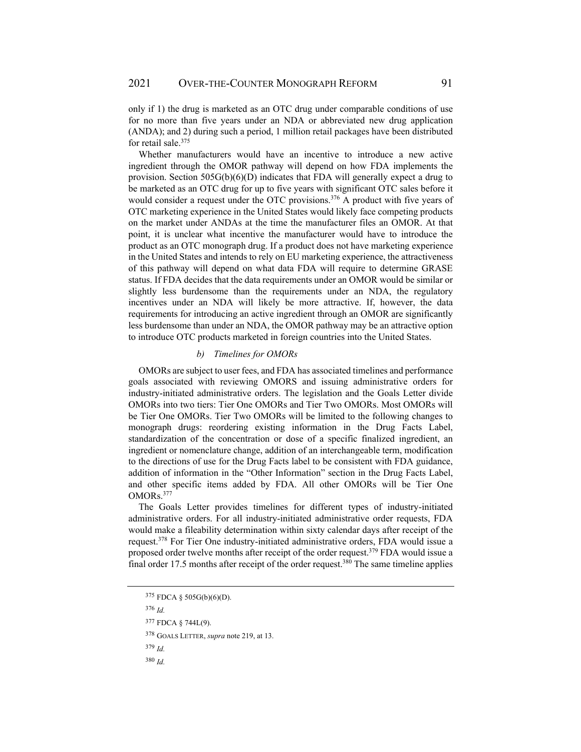only if 1) the drug is marketed as an OTC drug under comparable conditions of use for no more than five years under an NDA or abbreviated new drug application (ANDA); and 2) during such a period, 1 million retail packages have been distributed for retail sale.[375]

Whether manufacturers would have an incentive to introduce a new active ingredient through the OMOR pathway will depend on how FDA implements the provision. Section 505G(b)(6)(D) indicates that FDA will generally expect a drug to be marketed as an OTC drug for up to five years with significant OTC sales before it would consider a request under the OTC provisions.[376] A product with five years of OTC marketing experience in the United States would likely face competing products on the market under ANDAs at the time the manufacturer files an OMOR. At that point, it is unclear what incentive the manufacturer would have to introduce the product as an OTC monograph drug. If a product does not have marketing experience in the United States and intends to rely on EU marketing experience, the attractiveness of this pathway will depend on what data FDA will require to determine GRASE status. If FDA decides that the data requirements under an OMOR would be similar or slightly less burdensome than the requirements under an NDA, the regulatory incentives under an NDA will likely be more attractive. If, however, the data requirements for introducing an active ingredient through an OMOR are significantly less burdensome than under an NDA, the OMOR pathway may be an attractive option to introduce OTC products marketed in foreign countries into the United States.

##### *b) Timelines for OMORs*

OMORs are subject to user fees, and FDA has associated timelines and performance goals associated with reviewing OMORS and issuing administrative orders for industry-initiated administrative orders. The legislation and the Goals Letter divide OMORs into two tiers: Tier One OMORs and Tier Two OMORs. Most OMORs will be Tier One OMORs. Tier Two OMORs will be limited to the following changes to monograph drugs: reordering existing information in the Drug Facts Label, standardization of the concentration or dose of a specific finalized ingredient, an ingredient or nomenclature change, addition of an interchangeable term, modification to the directions of use for the Drug Facts label to be consistent with FDA guidance, addition of information in the "Other Information" section in the Drug Facts Label, and other specific items added by FDA. All other OMORs will be Tier One OMORs.[377]

The Goals Letter provides timelines for different types of industry-initiated administrative orders. For all industry-initiated administrative order requests, FDA would make a fileability determination within sixty calendar days after receipt of the request.[378] For Tier One industry-initiated administrative orders, FDA would issue a proposed order twelve months after receipt of the order request.[379] FDA would issue a final order 17.5 months after receipt of the order request.[380] The same timeline applies

---

[375] FDCA § 505G(b)(6)(D).

[376] *Id.*

[377] FDCA § 744L(9).

[378] GOALS LETTER, *supra* note 219, at 13.

[379] *Id.*

[380] *Id.*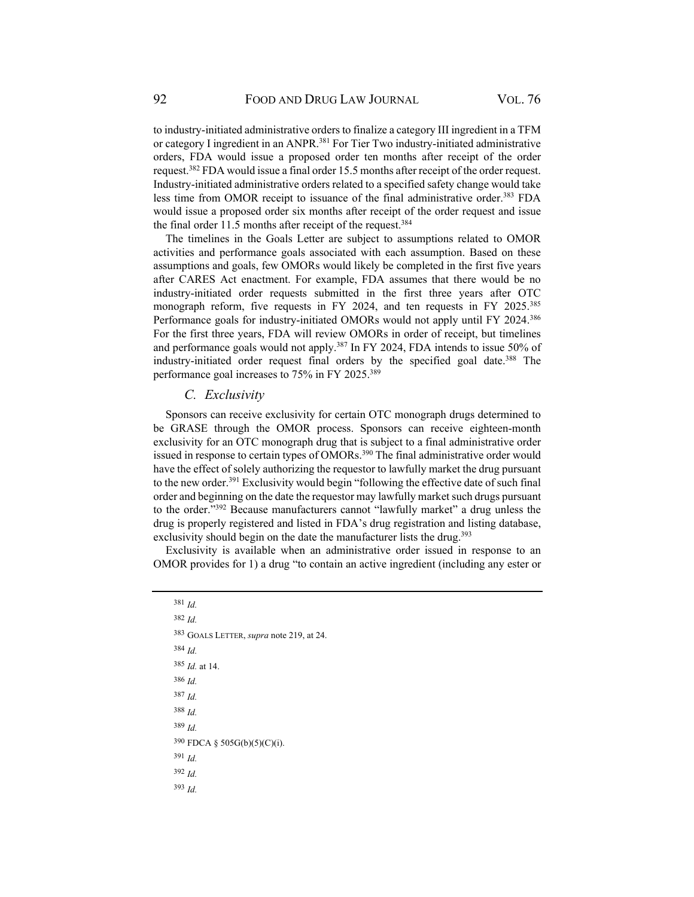to industry-initiated administrative orders to finalize a category III ingredient in a TFM or category I ingredient in an ANPR.[381] For Tier Two industry-initiated administrative orders, FDA would issue a proposed order ten months after receipt of the order request.[382] FDA would issue a final order 15.5 months after receipt of the order request. Industry-initiated administrative orders related to a specified safety change would take less time from OMOR receipt to issuance of the final administrative order.[383] FDA would issue a proposed order six months after receipt of the order request and issue the final order 11.5 months after receipt of the request.[384]

The timelines in the Goals Letter are subject to assumptions related to OMOR activities and performance goals associated with each assumption. Based on these assumptions and goals, few OMORs would likely be completed in the first five years after CARES Act enactment. For example, FDA assumes that there would be no industry-initiated order requests submitted in the first three years after OTC monograph reform, five requests in FY 2024, and ten requests in FY 2025.[385] Performance goals for industry-initiated OMORs would not apply until FY 2024.[386] For the first three years, FDA will review OMORs in order of receipt, but timelines and performance goals would not apply.[387] In FY 2024, FDA intends to issue 50% of industry-initiated order request final orders by the specified goal date.[388] The performance goal increases to 75% in FY 2025.[389]

### C. *Exclusivity*

Sponsors can receive exclusivity for certain OTC monograph drugs determined to be GRASE through the OMOR process. Sponsors can receive eighteen-month exclusivity for an OTC monograph drug that is subject to a final administrative order issued in response to certain types of OMORs.[390] The final administrative order would have the effect of solely authorizing the requestor to lawfully market the drug pursuant to the new order.[391] Exclusivity would begin "following the effective date of such final order and beginning on the date the requestor may lawfully market such drugs pursuant to the order."[392] Because manufacturers cannot "lawfully market" a drug unless the drug is properly registered and listed in FDA's drug registration and listing database, exclusivity should begin on the date the manufacturer lists the drug.[393]

Exclusivity is available when an administrative order issued in response to an OMOR provides for 1) a drug "to contain an active ingredient (including any ester or

---

[381] *Id.*

[382] *Id.*

[383] GOALS LETTER, *supra* note 219, at 24.

[384] *Id.*

[385] *Id.* at 14.

[386] *Id.*

[387] *Id.*

[388] *Id.*

[389] *Id.*

[390] FDCA § 505G(b)(5)(C)(i).

[391] *Id.*

[392] *Id.*

[393] *Id.*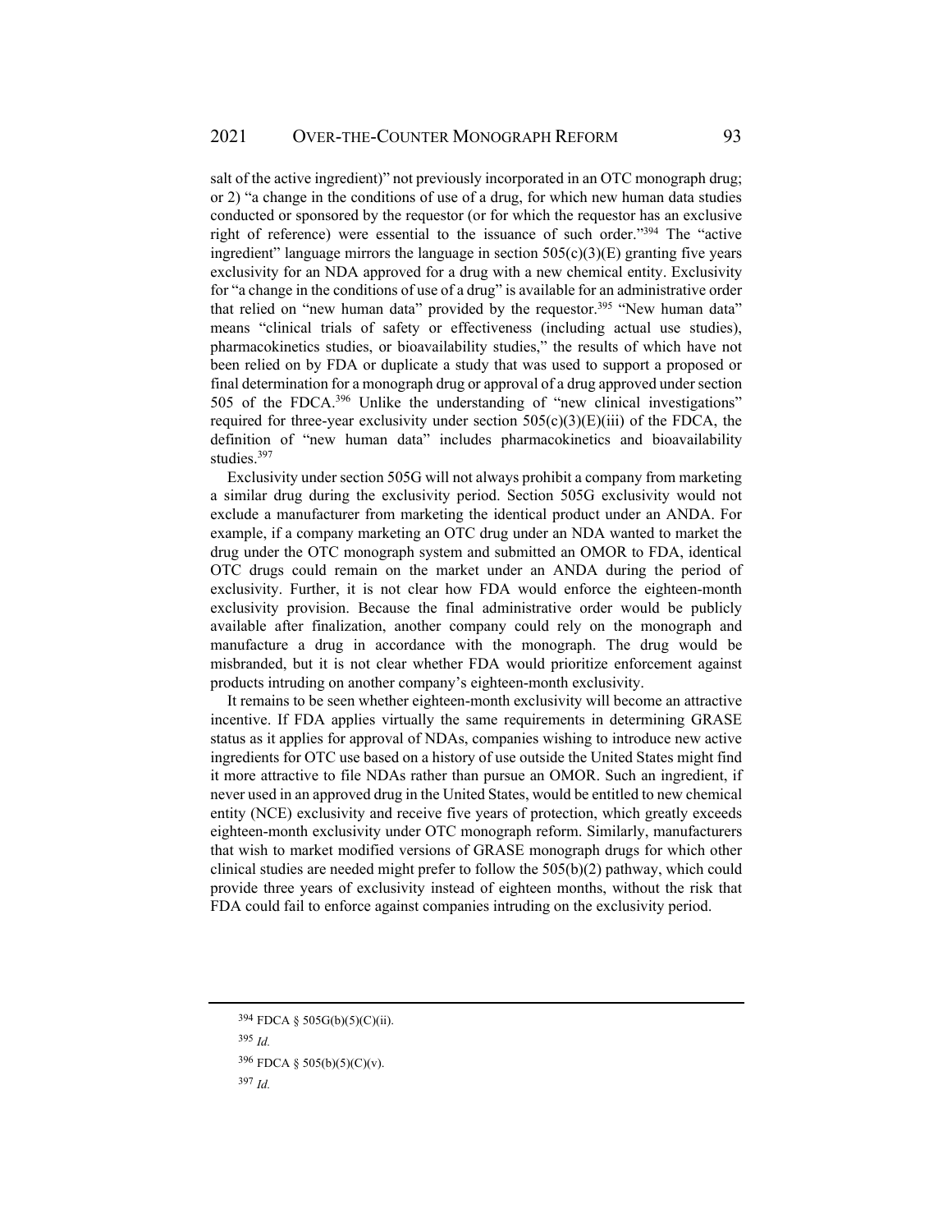salt of the active ingredient)" not previously incorporated in an OTC monograph drug; or 2) "a change in the conditions of use of a drug, for which new human data studies conducted or sponsored by the requestor (or for which the requestor has an exclusive right of reference) were essential to the issuance of such order."[394] The "active ingredient" language mirrors the language in section 505(c)(3)(E) granting five years exclusivity for an NDA approved for a drug with a new chemical entity. Exclusivity for "a change in the conditions of use of a drug" is available for an administrative order that relied on "new human data" provided by the requestor.[395] "New human data" means "clinical trials of safety or effectiveness (including actual use studies), pharmacokinetics studies, or bioavailability studies," the results of which have not been relied on by FDA or duplicate a study that was used to support a proposed or final determination for a monograph drug or approval of a drug approved under section 505 of the FDCA.[396] Unlike the understanding of "new clinical investigations" required for three-year exclusivity under section 505(c)(3)(E)(iii) of the FDCA, the definition of "new human data" includes pharmacokinetics and bioavailability studies.[397]

Exclusivity under section 505G will not always prohibit a company from marketing a similar drug during the exclusivity period. Section 505G exclusivity would not exclude a manufacturer from marketing the identical product under an ANDA. For example, if a company marketing an OTC drug under an NDA wanted to market the drug under the OTC monograph system and submitted an OMOR to FDA, identical OTC drugs could remain on the market under an ANDA during the period of exclusivity. Further, it is not clear how FDA would enforce the eighteen-month exclusivity provision. Because the final administrative order would be publicly available after finalization, another company could rely on the monograph and manufacture a drug in accordance with the monograph. The drug would be misbranded, but it is not clear whether FDA would prioritize enforcement against products intruding on another company's eighteen-month exclusivity.

It remains to be seen whether eighteen-month exclusivity will become an attractive incentive. If FDA applies virtually the same requirements in determining GRASE status as it applies for approval of NDAs, companies wishing to introduce new active ingredients for OTC use based on a history of use outside the United States might find it more attractive to file NDAs rather than pursue an OMOR. Such an ingredient, if never used in an approved drug in the United States, would be entitled to new chemical entity (NCE) exclusivity and receive five years of protection, which greatly exceeds eighteen-month exclusivity under OTC monograph reform. Similarly, manufacturers that wish to market modified versions of GRASE monograph drugs for which other clinical studies are needed might prefer to follow the 505(b)(2) pathway, which could provide three years of exclusivity instead of eighteen months, without the risk that FDA could fail to enforce against companies intruding on the exclusivity period.

---

[394] FDCA § 505G(b)(5)(C)(ii).

[395] *Id.*

[396] FDCA § 505(b)(5)(C)(v).

[397] *Id.*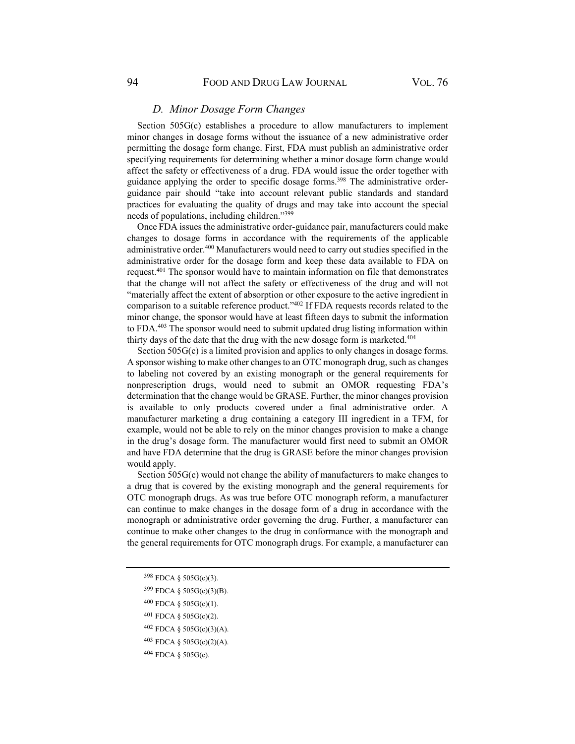### *D. Minor Dosage Form Changes*

Section 505G(c) establishes a procedure to allow manufacturers to implement minor changes in dosage forms without the issuance of a new administrative order permitting the dosage form change. First, FDA must publish an administrative order specifying requirements for determining whether a minor dosage form change would affect the safety or effectiveness of a drug. FDA would issue the order together with guidance applying the order to specific dosage forms.[398] The administrative order-guidance pair should "take into account relevant public standards and standard practices for evaluating the quality of drugs and may take into account the special needs of populations, including children."[399]

Once FDA issues the administrative order-guidance pair, manufacturers could make changes to dosage forms in accordance with the requirements of the applicable administrative order.[400] Manufacturers would need to carry out studies specified in the administrative order for the dosage form and keep these data available to FDA on request.[401] The sponsor would have to maintain information on file that demonstrates that the change will not affect the safety or effectiveness of the drug and will not "materially affect the extent of absorption or other exposure to the active ingredient in comparison to a suitable reference product."[402] If FDA requests records related to the minor change, the sponsor would have at least fifteen days to submit the information to FDA.[403] The sponsor would need to submit updated drug listing information within thirty days of the date that the drug with the new dosage form is marketed.[404]

Section 505G(c) is a limited provision and applies to only changes in dosage forms. A sponsor wishing to make other changes to an OTC monograph drug, such as changes to labeling not covered by an existing monograph or the general requirements for nonprescription drugs, would need to submit an OMOR requesting FDA's determination that the change would be GRASE. Further, the minor changes provision is available to only products covered under a final administrative order. A manufacturer marketing a drug containing a category III ingredient in a TFM, for example, would not be able to rely on the minor changes provision to make a change in the drug's dosage form. The manufacturer would first need to submit an OMOR and have FDA determine that the drug is GRASE before the minor changes provision would apply.

Section 505G(c) would not change the ability of manufacturers to make changes to a drug that is covered by the existing monograph and the general requirements for OTC monograph drugs. As was true before OTC monograph reform, a manufacturer can continue to make changes in the dosage form of a drug in accordance with the monograph or administrative order governing the drug. Further, a manufacturer can continue to make other changes to the drug in conformance with the monograph and the general requirements for OTC monograph drugs. For example, a manufacturer can

---

[398] FDCA § 505G(c)(3).

[399] FDCA § 505G(c)(3)(B).

[400] FDCA § 505G(c)(1).

[401] FDCA § 505G(c)(2).

[402] FDCA § 505G(c)(3)(A).

[403] FDCA § 505G(c)(2)(A).

[404] FDCA § 505G(e).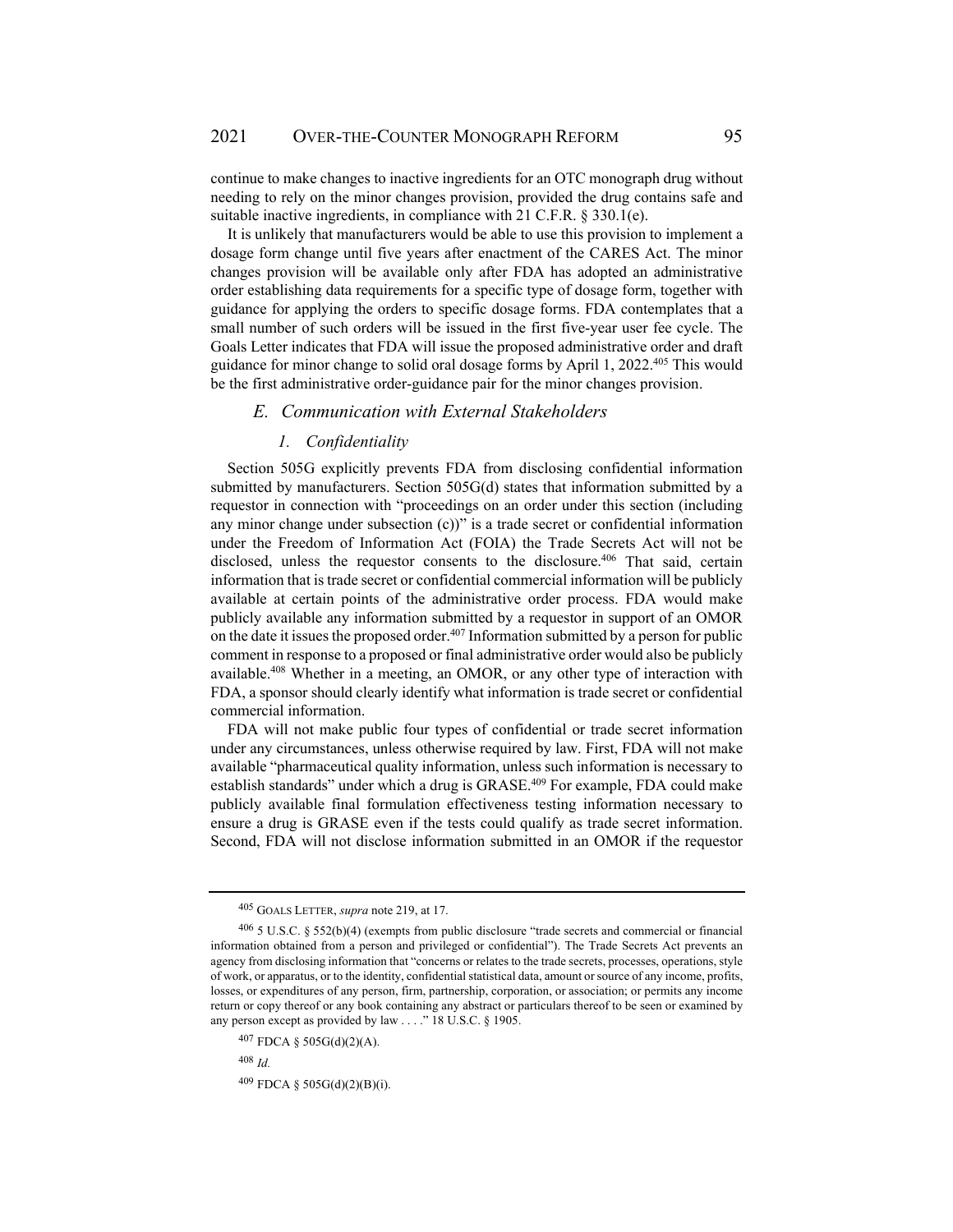continue to make changes to inactive ingredients for an OTC monograph drug without needing to rely on the minor changes provision, provided the drug contains safe and suitable inactive ingredients, in compliance with 21 C.F.R. § 330.1(e).

It is unlikely that manufacturers would be able to use this provision to implement a dosage form change until five years after enactment of the CARES Act. The minor changes provision will be available only after FDA has adopted an administrative order establishing data requirements for a specific type of dosage form, together with guidance for applying the orders to specific dosage forms. FDA contemplates that a small number of such orders will be issued in the first five-year user fee cycle. The Goals Letter indicates that FDA will issue the proposed administrative order and draft guidance for minor change to solid oral dosage forms by April 1, 2022.[405] This would be the first administrative order-guidance pair for the minor changes provision.

### *E. Communication with External Stakeholders*

#### *1. Confidentiality*

Section 505G explicitly prevents FDA from disclosing confidential information submitted by manufacturers. Section 505G(d) states that information submitted by a requestor in connection with "proceedings on an order under this section (including any minor change under subsection (c))" is a trade secret or confidential information under the Freedom of Information Act (FOIA) the Trade Secrets Act will not be disclosed, unless the requestor consents to the disclosure.[406] That said, certain information that is trade secret or confidential commercial information will be publicly available at certain points of the administrative order process. FDA would make publicly available any information submitted by a requestor in support of an OMOR on the date it issues the proposed order.[407] Information submitted by a person for public comment in response to a proposed or final administrative order would also be publicly available.[408] Whether in a meeting, an OMOR, or any other type of interaction with FDA, a sponsor should clearly identify what information is trade secret or confidential commercial information.

FDA will not make public four types of confidential or trade secret information under any circumstances, unless otherwise required by law. First, FDA will not make available "pharmaceutical quality information, unless such information is necessary to establish standards" under which a drug is GRASE.[409] For example, FDA could make publicly available final formulation effectiveness testing information necessary to ensure a drug is GRASE even if the tests could qualify as trade secret information. Second, FDA will not disclose information submitted in an OMOR if the requestor

---

[405] GOALS LETTER, *supra* note 219, at 17.

[406] 5 U.S.C. § 552(b)(4) (exempts from public disclosure "trade secrets and commercial or financial information obtained from a person and privileged or confidential"). The Trade Secrets Act prevents an agency from disclosing information that "concerns or relates to the trade secrets, processes, operations, style of work, or apparatus, or to the identity, confidential statistical data, amount or source of any income, profits, losses, or expenditures of any person, firm, partnership, corporation, or association; or permits any income return or copy thereof or any book containing any abstract or particulars thereof to be seen or examined by any person except as provided by law . . . ." 18 U.S.C. § 1905.

[407] FDCA § 505G(d)(2)(A).

[408] *Id.*

[409] FDCA § 505G(d)(2)(B)(i).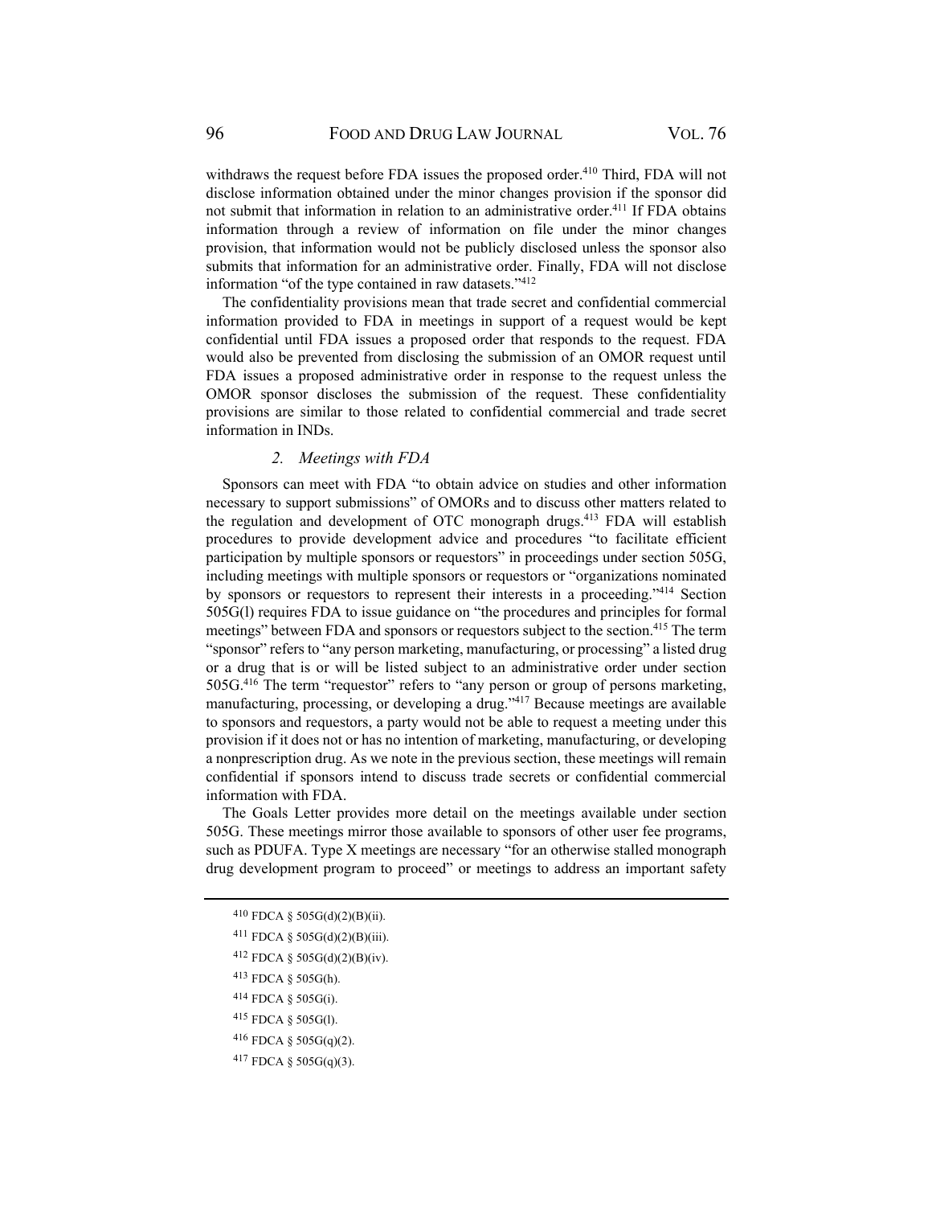withdraws the request before FDA issues the proposed order.[410] Third, FDA will not disclose information obtained under the minor changes provision if the sponsor did not submit that information in relation to an administrative order.[411] If FDA obtains information through a review of information on file under the minor changes provision, that information would not be publicly disclosed unless the sponsor also submits that information for an administrative order. Finally, FDA will not disclose information "of the type contained in raw datasets."[412]

The confidentiality provisions mean that trade secret and confidential commercial information provided to FDA in meetings in support of a request would be kept confidential until FDA issues a proposed order that responds to the request. FDA would also be prevented from disclosing the submission of an OMOR request until FDA issues a proposed administrative order in response to the request unless the OMOR sponsor discloses the submission of the request. These confidentiality provisions are similar to those related to confidential commercial and trade secret information in INDs.

### *2. Meetings with FDA*

Sponsors can meet with FDA "to obtain advice on studies and other information necessary to support submissions" of OMORs and to discuss other matters related to the regulation and development of OTC monograph drugs.[413] FDA will establish procedures to provide development advice and procedures "to facilitate efficient participation by multiple sponsors or requestors" in proceedings under section 505G, including meetings with multiple sponsors or requestors or "organizations nominated by sponsors or requestors to represent their interests in a proceeding."[414] Section 505G(l) requires FDA to issue guidance on "the procedures and principles for formal meetings" between FDA and sponsors or requestors subject to the section.[415] The term "sponsor" refers to "any person marketing, manufacturing, or processing" a listed drug or a drug that is or will be listed subject to an administrative order under section 505G.[416] The term "requestor" refers to "any person or group of persons marketing, manufacturing, processing, or developing a drug."[417] Because meetings are available to sponsors and requestors, a party would not be able to request a meeting under this provision if it does not or has no intention of marketing, manufacturing, or developing a nonprescription drug. As we note in the previous section, these meetings will remain confidential if sponsors intend to discuss trade secrets or confidential commercial information with FDA.

The Goals Letter provides more detail on the meetings available under section 505G. These meetings mirror those available to sponsors of other user fee programs, such as PDUFA. Type X meetings are necessary "for an otherwise stalled monograph drug development program to proceed" or meetings to address an important safety

---

[410] FDCA § 505G(d)(2)(B)(ii).

[411] FDCA § 505G(d)(2)(B)(iii).

[412] FDCA § 505G(d)(2)(B)(iv).

[413] FDCA § 505G(h).

[414] FDCA § 505G(i).

[415] FDCA § 505G(l).

[416] FDCA § 505G(q)(2).

[417] FDCA § 505G(q)(3).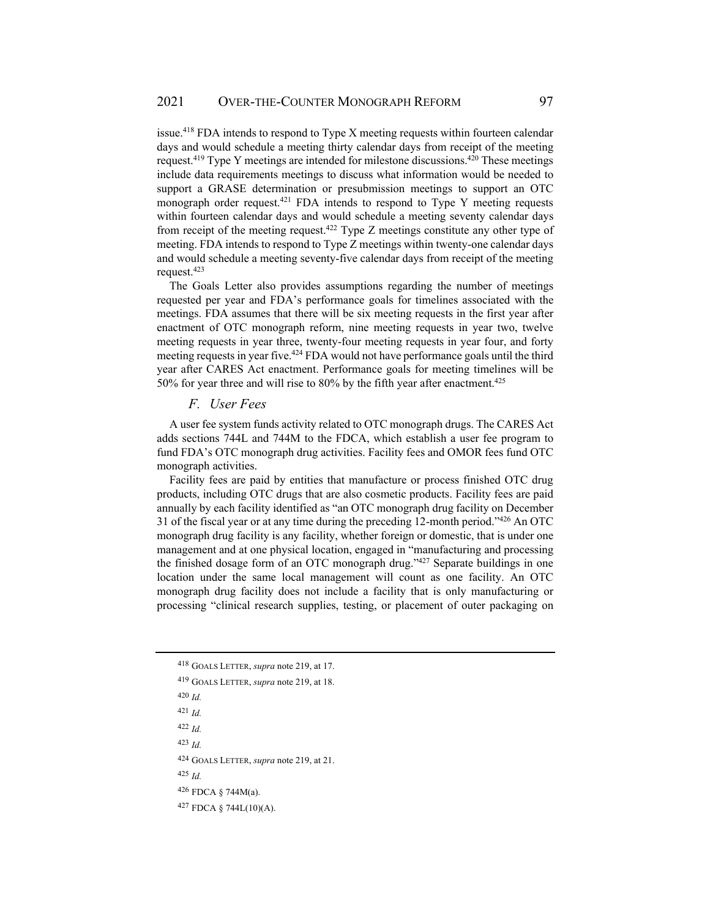issue.[418] FDA intends to respond to Type X meeting requests within fourteen calendar days and would schedule a meeting thirty calendar days from receipt of the meeting request.[419] Type Y meetings are intended for milestone discussions.[420] These meetings include data requirements meetings to discuss what information would be needed to support a GRASE determination or presubmission meetings to support an OTC monograph order request.[421] FDA intends to respond to Type Y meeting requests within fourteen calendar days and would schedule a meeting seventy calendar days from receipt of the meeting request.[422] Type Z meetings constitute any other type of meeting. FDA intends to respond to Type Z meetings within twenty-one calendar days and would schedule a meeting seventy-five calendar days from receipt of the meeting request.[423]

The Goals Letter also provides assumptions regarding the number of meetings requested per year and FDA's performance goals for timelines associated with the meetings. FDA assumes that there will be six meeting requests in the first year after enactment of OTC monograph reform, nine meeting requests in year two, twelve meeting requests in year three, twenty-four meeting requests in year four, and forty meeting requests in year five.[424] FDA would not have performance goals until the third year after CARES Act enactment. Performance goals for meeting timelines will be 50% for year three and will rise to 80% by the fifth year after enactment.[425]

### *F. User Fees*

A user fee system funds activity related to OTC monograph drugs. The CARES Act adds sections 744L and 744M to the FDCA, which establish a user fee program to fund FDA's OTC monograph drug activities. Facility fees and OMOR fees fund OTC monograph activities.

Facility fees are paid by entities that manufacture or process finished OTC drug products, including OTC drugs that are also cosmetic products. Facility fees are paid annually by each facility identified as "an OTC monograph drug facility on December 31 of the fiscal year or at any time during the preceding 12-month period."[426] An OTC monograph drug facility is any facility, whether foreign or domestic, that is under one management and at one physical location, engaged in "manufacturing and processing the finished dosage form of an OTC monograph drug."[427] Separate buildings in one location under the same local management will count as one facility. An OTC monograph drug facility does not include a facility that is only manufacturing or processing "clinical research supplies, testing, or placement of outer packaging on

---

[418] GOALS LETTER, *supra* note 219, at 17.

[419] GOALS LETTER, *supra* note 219, at 18.

[420] *Id.*

[421] *Id.*

[422] *Id.*

[423] *Id.*

[424] GOALS LETTER, *supra* note 219, at 21.

[425] *Id.*

[426] FDCA § 744M(a).

[427] FDCA § 744L(10)(A).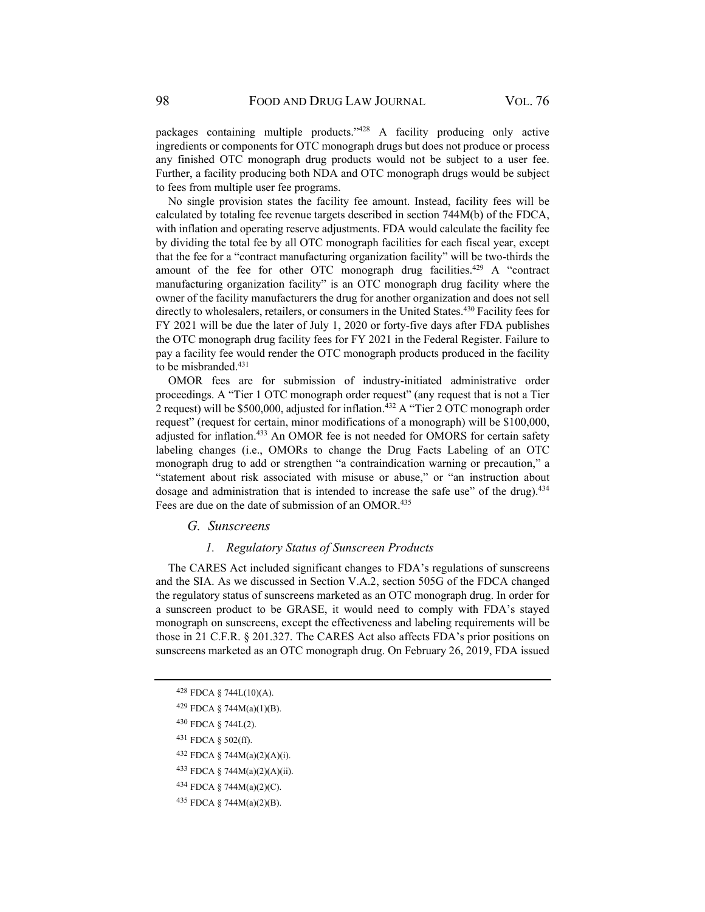packages containing multiple products."[428] A facility producing only active ingredients or components for OTC monograph drugs but does not produce or process any finished OTC monograph drug products would not be subject to a user fee. Further, a facility producing both NDA and OTC monograph drugs would be subject to fees from multiple user fee programs.

No single provision states the facility fee amount. Instead, facility fees will be calculated by totaling fee revenue targets described in section 744M(b) of the FDCA, with inflation and operating reserve adjustments. FDA would calculate the facility fee by dividing the total fee by all OTC monograph facilities for each fiscal year, except that the fee for a "contract manufacturing organization facility" will be two-thirds the amount of the fee for other OTC monograph drug facilities.[429] A "contract manufacturing organization facility" is an OTC monograph drug facility where the owner of the facility manufacturers the drug for another organization and does not sell directly to wholesalers, retailers, or consumers in the United States.[430] Facility fees for FY 2021 will be due the later of July 1, 2020 or forty-five days after FDA publishes the OTC monograph drug facility fees for FY 2021 in the Federal Register. Failure to pay a facility fee would render the OTC monograph products produced in the facility to be misbranded.[431]

OMOR fees are for submission of industry-initiated administrative order proceedings. A "Tier 1 OTC monograph order request" (any request that is not a Tier 2 request) will be $500,000, adjusted for inflation.[432] A "Tier 2 OTC monograph order request" (request for certain, minor modifications of a monograph) will be $100,000, adjusted for inflation.[433] An OMOR fee is not needed for OMORS for certain safety labeling changes (i.e., OMORs to change the Drug Facts Labeling of an OTC monograph drug to add or strengthen "a contraindication warning or precaution," a "statement about risk associated with misuse or abuse," or "an instruction about dosage and administration that is intended to increase the safe use" of the drug).[434] Fees are due on the date of submission of an OMOR.[435]

### *G. Sunscreens*

#### *1. Regulatory Status of Sunscreen Products*

The CARES Act included significant changes to FDA's regulations of sunscreens and the SIA. As we discussed in Section V.A.2, section 505G of the FDCA changed the regulatory status of sunscreens marketed as an OTC monograph drug. In order for a sunscreen product to be GRASE, it would need to comply with FDA's stayed monograph on sunscreens, except the effectiveness and labeling requirements will be those in 21 C.F.R. § 201.327. The CARES Act also affects FDA's prior positions on sunscreens marketed as an OTC monograph drug. On February 26, 2019, FDA issued

---

[428] FDCA § 744L(10)(A).

[429] FDCA § 744M(a)(1)(B).

[430] FDCA § 744L(2).

[431] FDCA § 502(ff).

[432] FDCA § 744M(a)(2)(A)(i).

[433] FDCA § 744M(a)(2)(A)(ii).

[434] FDCA § 744M(a)(2)(C).

[435] FDCA § 744M(a)(2)(B).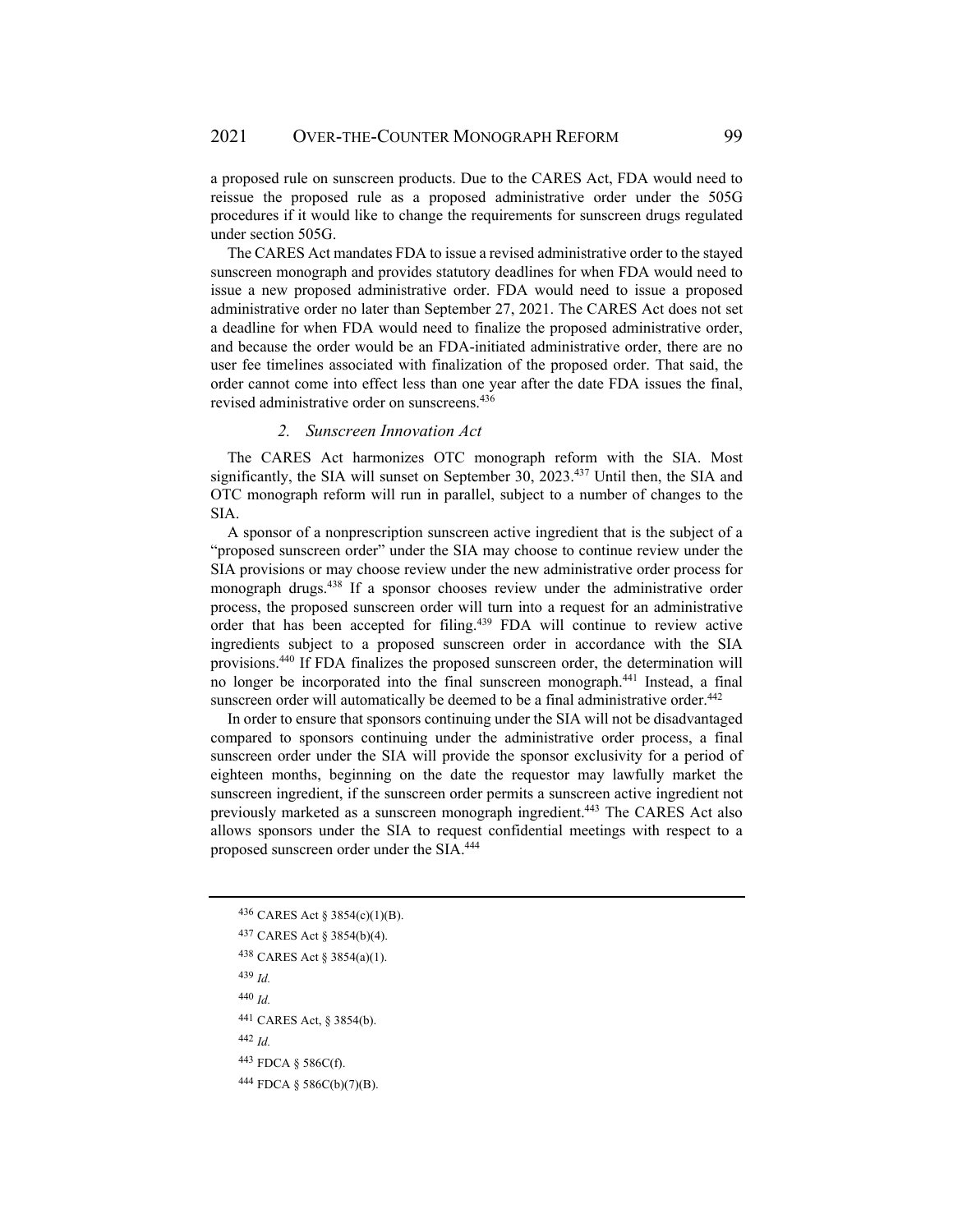a proposed rule on sunscreen products. Due to the CARES Act, FDA would need to reissue the proposed rule as a proposed administrative order under the 505G procedures if it would like to change the requirements for sunscreen drugs regulated under section 505G.

The CARES Act mandates FDA to issue a revised administrative order to the stayed sunscreen monograph and provides statutory deadlines for when FDA would need to issue a new proposed administrative order. FDA would need to issue a proposed administrative order no later than September 27, 2021. The CARES Act does not set a deadline for when FDA would need to finalize the proposed administrative order, and because the order would be an FDA-initiated administrative order, there are no user fee timelines associated with finalization of the proposed order. That said, the order cannot come into effect less than one year after the date FDA issues the final, revised administrative order on sunscreens.[436]

### *2. Sunscreen Innovation Act*

The CARES Act harmonizes OTC monograph reform with the SIA. Most significantly, the SIA will sunset on September 30, 2023.[437] Until then, the SIA and OTC monograph reform will run in parallel, subject to a number of changes to the SIA.

A sponsor of a nonprescription sunscreen active ingredient that is the subject of a "proposed sunscreen order" under the SIA may choose to continue review under the SIA provisions or may choose review under the new administrative order process for monograph drugs.[438] If a sponsor chooses review under the administrative order process, the proposed sunscreen order will turn into a request for an administrative order that has been accepted for filing.[439] FDA will continue to review active ingredients subject to a proposed sunscreen order in accordance with the SIA provisions.[440] If FDA finalizes the proposed sunscreen order, the determination will no longer be incorporated into the final sunscreen monograph.[441] Instead, a final sunscreen order will automatically be deemed to be a final administrative order.[442]

In order to ensure that sponsors continuing under the SIA will not be disadvantaged compared to sponsors continuing under the administrative order process, a final sunscreen order under the SIA will provide the sponsor exclusivity for a period of eighteen months, beginning on the date the requestor may lawfully market the sunscreen ingredient, if the sunscreen order permits a sunscreen active ingredient not previously marketed as a sunscreen monograph ingredient.[443] The CARES Act also allows sponsors under the SIA to request confidential meetings with respect to a proposed sunscreen order under the SIA.[444]

---

[436] CARES Act § 3854(c)(1)(B).

[437] CARES Act § 3854(b)(4).

[438] CARES Act § 3854(a)(1).

[439] *Id.*

[440] *Id.*

[441] CARES Act, § 3854(b).

[442] *Id.*

[443] FDCA § 586C(f).

[444] FDCA § 586C(b)(7)(B).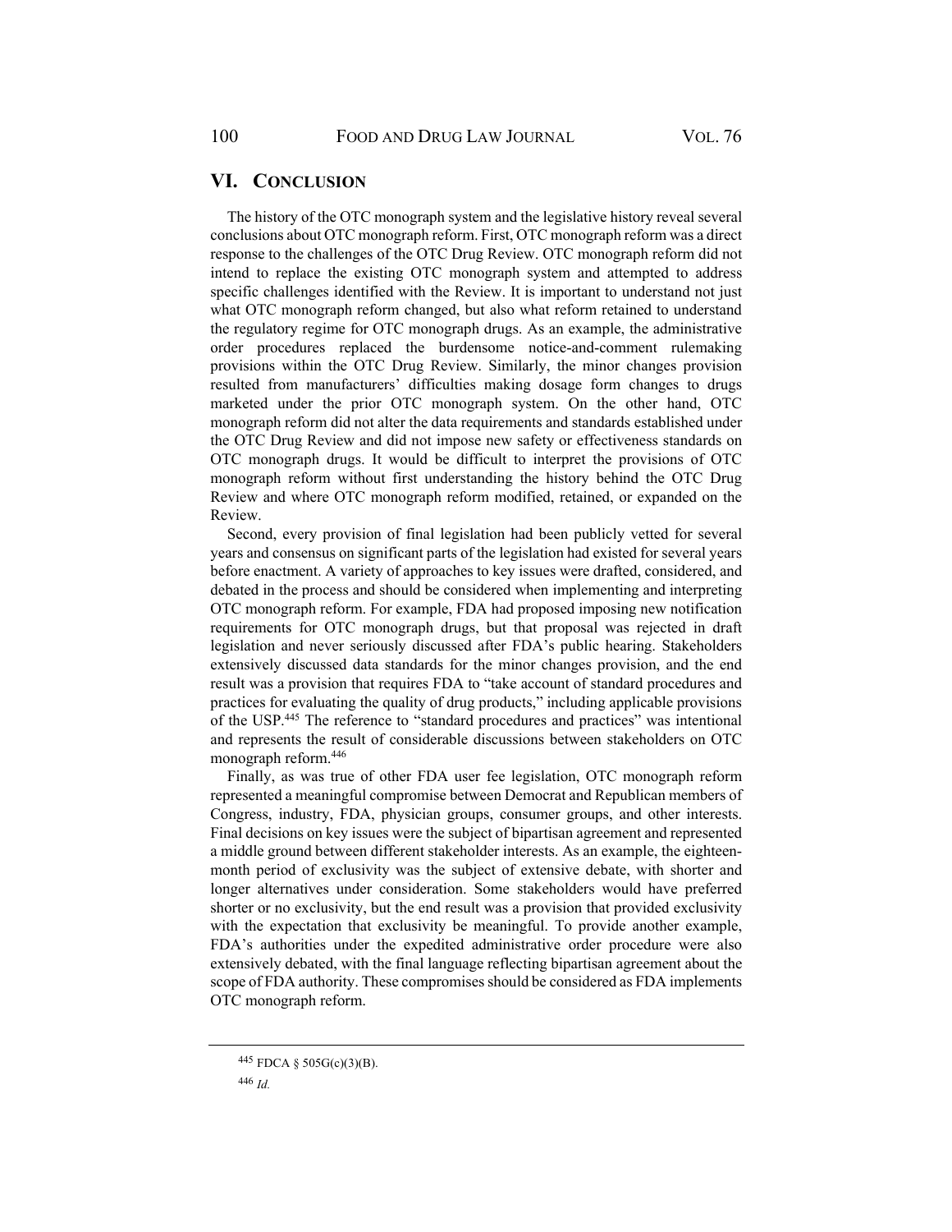## VI. CONCLUSION

The history of the OTC monograph system and the legislative history reveal several conclusions about OTC monograph reform. First, OTC monograph reform was a direct response to the challenges of the OTC Drug Review. OTC monograph reform did not intend to replace the existing OTC monograph system and attempted to address specific challenges identified with the Review. It is important to understand not just what OTC monograph reform changed, but also what reform retained to understand the regulatory regime for OTC monograph drugs. As an example, the administrative order procedures replaced the burdensome notice-and-comment rulemaking provisions within the OTC Drug Review. Similarly, the minor changes provision resulted from manufacturers' difficulties making dosage form changes to drugs marketed under the prior OTC monograph system. On the other hand, OTC monograph reform did not alter the data requirements and standards established under the OTC Drug Review and did not impose new safety or effectiveness standards on OTC monograph drugs. It would be difficult to interpret the provisions of OTC monograph reform without first understanding the history behind the OTC Drug Review and where OTC monograph reform modified, retained, or expanded on the Review.

Second, every provision of final legislation had been publicly vetted for several years and consensus on significant parts of the legislation had existed for several years before enactment. A variety of approaches to key issues were drafted, considered, and debated in the process and should be considered when implementing and interpreting OTC monograph reform. For example, FDA had proposed imposing new notification requirements for OTC monograph drugs, but that proposal was rejected in draft legislation and never seriously discussed after FDA's public hearing. Stakeholders extensively discussed data standards for the minor changes provision, and the end result was a provision that requires FDA to "take account of standard procedures and practices for evaluating the quality of drug products," including applicable provisions of the USP.[445] The reference to "standard procedures and practices" was intentional and represents the result of considerable discussions between stakeholders on OTC monograph reform.[446]

Finally, as was true of other FDA user fee legislation, OTC monograph reform represented a meaningful compromise between Democrat and Republican members of Congress, industry, FDA, physician groups, consumer groups, and other interests. Final decisions on key issues were the subject of bipartisan agreement and represented a middle ground between different stakeholder interests. As an example, the eighteen-month period of exclusivity was the subject of extensive debate, with shorter and longer alternatives under consideration. Some stakeholders would have preferred shorter or no exclusivity, but the end result was a provision that provided exclusivity with the expectation that exclusivity be meaningful. To provide another example, FDA's authorities under the expedited administrative order procedure were also extensively debated, with the final language reflecting bipartisan agreement about the scope of FDA authority. These compromises should be considered as FDA implements OTC monograph reform.

---

[445] FDCA § 505G(c)(3)(B).

[446] *Id.*